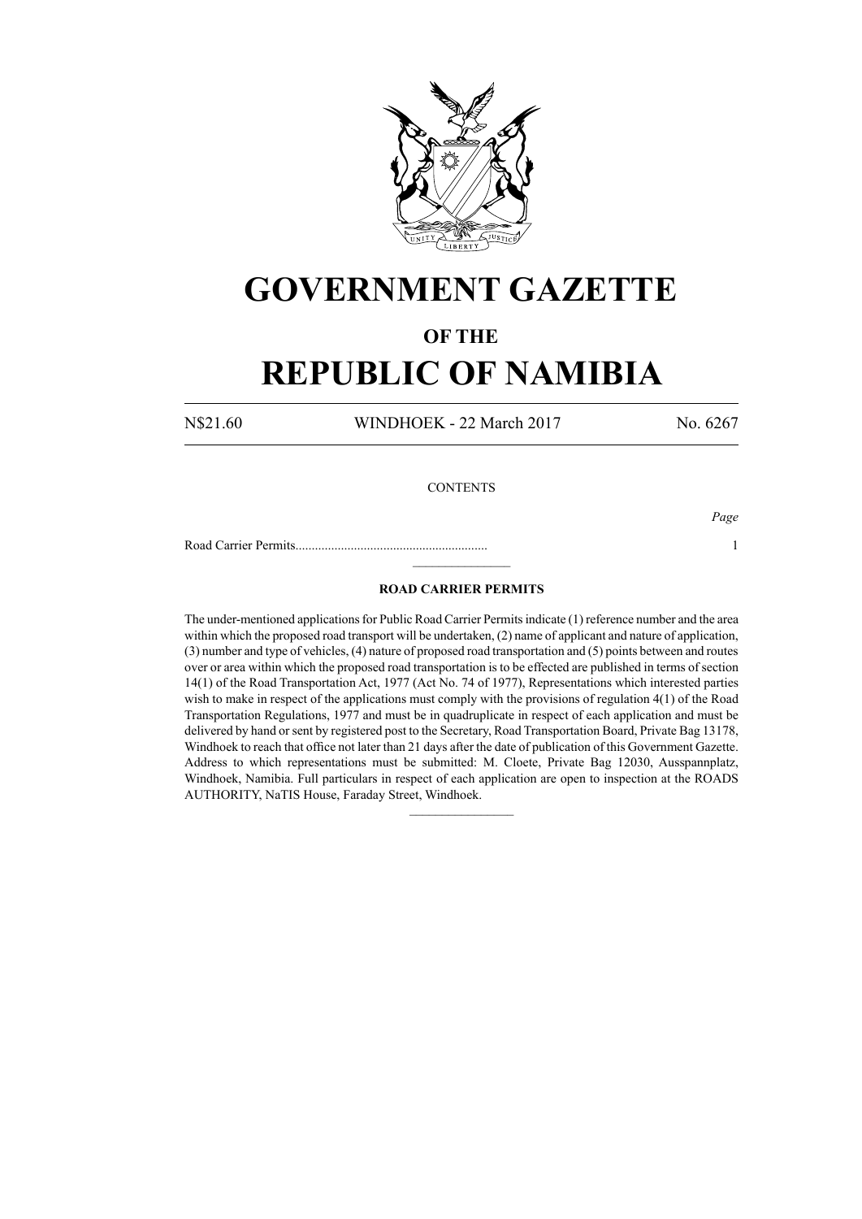# GOVERNMENT GAZETTE

## OF THE

# REPUBLIC OF NAMIBIA

N$21.60 WINDHOEK - 22 March 2017 No. 6267

CONTENTS

| | *Page* |
|---|---|
| Road Carrier Permits............................................................ | 1 |

---

### ROAD CARRIER PERMITS

The under-mentioned applications for Public Road Carrier Permits indicate (1) reference number and the area within which the proposed road transport will be undertaken, (2) name of applicant and nature of application, (3) number and type of vehicles, (4) nature of proposed road transportation and (5) points between and routes over or area within which the proposed road transportation is to be effected are published in terms of section 14(1) of the Road Transportation Act, 1977 (Act No. 74 of 1977), Representations which interested parties wish to make in respect of the applications must comply with the provisions of regulation 4(1) of the Road Transportation Regulations, 1977 and must be in quadruplicate in respect of each application and must be delivered by hand or sent by registered post to the Secretary, Road Transportation Board, Private Bag 13178, Windhoek to reach that office not later than 21 days after the date of publication of this Government Gazette. Address to which representations must be submitted: M. Cloete, Private Bag 12030, Ausspannplatz, Windhoek, Namibia. Full particulars in respect of each application are open to inspection at the ROADS AUTHORITY, NaTIS House, Faraday Street, Windhoek.

---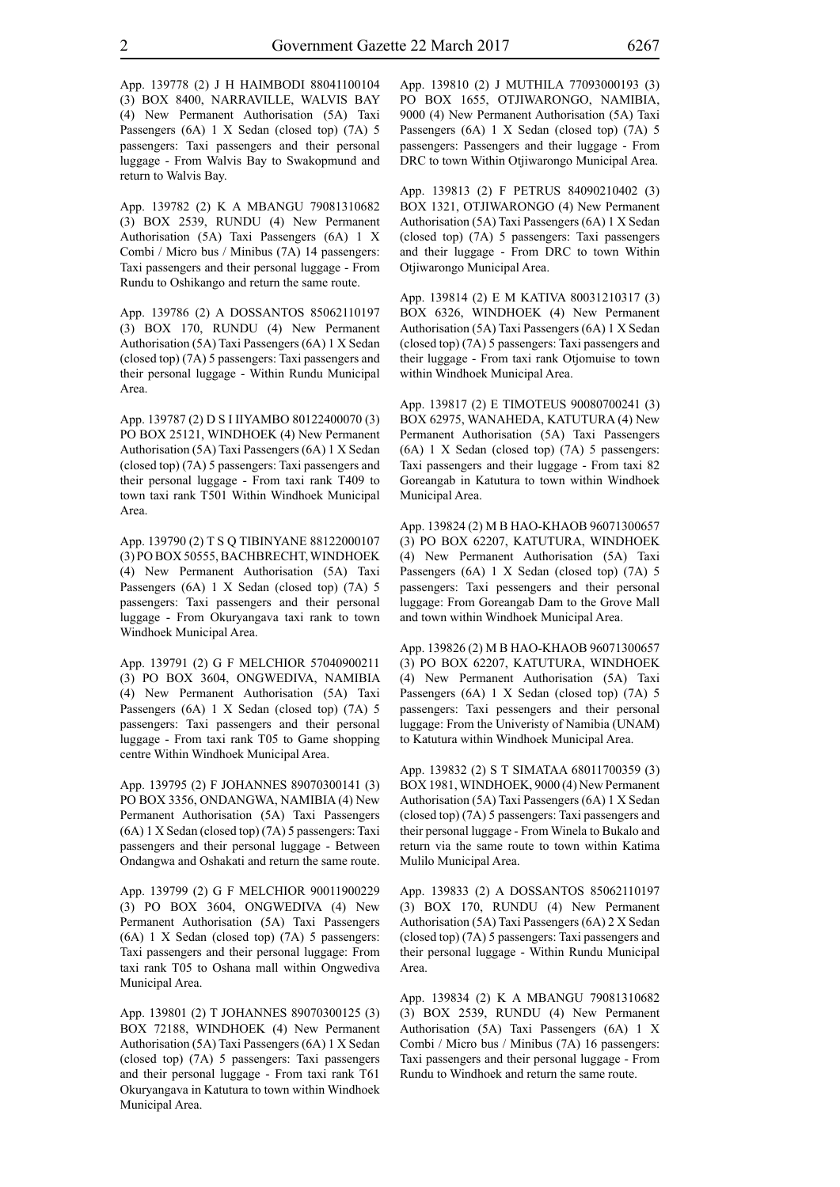App. 139778 (2) J H HAIMBODI 88041100104 (3) BOX 8400, NARRAVILLE, WALVIS BAY (4) New Permanent Authorisation (5A) Taxi Passengers (6A) 1 X Sedan (closed top) (7A) 5 passengers: Taxi passengers and their personal luggage - From Walvis Bay to Swakopmund and return to Walvis Bay.

App. 139782 (2) K A MBANGU 79081310682 (3) BOX 2539, RUNDU (4) New Permanent Authorisation (5A) Taxi Passengers (6A) 1 X Combi / Micro bus / Minibus (7A) 14 passengers: Taxi passengers and their personal luggage - From Rundu to Oshikango and return the same route.

App. 139786 (2) A DOSSANTOS 85062110197 (3) BOX 170, RUNDU (4) New Permanent Authorisation (5A) Taxi Passengers (6A) 1 X Sedan (closed top) (7A) 5 passengers: Taxi passengers and their personal luggage - Within Rundu Municipal Area.

App. 139787 (2) D S I IIYAMBO 80122400070 (3) PO BOX 25121, WINDHOEK (4) New Permanent Authorisation (5A) Taxi Passengers (6A) 1 X Sedan (closed top) (7A) 5 passengers: Taxi passengers and their personal luggage - From taxi rank T409 to town taxi rank T501 Within Windhoek Municipal Area.

App. 139790 (2) T S Q TIBINYANE 88122000107 (3) PO BOX 50555, BACHBRECHT, WINDHOEK (4) New Permanent Authorisation (5A) Taxi Passengers (6A) 1 X Sedan (closed top) (7A) 5 passengers: Taxi passengers and their personal luggage - From Okuryangava taxi rank to town Windhoek Municipal Area.

App. 139791 (2) G F MELCHIOR 57040900211 (3) PO BOX 3604, ONGWEDIVA, NAMIBIA (4) New Permanent Authorisation (5A) Taxi Passengers (6A) 1 X Sedan (closed top) (7A) 5 passengers: Taxi passengers and their personal luggage - From taxi rank T05 to Game shopping centre Within Windhoek Municipal Area.

App. 139795 (2) F JOHANNES 89070300141 (3) PO BOX 3356, ONDANGWA, NAMIBIA (4) New Permanent Authorisation (5A) Taxi Passengers (6A) 1 X Sedan (closed top) (7A) 5 passengers: Taxi passengers and their personal luggage - Between Ondangwa and Oshakati and return the same route.

App. 139799 (2) G F MELCHIOR 90011900229 (3) PO BOX 3604, ONGWEDIVA (4) New Permanent Authorisation (5A) Taxi Passengers (6A) 1 X Sedan (closed top) (7A) 5 passengers: Taxi passengers and their personal luggage: From taxi rank T05 to Oshana mall within Ongwediva Municipal Area.

App. 139801 (2) T JOHANNES 89070300125 (3) BOX 72188, WINDHOEK (4) New Permanent Authorisation (5A) Taxi Passengers (6A) 1 X Sedan (closed top) (7A) 5 passengers: Taxi passengers and their personal luggage - From taxi rank T61 Okuryangava in Katutura to town within Windhoek Municipal Area.

App. 139810 (2) J MUTHILA 77093000193 (3) PO BOX 1655, OTJIWARONGO, NAMIBIA, 9000 (4) New Permanent Authorisation (5A) Taxi Passengers (6A) 1 X Sedan (closed top) (7A) 5 passengers: Passengers and their luggage - From DRC to town Within Otjiwarongo Municipal Area.

App. 139813 (2) F PETRUS 84090210402 (3) BOX 1321, OTJIWARONGO (4) New Permanent Authorisation (5A) Taxi Passengers (6A) 1 X Sedan (closed top) (7A) 5 passengers: Taxi passengers and their luggage - From DRC to town Within Otjiwarongo Municipal Area.

App. 139814 (2) E M KATIVA 80031210317 (3) BOX 6326, WINDHOEK (4) New Permanent Authorisation (5A) Taxi Passengers (6A) 1 X Sedan (closed top) (7A) 5 passengers: Taxi passengers and their luggage - From taxi rank Otjomuise to town within Windhoek Municipal Area.

App. 139817 (2) E TIMOTEUS 90080700241 (3) BOX 62975, WANAHEDA, KATUTURA (4) New Permanent Authorisation (5A) Taxi Passengers (6A) 1 X Sedan (closed top) (7A) 5 passengers: Taxi passengers and their luggage - From taxi 82 Goreangab in Katutura to town within Windhoek Municipal Area.

App. 139824 (2) M B HAO-KHAOB 96071300657 (3) PO BOX 62207, KATUTURA, WINDHOEK (4) New Permanent Authorisation (5A) Taxi Passengers (6A) 1 X Sedan (closed top) (7A) 5 passengers: Taxi pessengers and their personal luggage: From Goreangab Dam to the Grove Mall and town within Windhoek Municipal Area.

App. 139826 (2) M B HAO-KHAOB 96071300657 (3) PO BOX 62207, KATUTURA, WINDHOEK (4) New Permanent Authorisation (5A) Taxi Passengers (6A) 1 X Sedan (closed top) (7A) 5 passengers: Taxi pessengers and their personal luggage: From the Univeristy of Namibia (UNAM) to Katutura within Windhoek Municipal Area.

App. 139832 (2) S T SIMATAA 68011700359 (3) BOX 1981, WINDHOEK, 9000 (4) New Permanent Authorisation (5A) Taxi Passengers (6A) 1 X Sedan (closed top) (7A) 5 passengers: Taxi passengers and their personal luggage - From Winela to Bukalo and return via the same route to town within Katima Mulilo Municipal Area.

App. 139833 (2) A DOSSANTOS 85062110197 (3) BOX 170, RUNDU (4) New Permanent Authorisation (5A) Taxi Passengers (6A) 2 X Sedan (closed top) (7A) 5 passengers: Taxi passengers and their personal luggage - Within Rundu Municipal Area.

App. 139834 (2) K A MBANGU 79081310682 (3) BOX 2539, RUNDU (4) New Permanent Authorisation (5A) Taxi Passengers (6A) 1 X Combi / Micro bus / Minibus (7A) 16 passengers: Taxi passengers and their personal luggage - From Rundu to Windhoek and return the same route.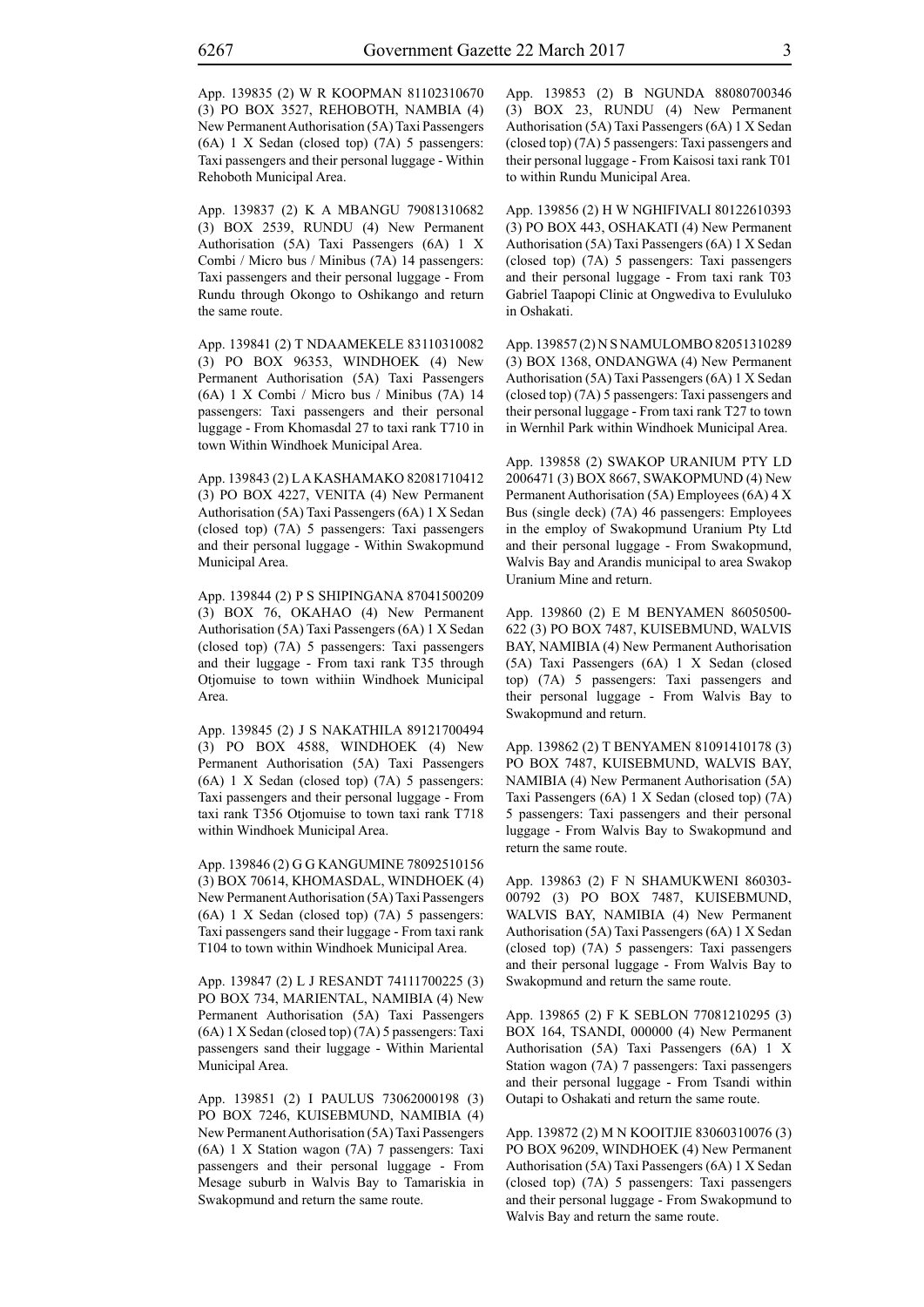App. 139835 (2) W R KOOPMAN 81102310670 (3) PO BOX 3527, REHOBOTH, NAMBIA (4) New Permanent Authorisation (5A) Taxi Passengers (6A) 1 X Sedan (closed top) (7A) 5 passengers: Taxi passengers and their personal luggage - Within Rehoboth Municipal Area.

App. 139837 (2) K A MBANGU 79081310682 (3) BOX 2539, RUNDU (4) New Permanent Authorisation (5A) Taxi Passengers (6A) 1 X Combi / Micro bus / Minibus (7A) 14 passengers: Taxi passengers and their personal luggage - From Rundu through Okongo to Oshikango and return the same route.

App. 139841 (2) T NDAAMEKELE 83110310082 (3) PO BOX 96353, WINDHOEK (4) New Permanent Authorisation (5A) Taxi Passengers (6A) 1 X Combi / Micro bus / Minibus (7A) 14 passengers: Taxi passengers and their personal luggage - From Khomasdal 27 to taxi rank T710 in town Within Windhoek Municipal Area.

App. 139843 (2) L A KASHAMAKO 82081710412 (3) PO BOX 4227, VENITA (4) New Permanent Authorisation (5A) Taxi Passengers (6A) 1 X Sedan (closed top) (7A) 5 passengers: Taxi passengers and their personal luggage - Within Swakopmund Municipal Area.

App. 139844 (2) P S SHIPINGANA 87041500209 (3) BOX 76, OKAHAO (4) New Permanent Authorisation (5A) Taxi Passengers (6A) 1 X Sedan (closed top) (7A) 5 passengers: Taxi passengers and their luggage - From taxi rank T35 through Otjomuise to town withiin Windhoek Municipal Area.

App. 139845 (2) J S NAKATHILA 89121700494 (3) PO BOX 4588, WINDHOEK (4) New Permanent Authorisation (5A) Taxi Passengers (6A) 1 X Sedan (closed top) (7A) 5 passengers: Taxi passengers and their personal luggage - From taxi rank T356 Otjomuise to town taxi rank T718 within Windhoek Municipal Area.

App. 139846 (2) G G KANGUMINE 78092510156 (3) BOX 70614, KHOMASDAL, WINDHOEK (4) New Permanent Authorisation (5A) Taxi Passengers (6A) 1 X Sedan (closed top) (7A) 5 passengers: Taxi passengers sand their luggage - From taxi rank T104 to town within Windhoek Municipal Area.

App. 139847 (2) L J RESANDT 74111700225 (3) PO BOX 734, MARIENTAL, NAMIBIA (4) New Permanent Authorisation (5A) Taxi Passengers (6A) 1 X Sedan (closed top) (7A) 5 passengers: Taxi passengers sand their luggage - Within Mariental Municipal Area.

App. 139851 (2) I PAULUS 73062000198 (3) PO BOX 7246, KUISEBMUND, NAMIBIA (4) New Permanent Authorisation (5A) Taxi Passengers (6A) 1 X Station wagon (7A) 7 passengers: Taxi passengers and their personal luggage - From Mesage suburb in Walvis Bay to Tamariskia in Swakopmund and return the same route.

App. 139853 (2) B NGUNDA 88080700346 (3) BOX 23, RUNDU (4) New Permanent Authorisation (5A) Taxi Passengers (6A) 1 X Sedan (closed top) (7A) 5 passengers: Taxi passengers and their personal luggage - From Kaisosi taxi rank T01 to within Rundu Municipal Area.

App. 139856 (2) H W NGHIFIVALI 80122610393 (3) PO BOX 443, OSHAKATI (4) New Permanent Authorisation (5A) Taxi Passengers (6A) 1 X Sedan (closed top) (7A) 5 passengers: Taxi passengers and their personal luggage - From taxi rank T03 Gabriel Taapopi Clinic at Ongwediva to Evululuko in Oshakati.

App. 139857 (2) N S NAMULOMBO 82051310289 (3) BOX 1368, ONDANGWA (4) New Permanent Authorisation (5A) Taxi Passengers (6A) 1 X Sedan (closed top) (7A) 5 passengers: Taxi passengers and their personal luggage - From taxi rank T27 to town in Wernhil Park within Windhoek Municipal Area.

App. 139858 (2) SWAKOP URANIUM PTY LD 2006471 (3) BOX 8667, SWAKOPMUND (4) New Permanent Authorisation (5A) Employees (6A) 4 X Bus (single deck) (7A) 46 passengers: Employees in the employ of Swakopmund Uranium Pty Ltd and their personal luggage - From Swakopmund, Walvis Bay and Arandis municipal to area Swakop Uranium Mine and return.

App. 139860 (2) E M BENYAMEN 86050500-622 (3) PO BOX 7487, KUISEBMUND, WALVIS BAY, NAMIBIA (4) New Permanent Authorisation (5A) Taxi Passengers (6A) 1 X Sedan (closed top) (7A) 5 passengers: Taxi passengers and their personal luggage - From Walvis Bay to Swakopmund and return.

App. 139862 (2) T BENYAMEN 81091410178 (3) PO BOX 7487, KUISEBMUND, WALVIS BAY, NAMIBIA (4) New Permanent Authorisation (5A) Taxi Passengers (6A) 1 X Sedan (closed top) (7A) 5 passengers: Taxi passengers and their personal luggage - From Walvis Bay to Swakopmund and return the same route.

App. 139863 (2) F N SHAMUKWENI 860303-00792 (3) PO BOX 7487, KUISEBMUND, WALVIS BAY, NAMIBIA (4) New Permanent Authorisation (5A) Taxi Passengers (6A) 1 X Sedan (closed top) (7A) 5 passengers: Taxi passengers and their personal luggage - From Walvis Bay to Swakopmund and return the same route.

App. 139865 (2) F K SEBLON 77081210295 (3) BOX 164, TSANDI, 000000 (4) New Permanent Authorisation (5A) Taxi Passengers (6A) 1 X Station wagon (7A) 7 passengers: Taxi passengers and their personal luggage - From Tsandi within Outapi to Oshakati and return the same route.

App. 139872 (2) M N KOOITJIE 83060310076 (3) PO BOX 96209, WINDHOEK (4) New Permanent Authorisation (5A) Taxi Passengers (6A) 1 X Sedan (closed top) (7A) 5 passengers: Taxi passengers and their personal luggage - From Swakopmund to Walvis Bay and return the same route.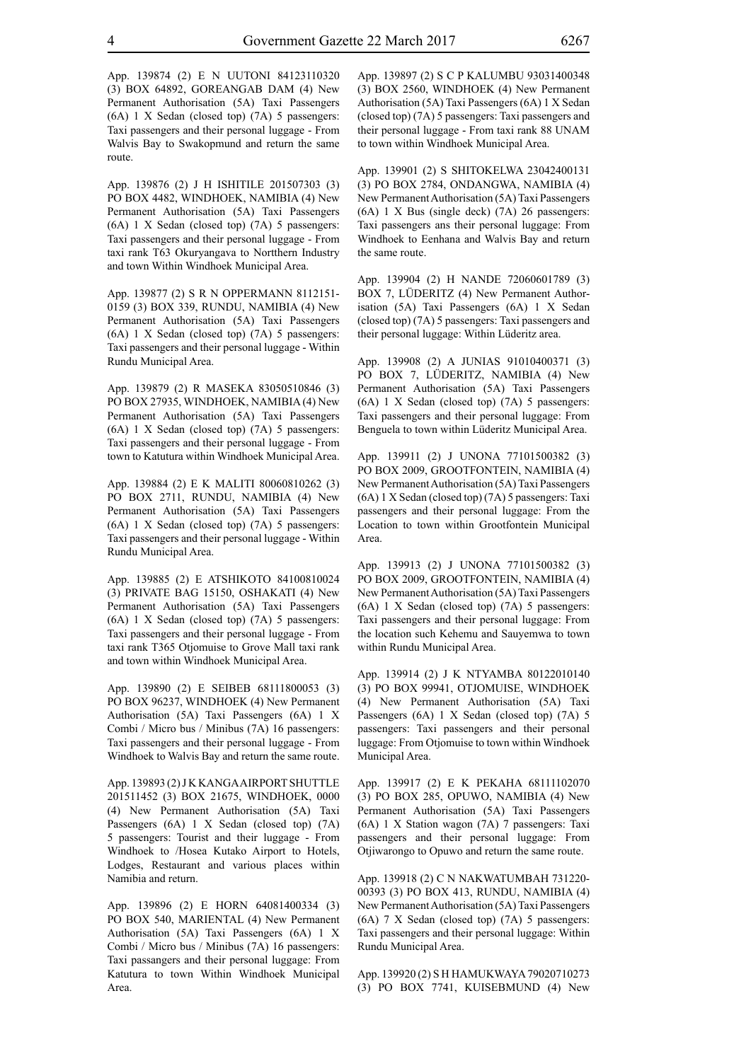App. 139874 (2) E N UUTONI 84123110320 (3) BOX 64892, GOREANGAB DAM (4) New Permanent Authorisation (5A) Taxi Passengers (6A) 1 X Sedan (closed top) (7A) 5 passengers: Taxi passengers and their personal luggage - From Walvis Bay to Swakopmund and return the same route.

App. 139876 (2) J H ISHITILE 201507303 (3) PO BOX 4482, WINDHOEK, NAMIBIA (4) New Permanent Authorisation (5A) Taxi Passengers (6A) 1 X Sedan (closed top) (7A) 5 passengers: Taxi passengers and their personal luggage - From taxi rank T63 Okuryangava to Nortthern Industry and town Within Windhoek Municipal Area.

App. 139877 (2) S R N OPPERMANN 8112151-0159 (3) BOX 339, RUNDU, NAMIBIA (4) New Permanent Authorisation (5A) Taxi Passengers (6A) 1 X Sedan (closed top) (7A) 5 passengers: Taxi passengers and their personal luggage - Within Rundu Municipal Area.

App. 139879 (2) R MASEKA 83050510846 (3) PO BOX 27935, WINDHOEK, NAMIBIA (4) New Permanent Authorisation (5A) Taxi Passengers (6A) 1 X Sedan (closed top) (7A) 5 passengers: Taxi passengers and their personal luggage - From town to Katutura within Windhoek Municipal Area.

App. 139884 (2) E K MALITI 80060810262 (3) PO BOX 2711, RUNDU, NAMIBIA (4) New Permanent Authorisation (5A) Taxi Passengers (6A) 1 X Sedan (closed top) (7A) 5 passengers: Taxi passengers and their personal luggage - Within Rundu Municipal Area.

App. 139885 (2) E ATSHIKOTO 84100810024 (3) PRIVATE BAG 15150, OSHAKATI (4) New Permanent Authorisation (5A) Taxi Passengers (6A) 1 X Sedan (closed top) (7A) 5 passengers: Taxi passengers and their personal luggage - From taxi rank T365 Otjomuise to Grove Mall taxi rank and town within Windhoek Municipal Area.

App. 139890 (2) E SEIBEB 68111800053 (3) PO BOX 96237, WINDHOEK (4) New Permanent Authorisation (5A) Taxi Passengers (6A) 1 X Combi / Micro bus / Minibus (7A) 16 passengers: Taxi passengers and their personal luggage - From Windhoek to Walvis Bay and return the same route.

App. 139893 (2) J K KANGA AIRPORT SHUTTLE 201511452 (3) BOX 21675, WINDHOEK, 0000 (4) New Permanent Authorisation (5A) Taxi Passengers (6A) 1 X Sedan (closed top) (7A) 5 passengers: Tourist and their luggage - From Windhoek to /Hosea Kutako Airport to Hotels, Lodges, Restaurant and various places within Namibia and return.

App. 139896 (2) E HORN 64081400334 (3) PO BOX 540, MARIENTAL (4) New Permanent Authorisation (5A) Taxi Passengers (6A) 1 X Combi / Micro bus / Minibus (7A) 16 passengers: Taxi passangers and their personal luggage: From Katutura to town Within Windhoek Municipal Area.

App. 139897 (2) S C P KALUMBU 93031400348 (3) BOX 2560, WINDHOEK (4) New Permanent Authorisation (5A) Taxi Passengers (6A) 1 X Sedan (closed top) (7A) 5 passengers: Taxi passengers and their personal luggage - From taxi rank 88 UNAM to town within Windhoek Municipal Area.

App. 139901 (2) S SHITOKELWA 23042400131 (3) PO BOX 2784, ONDANGWA, NAMIBIA (4) New Permanent Authorisation (5A) Taxi Passengers (6A) 1 X Bus (single deck) (7A) 26 passengers: Taxi passengers ans their personal luggage: From Windhoek to Eenhana and Walvis Bay and return the same route.

App. 139904 (2) H NANDE 72060601789 (3) BOX 7, LÜDERITZ (4) New Permanent Authorisation (5A) Taxi Passengers (6A) 1 X Sedan (closed top) (7A) 5 passengers: Taxi passengers and their personal luggage: Within Lüderitz area.

App. 139908 (2) A JUNIAS 91010400371 (3) PO BOX 7, LÜDERITZ, NAMIBIA (4) New Permanent Authorisation (5A) Taxi Passengers (6A) 1 X Sedan (closed top) (7A) 5 passengers: Taxi passengers and their personal luggage: From Benguela to town within Lüderitz Municipal Area.

App. 139911 (2) J UNONA 77101500382 (3) PO BOX 2009, GROOTFONTEIN, NAMIBIA (4) New Permanent Authorisation (5A) Taxi Passengers (6A) 1 X Sedan (closed top) (7A) 5 passengers: Taxi passengers and their personal luggage: From the Location to town within Grootfontein Municipal Area.

App. 139913 (2) J UNONA 77101500382 (3) PO BOX 2009, GROOTFONTEIN, NAMIBIA (4) New Permanent Authorisation (5A) Taxi Passengers (6A) 1 X Sedan (closed top) (7A) 5 passengers: Taxi passengers and their personal luggage: From the location such Kehemu and Sauyemwa to town within Rundu Municipal Area.

App. 139914 (2) J K NTYAMBA 80122010140 (3) PO BOX 99941, OTJOMUISE, WINDHOEK (4) New Permanent Authorisation (5A) Taxi Passengers (6A) 1 X Sedan (closed top) (7A) 5 passengers: Taxi passengers and their personal luggage: From Otjomuise to town within Windhoek Municipal Area.

App. 139917 (2) E K PEKAHA 68111102070 (3) PO BOX 285, OPUWO, NAMIBIA (4) New Permanent Authorisation (5A) Taxi Passengers (6A) 1 X Station wagon (7A) 7 passengers: Taxi passengers and their personal luggage: From Otjiwarongo to Opuwo and return the same route.

App. 139918 (2) C N NAKWATUMBAH 731220-00393 (3) PO BOX 413, RUNDU, NAMIBIA (4) New Permanent Authorisation (5A) Taxi Passengers (6A) 7 X Sedan (closed top) (7A) 5 passengers: Taxi passengers and their personal luggage: Within Rundu Municipal Area.

App. 139920 (2) S H HAMUKWAYA 79020710273 (3) PO BOX 7741, KUISEBMUND (4) New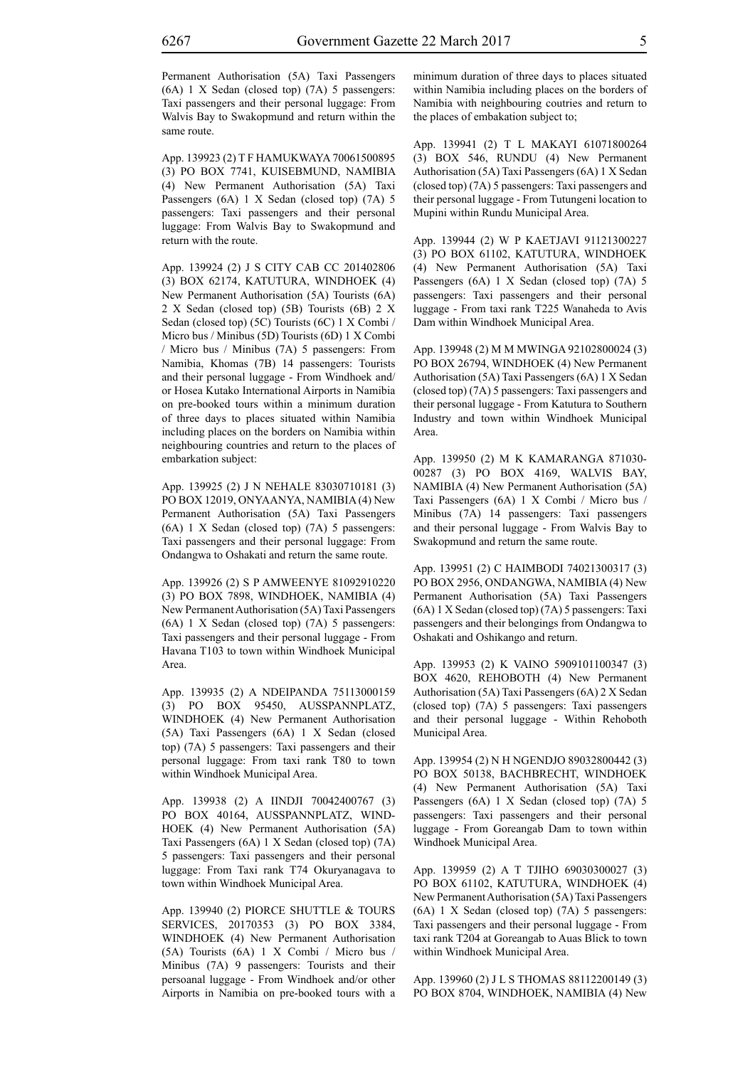Permanent Authorisation (5A) Taxi Passengers (6A) 1 X Sedan (closed top) (7A) 5 passengers: Taxi passengers and their personal luggage: From Walvis Bay to Swakopmund and return within the same route.

App. 139923 (2) T F HAMUKWAYA 70061500895 (3) PO BOX 7741, KUISEBMUND, NAMIBIA (4) New Permanent Authorisation (5A) Taxi Passengers (6A) 1 X Sedan (closed top) (7A) 5 passengers: Taxi passengers and their personal luggage: From Walvis Bay to Swakopmund and return with the route.

App. 139924 (2) J S CITY CAB CC 201402806 (3) BOX 62174, KATUTURA, WINDHOEK (4) New Permanent Authorisation (5A) Tourists (6A) 2 X Sedan (closed top) (5B) Tourists (6B) 2 X Sedan (closed top) (5C) Tourists (6C) 1 X Combi / Micro bus / Minibus (5D) Tourists (6D) 1 X Combi / Micro bus / Minibus (7A) 5 passengers: From Namibia, Khomas (7B) 14 passengers: Tourists and their personal luggage - From Windhoek and/ or Hosea Kutako International Airports in Namibia on pre-booked tours within a minimum duration of three days to places situated within Namibia including places on the borders on Namibia within neighbouring countries and return to the places of embarkation subject:

App. 139925 (2) J N NEHALE 83030710181 (3) PO BOX 12019, ONYAANYA, NAMIBIA (4) New Permanent Authorisation (5A) Taxi Passengers (6A) 1 X Sedan (closed top) (7A) 5 passengers: Taxi passengers and their personal luggage: From Ondangwa to Oshakati and return the same route.

App. 139926 (2) S P AMWEENYE 81092910220 (3) PO BOX 7898, WINDHOEK, NAMIBIA (4) New Permanent Authorisation (5A) Taxi Passengers (6A) 1 X Sedan (closed top) (7A) 5 passengers: Taxi passengers and their personal luggage - From Havana T103 to town within Windhoek Municipal Area.

App. 139935 (2) A NDEIPANDA 75113000159 (3) PO BOX 95450, AUSSPANNPLATZ, WINDHOEK (4) New Permanent Authorisation (5A) Taxi Passengers (6A) 1 X Sedan (closed top) (7A) 5 passengers: Taxi passengers and their personal luggage: From taxi rank T80 to town within Windhoek Municipal Area.

App. 139938 (2) A IINDJI 70042400767 (3) PO BOX 40164, AUSSPANNPLATZ, WIND-HOEK (4) New Permanent Authorisation (5A) Taxi Passengers (6A) 1 X Sedan (closed top) (7A) 5 passengers: Taxi passengers and their personal luggage: From Taxi rank T74 Okuryanagava to town within Windhoek Municipal Area.

App. 139940 (2) PIORCE SHUTTLE & TOURS SERVICES, 20170353 (3) PO BOX 3384, WINDHOEK (4) New Permanent Authorisation (5A) Tourists (6A) 1 X Combi / Micro bus / Minibus (7A) 9 passengers: Tourists and their persoanal luggage - From Windhoek and/or other Airports in Namibia on pre-booked tours with a minimum duration of three days to places situated within Namibia including places on the borders of Namibia with neighbouring coutries and return to the places of embakation subject to;

App. 139941 (2) T L MAKAYI 61071800264 (3) BOX 546, RUNDU (4) New Permanent Authorisation (5A) Taxi Passengers (6A) 1 X Sedan (closed top) (7A) 5 passengers: Taxi passengers and their personal luggage - From Tutungeni location to Mupini within Rundu Municipal Area.

App. 139944 (2) W P KAETJAVI 91121300227 (3) PO BOX 61102, KATUTURA, WINDHOEK (4) New Permanent Authorisation (5A) Taxi Passengers (6A) 1 X Sedan (closed top) (7A) 5 passengers: Taxi passengers and their personal luggage - From taxi rank T225 Wanaheda to Avis Dam within Windhoek Municipal Area.

App. 139948 (2) M M MWINGA 92102800024 (3) PO BOX 26794, WINDHOEK (4) New Permanent Authorisation (5A) Taxi Passengers (6A) 1 X Sedan (closed top) (7A) 5 passengers: Taxi passengers and their personal luggage - From Katutura to Southern Industry and town within Windhoek Municipal Area.

App. 139950 (2) M K KAMARANGA 871030-00287 (3) PO BOX 4169, WALVIS BAY, NAMIBIA (4) New Permanent Authorisation (5A) Taxi Passengers (6A) 1 X Combi / Micro bus / Minibus (7A) 14 passengers: Taxi passengers and their personal luggage - From Walvis Bay to Swakopmund and return the same route.

App. 139951 (2) C HAIMBODI 74021300317 (3) PO BOX 2956, ONDANGWA, NAMIBIA (4) New Permanent Authorisation (5A) Taxi Passengers (6A) 1 X Sedan (closed top) (7A) 5 passengers: Taxi passengers and their belongings from Ondangwa to Oshakati and Oshikango and return.

App. 139953 (2) K VAINO 5909101100347 (3) BOX 4620, REHOBOTH (4) New Permanent Authorisation (5A) Taxi Passengers (6A) 2 X Sedan (closed top) (7A) 5 passengers: Taxi passengers and their personal luggage - Within Rehoboth Municipal Area.

App. 139954 (2) N H NGENDJO 89032800442 (3) PO BOX 50138, BACHBRECHT, WINDHOEK (4) New Permanent Authorisation (5A) Taxi Passengers (6A) 1 X Sedan (closed top) (7A) 5 passengers: Taxi passengers and their personal luggage - From Goreangab Dam to town within Windhoek Municipal Area.

App. 139959 (2) A T TJIHO 69030300027 (3) PO BOX 61102, KATUTURA, WINDHOEK (4) New Permanent Authorisation (5A) Taxi Passengers (6A) 1 X Sedan (closed top) (7A) 5 passengers: Taxi passengers and their personal luggage - From taxi rank T204 at Goreangab to Auas Blick to town within Windhoek Municipal Area.

App. 139960 (2) J L S THOMAS 88112200149 (3) PO BOX 8704, WINDHOEK, NAMIBIA (4) New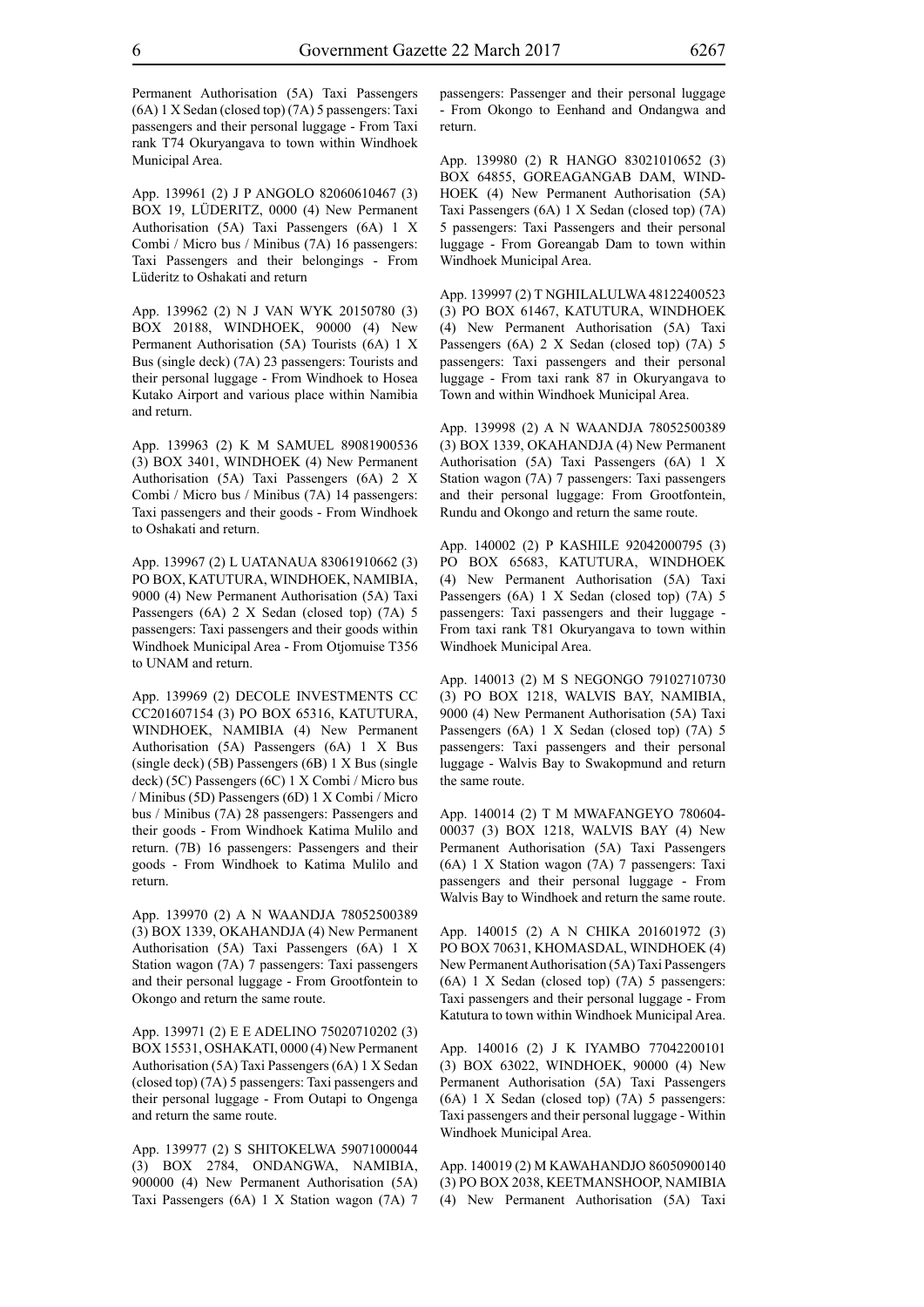Permanent Authorisation (5A) Taxi Passengers (6A) 1 X Sedan (closed top) (7A) 5 passengers: Taxi passengers and their personal luggage - From Taxi rank T74 Okuryangava to town within Windhoek Municipal Area.

App. 139961 (2) J P ANGOLO 82060610467 (3) BOX 19, LÜDERITZ, 0000 (4) New Permanent Authorisation (5A) Taxi Passengers (6A) 1 X Combi / Micro bus / Minibus (7A) 16 passengers: Taxi Passengers and their belongings - From Lüderitz to Oshakati and return

App. 139962 (2) N J VAN WYK 20150780 (3) BOX 20188, WINDHOEK, 90000 (4) New Permanent Authorisation (5A) Tourists (6A) 1 X Bus (single deck) (7A) 23 passengers: Tourists and their personal luggage - From Windhoek to Hosea Kutako Airport and various place within Namibia and return.

App. 139963 (2) K M SAMUEL 89081900536 (3) BOX 3401, WINDHOEK (4) New Permanent Authorisation (5A) Taxi Passengers (6A) 2 X Combi / Micro bus / Minibus (7A) 14 passengers: Taxi passengers and their goods - From Windhoek to Oshakati and return.

App. 139967 (2) L UATANAUA 83061910662 (3) PO BOX, KATUTURA, WINDHOEK, NAMIBIA, 9000 (4) New Permanent Authorisation (5A) Taxi Passengers (6A) 2 X Sedan (closed top) (7A) 5 passengers: Taxi passengers and their goods within Windhoek Municipal Area - From Otjomuise T356 to UNAM and return.

App. 139969 (2) DECOLE INVESTMENTS CC CC201607154 (3) PO BOX 65316, KATUTURA, WINDHOEK, NAMIBIA (4) New Permanent Authorisation (5A) Passengers (6A) 1 X Bus (single deck) (5B) Passengers (6B) 1 X Bus (single deck) (5C) Passengers (6C) 1 X Combi / Micro bus / Minibus (5D) Passengers (6D) 1 X Combi / Micro bus / Minibus (7A) 28 passengers: Passengers and their goods - From Windhoek Katima Mulilo and return. (7B) 16 passengers: Passengers and their goods - From Windhoek to Katima Mulilo and return.

App. 139970 (2) A N WAANDJA 78052500389 (3) BOX 1339, OKAHANDJA (4) New Permanent Authorisation (5A) Taxi Passengers (6A) 1 X Station wagon (7A) 7 passengers: Taxi passengers and their personal luggage - From Grootfontein to Okongo and return the same route.

App. 139971 (2) E E ADELINO 75020710202 (3) BOX 15531, OSHAKATI, 0000 (4) New Permanent Authorisation (5A) Taxi Passengers (6A) 1 X Sedan (closed top) (7A) 5 passengers: Taxi passengers and their personal luggage - From Outapi to Ongenga and return the same route.

App. 139977 (2) S SHITOKELWA 59071000044 (3) BOX 2784, ONDANGWA, NAMIBIA, 900000 (4) New Permanent Authorisation (5A) Taxi Passengers (6A) 1 X Station wagon (7A) 7 passengers: Passenger and their personal luggage - From Okongo to Eenhand and Ondangwa and return.

App. 139980 (2) R HANGO 83021010652 (3) BOX 64855, GOREAGANGAB DAM, WINDHOEK (4) New Permanent Authorisation (5A) Taxi Passengers (6A) 1 X Sedan (closed top) (7A) 5 passengers: Taxi Passengers and their personal luggage - From Goreangab Dam to town within Windhoek Municipal Area.

App. 139997 (2) T NGHILALULWA 48122400523 (3) PO BOX 61467, KATUTURA, WINDHOEK (4) New Permanent Authorisation (5A) Taxi Passengers (6A) 2 X Sedan (closed top) (7A) 5 passengers: Taxi passengers and their personal luggage - From taxi rank 87 in Okuryangava to Town and within Windhoek Municipal Area.

App. 139998 (2) A N WAANDJA 78052500389 (3) BOX 1339, OKAHANDJA (4) New Permanent Authorisation (5A) Taxi Passengers (6A) 1 X Station wagon (7A) 7 passengers: Taxi passengers and their personal luggage: From Grootfontein, Rundu and Okongo and return the same route.

App. 140002 (2) P KASHILE 92042000795 (3) PO BOX 65683, KATUTURA, WINDHOEK (4) New Permanent Authorisation (5A) Taxi Passengers (6A) 1 X Sedan (closed top) (7A) 5 passengers: Taxi passengers and their luggage - From taxi rank T81 Okuryangava to town within Windhoek Municipal Area.

App. 140013 (2) M S NEGONGO 79102710730 (3) PO BOX 1218, WALVIS BAY, NAMIBIA, 9000 (4) New Permanent Authorisation (5A) Taxi Passengers (6A) 1 X Sedan (closed top) (7A) 5 passengers: Taxi passengers and their personal luggage - Walvis Bay to Swakopmund and return the same route.

App. 140014 (2) T M MWAFANGEYO 780604-00037 (3) BOX 1218, WALVIS BAY (4) New Permanent Authorisation (5A) Taxi Passengers (6A) 1 X Station wagon (7A) 7 passengers: Taxi passengers and their personal luggage - From Walvis Bay to Windhoek and return the same route.

App. 140015 (2) A N CHIKA 201601972 (3) PO BOX 70631, KHOMASDAL, WINDHOEK (4) New Permanent Authorisation (5A) Taxi Passengers (6A) 1 X Sedan (closed top) (7A) 5 passengers: Taxi passengers and their personal luggage - From Katutura to town within Windhoek Municipal Area.

App. 140016 (2) J K IYAMBO 77042200101 (3) BOX 63022, WINDHOEK, 90000 (4) New Permanent Authorisation (5A) Taxi Passengers (6A) 1 X Sedan (closed top) (7A) 5 passengers: Taxi passengers and their personal luggage - Within Windhoek Municipal Area.

App. 140019 (2) M KAWAHANDJO 86050900140 (3) PO BOX 2038, KEETMANSHOOP, NAMIBIA (4) New Permanent Authorisation (5A) Taxi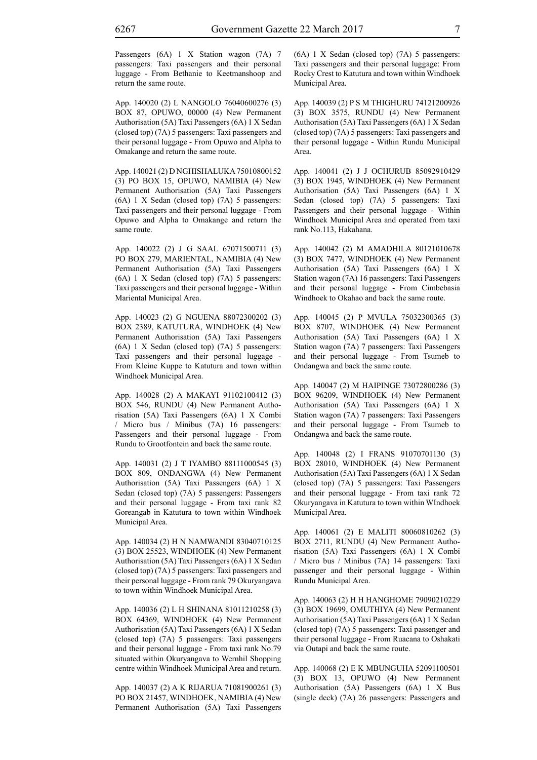Passengers (6A) 1 X Station wagon (7A) 7 passengers: Taxi passengers and their personal luggage - From Bethanie to Keetmanshoop and return the same route.

App. 140020 (2) L NANGOLO 76040600276 (3) BOX 87, OPUWO, 00000 (4) New Permanent Authorisation (5A) Taxi Passengers (6A) 1 X Sedan (closed top) (7A) 5 passengers: Taxi passengers and their personal luggage - From Opuwo and Alpha to Omakange and return the same route.

App. 140021 (2) D NGHISHALUKA 75010800152 (3) PO BOX 15, OPUWO, NAMIBIA (4) New Permanent Authorisation (5A) Taxi Passengers (6A) 1 X Sedan (closed top) (7A) 5 passengers: Taxi passengers and their personal luggage - From Opuwo and Alpha to Omakange and return the same route.

App. 140022 (2) J G SAAL 67071500711 (3) PO BOX 279, MARIENTAL, NAMIBIA (4) New Permanent Authorisation (5A) Taxi Passengers (6A) 1 X Sedan (closed top) (7A) 5 passengers: Taxi passengers and their personal luggage - Within Mariental Municipal Area.

App. 140023 (2) G NGUENA 88072300202 (3) BOX 2389, KATUTURA, WINDHOEK (4) New Permanent Authorisation (5A) Taxi Passengers (6A) 1 X Sedan (closed top) (7A) 5 passengers: Taxi passengers and their personal luggage - From Kleine Kuppe to Katutura and town within Windhoek Municipal Area.

App. 140028 (2) A MAKAYI 91102100412 (3) BOX 546, RUNDU (4) New Permanent Authorisation (5A) Taxi Passengers (6A) 1 X Combi / Micro bus / Minibus (7A) 16 passengers: Passengers and their personal luggage - From Rundu to Grootfontein and back the same route.

App. 140031 (2) J T IYAMBO 88111000545 (3) BOX 809, ONDANGWA (4) New Permanent Authorisation (5A) Taxi Passengers (6A) 1 X Sedan (closed top) (7A) 5 passengers: Passengers and their personal luggage - From taxi rank 82 Goreangab in Katutura to town within Windhoek Municipal Area.

App. 140034 (2) H N NAMWANDI 83040710125 (3) BOX 25523, WINDHOEK (4) New Permanent Authorisation (5A) Taxi Passengers (6A) 1 X Sedan (closed top) (7A) 5 passengers: Taxi passengers and their personal luggage - From rank 79 Okuryangava to town within Windhoek Municipal Area.

App. 140036 (2) L H SHINANA 81011210258 (3) BOX 64369, WINDHOEK (4) New Permanent Authorisation (5A) Taxi Passengers (6A) 1 X Sedan (closed top) (7A) 5 passengers: Taxi passengers and their personal luggage - From taxi rank No.79 situated within Okuryangava to Wernhil Shopping centre within Windhoek Municipal Area and return.

App. 140037 (2) A K RIJARUA 71081900261 (3) PO BOX 21457, WINDHOEK, NAMIBIA (4) New Permanent Authorisation (5A) Taxi Passengers (6A) 1 X Sedan (closed top) (7A) 5 passengers: Taxi passengers and their personal luggage: From Rocky Crest to Katutura and town within Windhoek Municipal Area.

App. 140039 (2) P S M THIGHURU 74121200926 (3) BOX 3575, RUNDU (4) New Permanent Authorisation (5A) Taxi Passengers (6A) 1 X Sedan (closed top) (7A) 5 passengers: Taxi passengers and their personal luggage - Within Rundu Municipal Area.

App. 140041 (2) J J OCHURUB 85092910429 (3) BOX 1945, WINDHOEK (4) New Permanent Authorisation (5A) Taxi Passengers (6A) 1 X Sedan (closed top) (7A) 5 passengers: Taxi Passengers and their personal luggage - Within Windhoek Municipal Area and operated from taxi rank No.113, Hakahana.

App. 140042 (2) M AMADHILA 80121010678 (3) BOX 7477, WINDHOEK (4) New Permanent Authorisation (5A) Taxi Passengers (6A) 1 X Station wagon (7A) 16 passengers: Taxi Passengers and their personal luggage - From Cimbebasia Windhoek to Okahao and back the same route.

App. 140045 (2) P MVULA 75032300365 (3) BOX 8707, WINDHOEK (4) New Permanent Authorisation (5A) Taxi Passengers (6A) 1 X Station wagon (7A) 7 passengers: Taxi Passengers and their personal luggage - From Tsumeb to Ondangwa and back the same route.

App. 140047 (2) M HAIPINGE 73072800286 (3) BOX 96209, WINDHOEK (4) New Permanent Authorisation (5A) Taxi Passengers (6A) 1 X Station wagon (7A) 7 passengers: Taxi Passengers and their personal luggage - From Tsumeb to Ondangwa and back the same route.

App. 140048 (2) I FRANS 91070701130 (3) BOX 28010, WINDHOEK (4) New Permanent Authorisation (5A) Taxi Passengers (6A) 1 X Sedan (closed top) (7A) 5 passengers: Taxi Passengers and their personal luggage - From taxi rank 72 Okuryangava in Katutura to town within WIndhoek Municipal Area.

App. 140061 (2) E MALITI 80060810262 (3) BOX 2711, RUNDU (4) New Permanent Authorisation (5A) Taxi Passengers (6A) 1 X Combi / Micro bus / Minibus (7A) 14 passengers: Taxi passenger and their personal luggage - Within Rundu Municipal Area.

App. 140063 (2) H H HANGHOME 79090210229 (3) BOX 19699, OMUTHIYA (4) New Permanent Authorisation (5A) Taxi Passengers (6A) 1 X Sedan (closed top) (7A) 5 passengers: Taxi passenger and their personal luggage - From Ruacana to Oshakati via Outapi and back the same route.

App. 140068 (2) E K MBUNGUHA 52091100501 (3) BOX 13, OPUWO (4) New Permanent Authorisation (5A) Passengers (6A) 1 X Bus (single deck) (7A) 26 passengers: Passengers and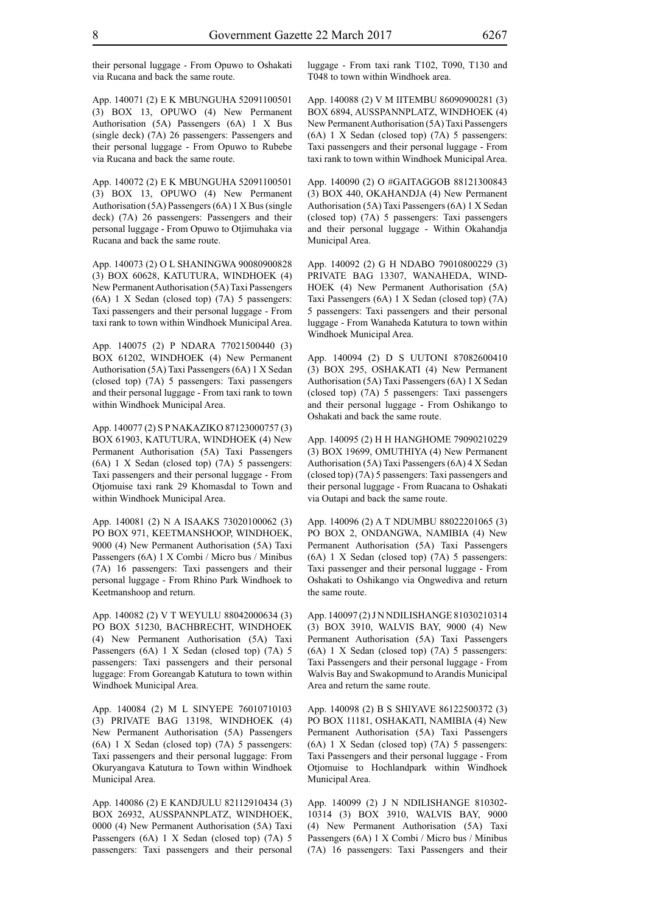their personal luggage - From Opuwo to Oshakati via Rucana and back the same route.

App. 140071 (2) E K MBUNGUHA 52091100501 (3) BOX 13, OPUWO (4) New Permanent Authorisation (5A) Passengers (6A) 1 X Bus (single deck) (7A) 26 passengers: Passengers and their personal luggage - From Opuwo to Rubebe via Rucana and back the same route.

App. 140072 (2) E K MBUNGUHA 52091100501 (3) BOX 13, OPUWO (4) New Permanent Authorisation (5A) Passengers (6A) 1 X Bus (single deck) (7A) 26 passengers: Passengers and their personal luggage - From Opuwo to Otjimuhaka via Rucana and back the same route.

App. 140073 (2) O L SHANINGWA 90080900828 (3) BOX 60628, KATUTURA, WINDHOEK (4) New Permanent Authorisation (5A) Taxi Passengers (6A) 1 X Sedan (closed top) (7A) 5 passengers: Taxi passengers and their personal luggage - From taxi rank to town within Windhoek Municipal Area.

App. 140075 (2) P NDARA 77021500440 (3) BOX 61202, WINDHOEK (4) New Permanent Authorisation (5A) Taxi Passengers (6A) 1 X Sedan (closed top) (7A) 5 passengers: Taxi passengers and their personal luggage - From taxi rank to town within Windhoek Municipal Area.

App. 140077 (2) S P NAKAZIKO 87123000757 (3) BOX 61903, KATUTURA, WINDHOEK (4) New Permanent Authorisation (5A) Taxi Passengers (6A) 1 X Sedan (closed top) (7A) 5 passengers: Taxi passengers and their personal luggage - From Otjomuise taxi rank 29 Khomasdal to Town and within Windhoek Municipal Area.

App. 140081 (2) N A ISAAKS 73020100062 (3) PO BOX 971, KEETMANSHOOP, WINDHOEK, 9000 (4) New Permanent Authorisation (5A) Taxi Passengers (6A) 1 X Combi / Micro bus / Minibus (7A) 16 passengers: Taxi passengers and their personal luggage - From Rhino Park Windhoek to Keetmanshoop and return.

App. 140082 (2) V T WEYULU 88042000634 (3) PO BOX 51230, BACHBRECHT, WINDHOEK (4) New Permanent Authorisation (5A) Taxi Passengers (6A) 1 X Sedan (closed top) (7A) 5 passengers: Taxi passengers and their personal luggage: From Goreangab Katutura to town within Windhoek Municipal Area.

App. 140084 (2) M L SINYEPE 76010710103 (3) PRIVATE BAG 13198, WINDHOEK (4) New Permanent Authorisation (5A) Passengers (6A) 1 X Sedan (closed top) (7A) 5 passengers: Taxi passengers and their personal luggage: From Okuryangava Katutura to Town within Windhoek Municipal Area.

App. 140086 (2) E KANDJULU 82112910434 (3) BOX 26932, AUSSPANNPLATZ, WINDHOEK, 0000 (4) New Permanent Authorisation (5A) Taxi Passengers (6A) 1 X Sedan (closed top) (7A) 5 passengers: Taxi passengers and their personal luggage - From taxi rank T102, T090, T130 and T048 to town within Windhoek area.

App. 140088 (2) V M IITEMBU 86090900281 (3) BOX 6894, AUSSPANNPLATZ, WINDHOEK (4) New Permanent Authorisation (5A) Taxi Passengers (6A) 1 X Sedan (closed top) (7A) 5 passengers: Taxi passengers and their personal luggage - From taxi rank to town within Windhoek Municipal Area.

App. 140090 (2) O #GAITAGGOB 88121300843 (3) BOX 440, OKAHANDJA (4) New Permanent Authorisation (5A) Taxi Passengers (6A) 1 X Sedan (closed top) (7A) 5 passengers: Taxi passengers and their personal luggage - Within Okahandja Municipal Area.

App. 140092 (2) G H NDABO 79010800229 (3) PRIVATE BAG 13307, WANAHEDA, WINDHOEK (4) New Permanent Authorisation (5A) Taxi Passengers (6A) 1 X Sedan (closed top) (7A) 5 passengers: Taxi passengers and their personal luggage - From Wanaheda Katutura to town within Windhoek Municipal Area.

App. 140094 (2) D S UUTONI 87082600410 (3) BOX 295, OSHAKATI (4) New Permanent Authorisation (5A) Taxi Passengers (6A) 1 X Sedan (closed top) (7A) 5 passengers: Taxi passengers and their personal luggage - From Oshikango to Oshakati and back the same route.

App. 140095 (2) H H HANGHOME 79090210229 (3) BOX 19699, OMUTHIYA (4) New Permanent Authorisation (5A) Taxi Passengers (6A) 4 X Sedan (closed top) (7A) 5 passengers: Taxi passengers and their personal luggage - From Ruacana to Oshakati via Outapi and back the same route.

App. 140096 (2) A T NDUMBU 88022201065 (3) PO BOX 2, ONDANGWA, NAMIBIA (4) New Permanent Authorisation (5A) Taxi Passengers (6A) 1 X Sedan (closed top) (7A) 5 passengers: Taxi passenger and their personal luggage - From Oshakati to Oshikango via Ongwediva and return the same route.

App. 140097 (2) J N NDILISHANGE 81030210314 (3) BOX 3910, WALVIS BAY, 9000 (4) New Permanent Authorisation (5A) Taxi Passengers (6A) 1 X Sedan (closed top) (7A) 5 passengers: Taxi Passengers and their personal luggage - From Walvis Bay and Swakopmund to Arandis Municipal Area and return the same route.

App. 140098 (2) B S SHIYAVE 86122500372 (3) PO BOX 11181, OSHAKATI, NAMIBIA (4) New Permanent Authorisation (5A) Taxi Passengers (6A) 1 X Sedan (closed top) (7A) 5 passengers: Taxi Passengers and their personal luggage - From Otjomuise to Hochlandpark within Windhoek Municipal Area.

App. 140099 (2) J N NDILISHANGE 810302-10314 (3) BOX 3910, WALVIS BAY, 9000 (4) New Permanent Authorisation (5A) Taxi Passengers (6A) 1 X Combi / Micro bus / Minibus (7A) 16 passengers: Taxi Passengers and their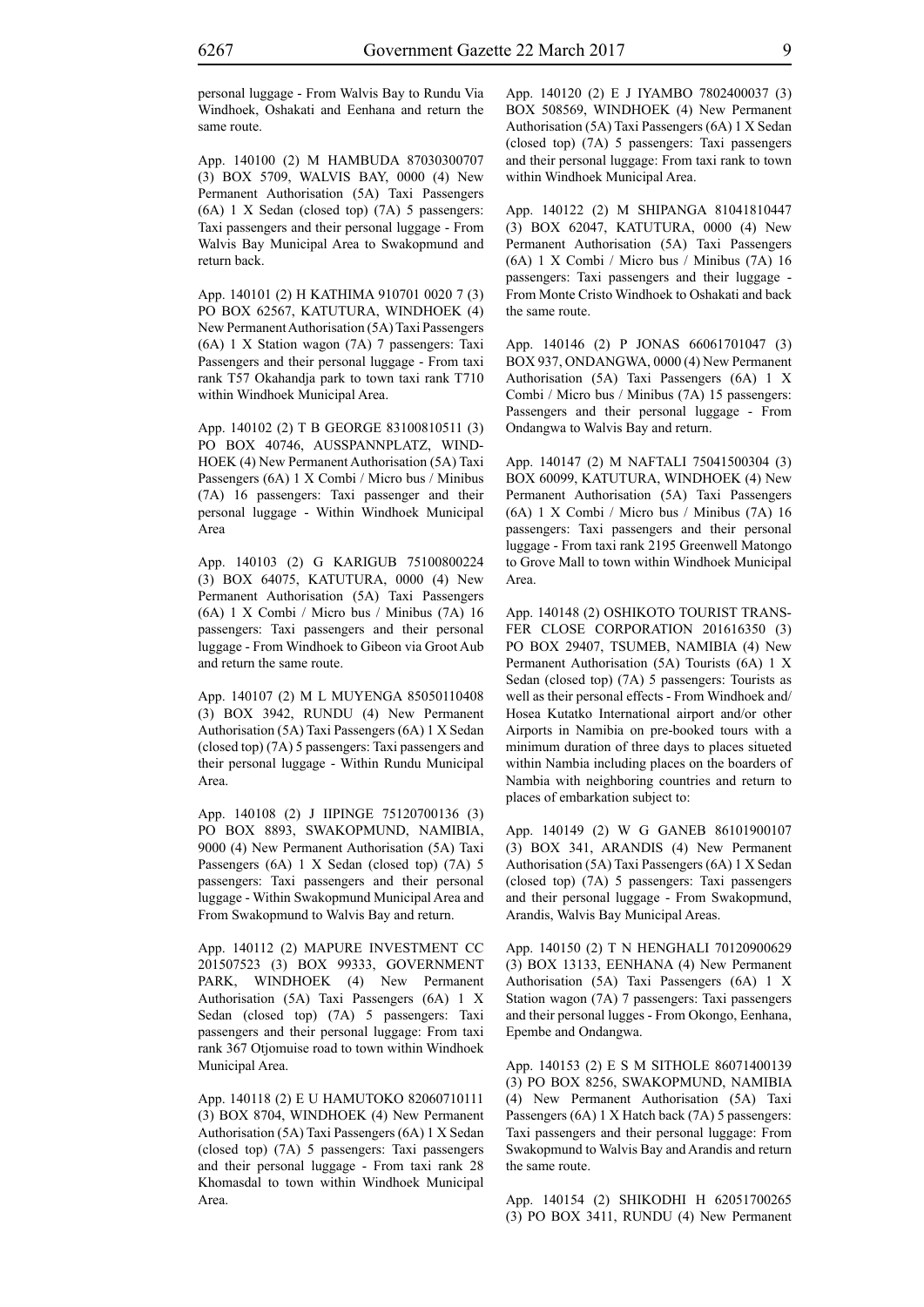personal luggage - From Walvis Bay to Rundu Via Windhoek, Oshakati and Eenhana and return the same route.

App. 140100 (2) M HAMBUDA 87030300707 (3) BOX 5709, WALVIS BAY, 0000 (4) New Permanent Authorisation (5A) Taxi Passengers (6A) 1 X Sedan (closed top) (7A) 5 passengers: Taxi passengers and their personal luggage - From Walvis Bay Municipal Area to Swakopmund and return back.

App. 140101 (2) H KATHIMA 910701 0020 7 (3) PO BOX 62567, KATUTURA, WINDHOEK (4) New Permanent Authorisation (5A) Taxi Passengers (6A) 1 X Station wagon (7A) 7 passengers: Taxi Passengers and their personal luggage - From taxi rank T57 Okahandja park to town taxi rank T710 within Windhoek Municipal Area.

App. 140102 (2) T B GEORGE 83100810511 (3) PO BOX 40746, AUSSPANNPLATZ, WINDHOEK (4) New Permanent Authorisation (5A) Taxi Passengers (6A) 1 X Combi / Micro bus / Minibus (7A) 16 passengers: Taxi passenger and their personal luggage - Within Windhoek Municipal Area

App. 140103 (2) G KARIGUB 75100800224 (3) BOX 64075, KATUTURA, 0000 (4) New Permanent Authorisation (5A) Taxi Passengers (6A) 1 X Combi / Micro bus / Minibus (7A) 16 passengers: Taxi passengers and their personal luggage - From Windhoek to Gibeon via Groot Aub and return the same route.

App. 140107 (2) M L MUYENGA 85050110408 (3) BOX 3942, RUNDU (4) New Permanent Authorisation (5A) Taxi Passengers (6A) 1 X Sedan (closed top) (7A) 5 passengers: Taxi passengers and their personal luggage - Within Rundu Municipal Area.

App. 140108 (2) J IIPINGE 75120700136 (3) PO BOX 8893, SWAKOPMUND, NAMIBIA, 9000 (4) New Permanent Authorisation (5A) Taxi Passengers (6A) 1 X Sedan (closed top) (7A) 5 passengers: Taxi passengers and their personal luggage - Within Swakopmund Municipal Area and From Swakopmund to Walvis Bay and return.

App. 140112 (2) MAPURE INVESTMENT CC 201507523 (3) BOX 99333, GOVERNMENT PARK, WINDHOEK (4) New Permanent Authorisation (5A) Taxi Passengers (6A) 1 X Sedan (closed top) (7A) 5 passengers: Taxi passengers and their personal luggage: From taxi rank 367 Otjomuise road to town within Windhoek Municipal Area.

App. 140118 (2) E U HAMUTOKO 82060710111 (3) BOX 8704, WINDHOEK (4) New Permanent Authorisation (5A) Taxi Passengers (6A) 1 X Sedan (closed top) (7A) 5 passengers: Taxi passengers and their personal luggage - From taxi rank 28 Khomasdal to town within Windhoek Municipal Area.

App. 140120 (2) E J IYAMBO 7802400037 (3) BOX 508569, WINDHOEK (4) New Permanent Authorisation (5A) Taxi Passengers (6A) 1 X Sedan (closed top) (7A) 5 passengers: Taxi passengers and their personal luggage: From taxi rank to town within Windhoek Municipal Area.

App. 140122 (2) M SHIPANGA 81041810447 (3) BOX 62047, KATUTURA, 0000 (4) New Permanent Authorisation (5A) Taxi Passengers (6A) 1 X Combi / Micro bus / Minibus (7A) 16 passengers: Taxi passengers and their luggage - From Monte Cristo Windhoek to Oshakati and back the same route.

App. 140146 (2) P JONAS 66061701047 (3) BOX 937, ONDANGWA, 0000 (4) New Permanent Authorisation (5A) Taxi Passengers (6A) 1 X Combi / Micro bus / Minibus (7A) 15 passengers: Passengers and their personal luggage - From Ondangwa to Walvis Bay and return.

App. 140147 (2) M NAFTALI 75041500304 (3) BOX 60099, KATUTURA, WINDHOEK (4) New Permanent Authorisation (5A) Taxi Passengers (6A) 1 X Combi / Micro bus / Minibus (7A) 16 passengers: Taxi passengers and their personal luggage - From taxi rank 2195 Greenwell Matongo to Grove Mall to town within Windhoek Municipal Area.

App. 140148 (2) OSHIKOTO TOURIST TRANSFER CLOSE CORPORATION 201616350 (3) PO BOX 29407, TSUMEB, NAMIBIA (4) New Permanent Authorisation (5A) Tourists (6A) 1 X Sedan (closed top) (7A) 5 passengers: Tourists as well as their personal effects - From Windhoek and/ Hosea Kutatko International airport and/or other Airports in Namibia on pre-booked tours with a minimum duration of three days to places situeted within Nambia including places on the boarders of Nambia with neighboring countries and return to places of embarkation subject to:

App. 140149 (2) W G GANEB 86101900107 (3) BOX 341, ARANDIS (4) New Permanent Authorisation (5A) Taxi Passengers (6A) 1 X Sedan (closed top) (7A) 5 passengers: Taxi passengers and their personal luggage - From Swakopmund, Arandis, Walvis Bay Municipal Areas.

App. 140150 (2) T N HENGHALI 70120900629 (3) BOX 13133, EENHANA (4) New Permanent Authorisation (5A) Taxi Passengers (6A) 1 X Station wagon (7A) 7 passengers: Taxi passengers and their personal lugges - From Okongo, Eenhana, Epembe and Ondangwa.

App. 140153 (2) E S M SITHOLE 86071400139 (3) PO BOX 8256, SWAKOPMUND, NAMIBIA (4) New Permanent Authorisation (5A) Taxi Passengers (6A) 1 X Hatch back (7A) 5 passengers: Taxi passengers and their personal luggage: From Swakopmund to Walvis Bay and Arandis and return the same route.

App. 140154 (2) SHIKODHI H 62051700265 (3) PO BOX 3411, RUNDU (4) New Permanent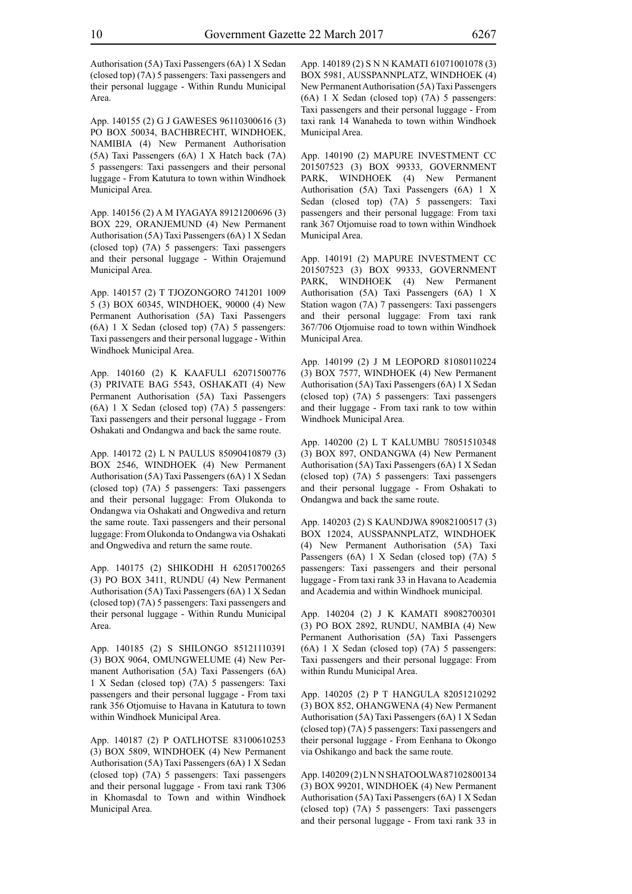Authorisation (5A) Taxi Passengers (6A) 1 X Sedan (closed top) (7A) 5 passengers: Taxi passengers and their personal luggage - Within Rundu Municipal Area.

App. 140155 (2) G J GAWESES 96110300616 (3) PO BOX 50034, BACHBRECHT, WINDHOEK, NAMIBIA (4) New Permanent Authorisation (5A) Taxi Passengers (6A) 1 X Hatch back (7A) 5 passengers: Taxi passengers and their personal luggage - From Katutura to town within Windhoek Municipal Area.

App. 140156 (2) A M IYAGAYA 89121200696 (3) BOX 229, ORANJEMUND (4) New Permanent Authorisation (5A) Taxi Passengers (6A) 1 X Sedan (closed top) (7A) 5 passengers: Taxi passengers and their personal luggage - Within Orajemund Municipal Area.

App. 140157 (2) T TJOZONGORO 741201 1009 5 (3) BOX 60345, WINDHOEK, 90000 (4) New Permanent Authorisation (5A) Taxi Passengers (6A) 1 X Sedan (closed top) (7A) 5 passengers: Taxi passengers and their personal luggage - Within Windhoek Municipal Area.

App. 140160 (2) K KAAFULI 62071500776 (3) PRIVATE BAG 5543, OSHAKATI (4) New Permanent Authorisation (5A) Taxi Passengers (6A) 1 X Sedan (closed top) (7A) 5 passengers: Taxi passengers and their personal luggage - From Oshakati and Ondangwa and back the same route.

App. 140172 (2) L N PAULUS 85090410879 (3) BOX 2546, WINDHOEK (4) New Permanent Authorisation (5A) Taxi Passengers (6A) 1 X Sedan (closed top) (7A) 5 passengers: Taxi passengers and their personal luggage: From Olukonda to Ondangwa via Oshakati and Ongwediva and return the same route. Taxi passengers and their personal luggage: From Olukonda to Ondangwa via Oshakati and Ongwediva and return the same route.

App. 140175 (2) SHIKODHI H 62051700265 (3) PO BOX 3411, RUNDU (4) New Permanent Authorisation (5A) Taxi Passengers (6A) 1 X Sedan (closed top) (7A) 5 passengers: Taxi passengers and their personal luggage - Within Rundu Municipal Area.

App. 140185 (2) S SHILONGO 85121110391 (3) BOX 9064, OMUNGWELUME (4) New Permanent Authorisation (5A) Taxi Passengers (6A) 1 X Sedan (closed top) (7A) 5 passengers: Taxi passengers and their personal luggage - From taxi rank 356 Otjomuise to Havana in Katutura to town within Windhoek Municipal Area.

App. 140187 (2) P OATLHOTSE 83100610253 (3) BOX 5809, WINDHOEK (4) New Permanent Authorisation (5A) Taxi Passengers (6A) 1 X Sedan (closed top) (7A) 5 passengers: Taxi passengers and their personal luggage - From taxi rank T306 in Khomasdal to Town and within Windhoek Municipal Area.

App. 140189 (2) S N N KAMATI 61071001078 (3) BOX 5981, AUSSPANNPLATZ, WINDHOEK (4) New Permanent Authorisation (5A) Taxi Passengers (6A) 1 X Sedan (closed top) (7A) 5 passengers: Taxi passengers and their personal luggage - From taxi rank 14 Wanaheda to town within Windhoek Municipal Area.

App. 140190 (2) MAPURE INVESTMENT CC 201507523 (3) BOX 99333, GOVERNMENT PARK, WINDHOEK (4) New Permanent Authorisation (5A) Taxi Passengers (6A) 1 X Sedan (closed top) (7A) 5 passengers: Taxi passengers and their personal luggage: From taxi rank 367 Otjomuise road to town within Windhoek Municipal Area.

App. 140191 (2) MAPURE INVESTMENT CC 201507523 (3) BOX 99333, GOVERNMENT PARK, WINDHOEK (4) New Permanent Authorisation (5A) Taxi Passengers (6A) 1 X Station wagon (7A) 7 passengers: Taxi passengers and their personal luggage: From taxi rank 367/706 Otjomuise road to town within Windhoek Municipal Area.

App. 140199 (2) J M LEOPORD 81080110224 (3) BOX 7577, WINDHOEK (4) New Permanent Authorisation (5A) Taxi Passengers (6A) 1 X Sedan (closed top) (7A) 5 passengers: Taxi passengers and their luggage - From taxi rank to tow within Windhoek Municipal Area.

App. 140200 (2) L T KALUMBU 78051510348 (3) BOX 897, ONDANGWA (4) New Permanent Authorisation (5A) Taxi Passengers (6A) 1 X Sedan (closed top) (7A) 5 passengers: Taxi passengers and their personal luggage - From Oshakati to Ondangwa and back the same route.

App. 140203 (2) S KAUNDJWA 89082100517 (3) BOX 12024, AUSSPANNPLATZ, WINDHOEK (4) New Permanent Authorisation (5A) Taxi Passengers (6A) 1 X Sedan (closed top) (7A) 5 passengers: Taxi passengers and their personal luggage - From taxi rank 33 in Havana to Academia and Academia and within Windhoek municipal.

App. 140204 (2) J K KAMATI 89082700301 (3) PO BOX 2892, RUNDU, NAMBIA (4) New Permanent Authorisation (5A) Taxi Passengers (6A) 1 X Sedan (closed top) (7A) 5 passengers: Taxi passengers and their personal luggage: From within Rundu Municipal Area.

App. 140205 (2) P T HANGULA 82051210292 (3) BOX 852, OHANGWENA (4) New Permanent Authorisation (5A) Taxi Passengers (6A) 1 X Sedan (closed top) (7A) 5 passengers: Taxi passengers and their personal luggage - From Eenhana to Okongo via Oshikango and back the same route.

App. 140209 (2) L N N SHATOOLWA 87102800134 (3) BOX 99201, WINDHOEK (4) New Permanent Authorisation (5A) Taxi Passengers (6A) 1 X Sedan (closed top) (7A) 5 passengers: Taxi passengers and their personal luggage - From taxi rank 33 in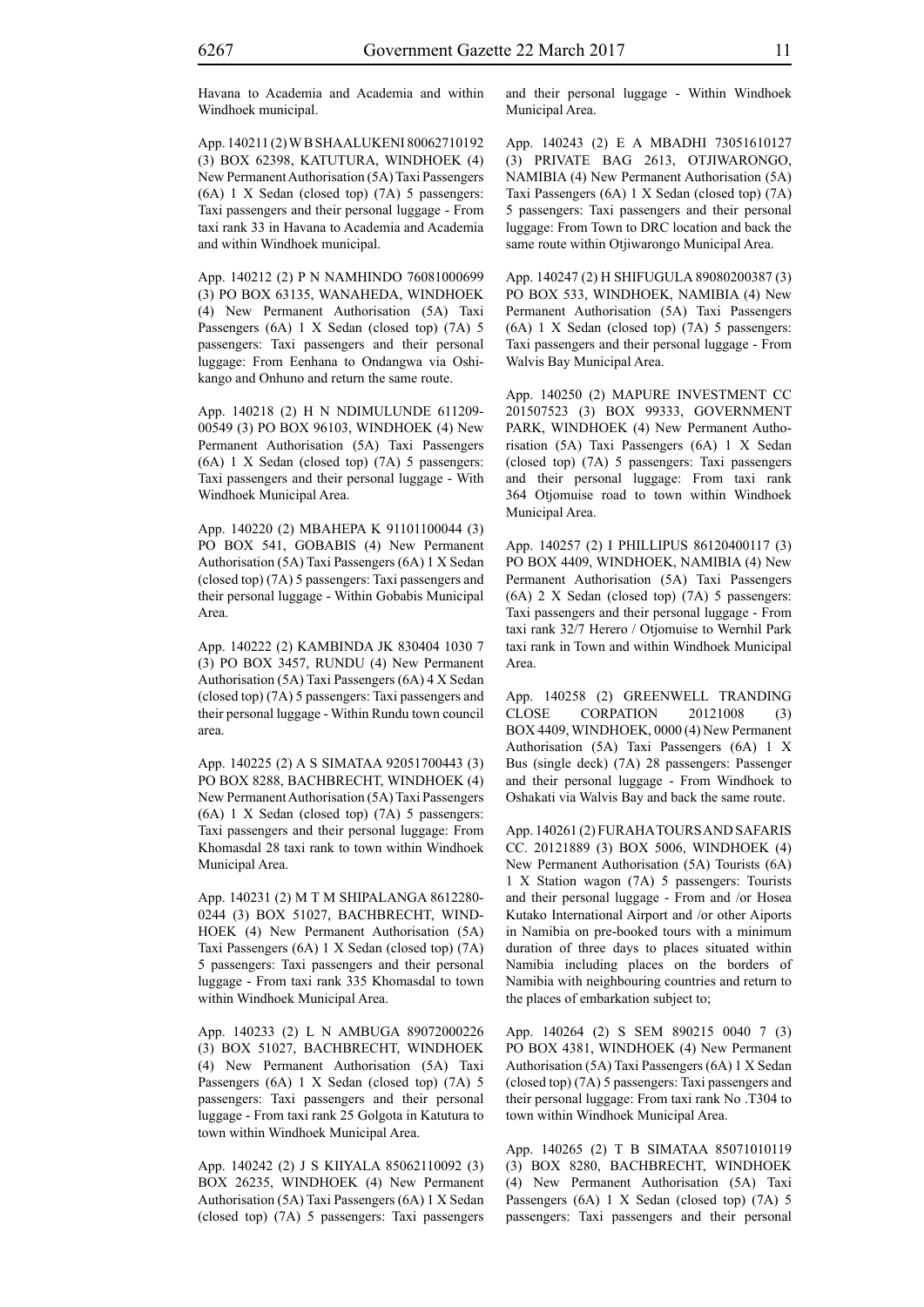Havana to Academia and Academia and within Windhoek municipal.

App. 140211 (2) W B SHAALUKENI 80062710192 (3) BOX 62398, KATUTURA, WINDHOEK (4) New Permanent Authorisation (5A) Taxi Passengers (6A) 1 X Sedan (closed top) (7A) 5 passengers: Taxi passengers and their personal luggage - From taxi rank 33 in Havana to Academia and Academia and within Windhoek municipal.

App. 140212 (2) P N NAMHINDO 76081000699 (3) PO BOX 63135, WANAHEDA, WINDHOEK (4) New Permanent Authorisation (5A) Taxi Passengers (6A) 1 X Sedan (closed top) (7A) 5 passengers: Taxi passengers and their personal luggage: From Eenhana to Ondangwa via Oshikango and Onhuno and return the same route.

App. 140218 (2) H N NDIMULUNDE 611209-00549 (3) PO BOX 96103, WINDHOEK (4) New Permanent Authorisation (5A) Taxi Passengers (6A) 1 X Sedan (closed top) (7A) 5 passengers: Taxi passengers and their personal luggage - With Windhoek Municipal Area.

App. 140220 (2) MBAHEPA K 91101100044 (3) PO BOX 541, GOBABIS (4) New Permanent Authorisation (5A) Taxi Passengers (6A) 1 X Sedan (closed top) (7A) 5 passengers: Taxi passengers and their personal luggage - Within Gobabis Municipal Area.

App. 140222 (2) KAMBINDA JK 830404 1030 7 (3) PO BOX 3457, RUNDU (4) New Permanent Authorisation (5A) Taxi Passengers (6A) 4 X Sedan (closed top) (7A) 5 passengers: Taxi passengers and their personal luggage - Within Rundu town council area.

App. 140225 (2) A S SIMATAA 92051700443 (3) PO BOX 8288, BACHBRECHT, WINDHOEK (4) New Permanent Authorisation (5A) Taxi Passengers (6A) 1 X Sedan (closed top) (7A) 5 passengers: Taxi passengers and their personal luggage: From Khomasdal 28 taxi rank to town within Windhoek Municipal Area.

App. 140231 (2) M T M SHIPALANGA 8612280-0244 (3) BOX 51027, BACHBRECHT, WINDHOEK (4) New Permanent Authorisation (5A) Taxi Passengers (6A) 1 X Sedan (closed top) (7A) 5 passengers: Taxi passengers and their personal luggage - From taxi rank 335 Khomasdal to town within Windhoek Municipal Area.

App. 140233 (2) L N AMBUGA 89072000226 (3) BOX 51027, BACHBRECHT, WINDHOEK (4) New Permanent Authorisation (5A) Taxi Passengers (6A) 1 X Sedan (closed top) (7A) 5 passengers: Taxi passengers and their personal luggage - From taxi rank 25 Golgota in Katutura to town within Windhoek Municipal Area.

App. 140242 (2) J S KIIYALA 85062110092 (3) BOX 26235, WINDHOEK (4) New Permanent Authorisation (5A) Taxi Passengers (6A) 1 X Sedan (closed top) (7A) 5 passengers: Taxi passengers and their personal luggage - Within Windhoek Municipal Area.

App. 140243 (2) E A MBADHI 73051610127 (3) PRIVATE BAG 2613, OTJIWARONGO, NAMIBIA (4) New Permanent Authorisation (5A) Taxi Passengers (6A) 1 X Sedan (closed top) (7A) 5 passengers: Taxi passengers and their personal luggage: From Town to DRC location and back the same route within Otjiwarongo Municipal Area.

App. 140247 (2) H SHIFUGULA 89080200387 (3) PO BOX 533, WINDHOEK, NAMIBIA (4) New Permanent Authorisation (5A) Taxi Passengers (6A) 1 X Sedan (closed top) (7A) 5 passengers: Taxi passengers and their personal luggage - From Walvis Bay Municipal Area.

App. 140250 (2) MAPURE INVESTMENT CC 201507523 (3) BOX 99333, GOVERNMENT PARK, WINDHOEK (4) New Permanent Authorisation (5A) Taxi Passengers (6A) 1 X Sedan (closed top) (7A) 5 passengers: Taxi passengers and their personal luggage: From taxi rank 364 Otjomuise road to town within Windhoek Municipal Area.

App. 140257 (2) I PHILLIPUS 86120400117 (3) PO BOX 4409, WINDHOEK, NAMIBIA (4) New Permanent Authorisation (5A) Taxi Passengers (6A) 2 X Sedan (closed top) (7A) 5 passengers: Taxi passengers and their personal luggage - From taxi rank 32/7 Herero / Otjomuise to Wernhil Park taxi rank in Town and within Windhoek Municipal Area.

App. 140258 (2) GREENWELL TRANDING CLOSE CORPATION 20121008 (3) BOX 4409, WINDHOEK, 0000 (4) New Permanent Authorisation (5A) Taxi Passengers (6A) 1 X Bus (single deck) (7A) 28 passengers: Passenger and their personal luggage - From Windhoek to Oshakati via Walvis Bay and back the same route.

App. 140261 (2) FURAHA TOURS AND SAFARIS CC. 20121889 (3) BOX 5006, WINDHOEK (4) New Permanent Authorisation (5A) Tourists (6A) 1 X Station wagon (7A) 5 passengers: Tourists and their personal luggage - From and /or Hosea Kutako International Airport and /or other Aiports in Namibia on pre-booked tours with a minimum duration of three days to places situated within Namibia including places on the borders of Namibia with neighbouring countries and return to the places of embarkation subject to;

App. 140264 (2) S SEM 890215 0040 7 (3) PO BOX 4381, WINDHOEK (4) New Permanent Authorisation (5A) Taxi Passengers (6A) 1 X Sedan (closed top) (7A) 5 passengers: Taxi passengers and their personal luggage: From taxi rank No .T304 to town within Windhoek Municipal Area.

App. 140265 (2) T B SIMATAA 85071010119 (3) BOX 8280, BACHBRECHT, WINDHOEK (4) New Permanent Authorisation (5A) Taxi Passengers (6A) 1 X Sedan (closed top) (7A) 5 passengers: Taxi passengers and their personal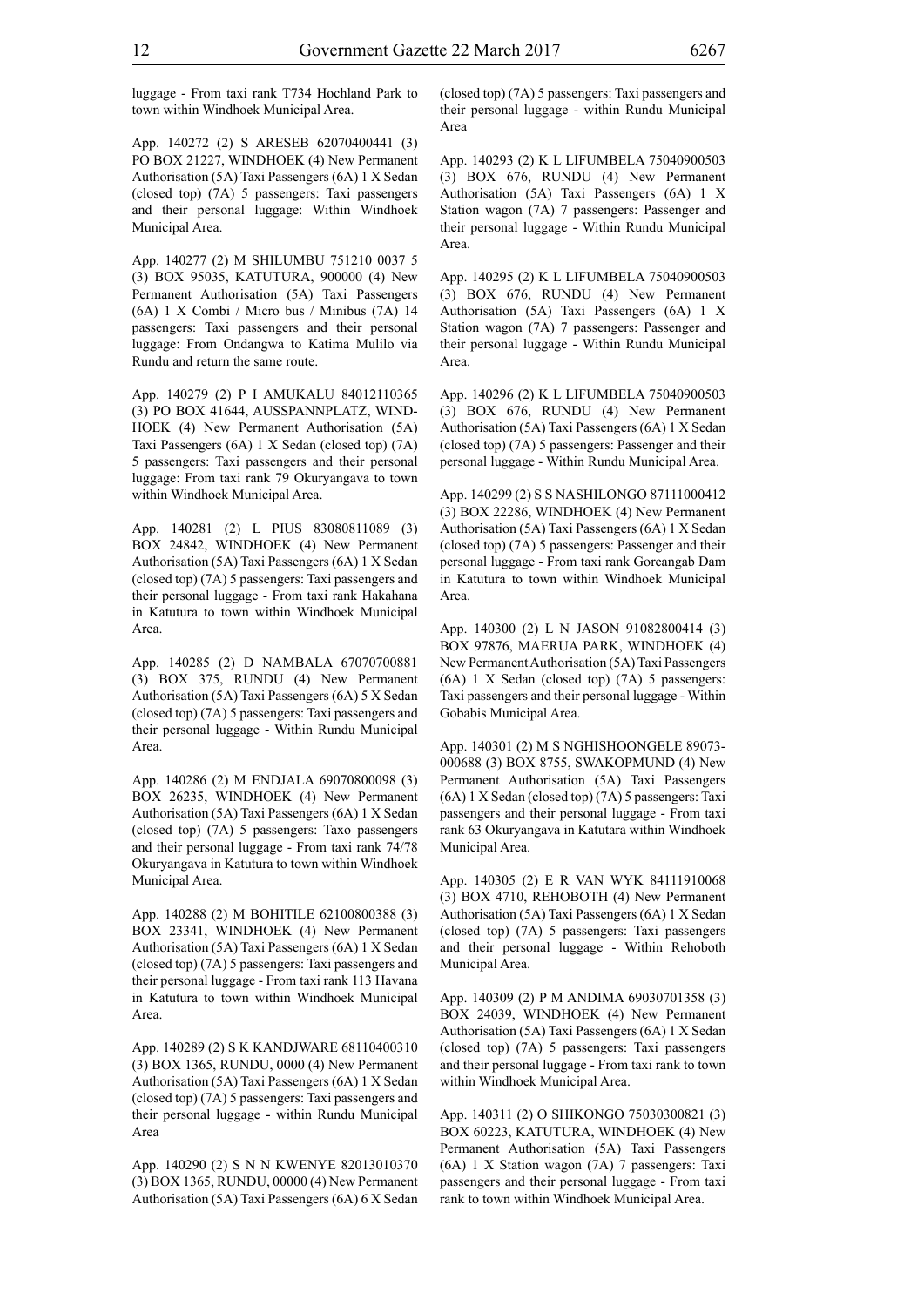luggage - From taxi rank T734 Hochland Park to town within Windhoek Municipal Area.

App. 140272 (2) S ARESEB 62070400441 (3) PO BOX 21227, WINDHOEK (4) New Permanent Authorisation (5A) Taxi Passengers (6A) 1 X Sedan (closed top) (7A) 5 passengers: Taxi passengers and their personal luggage: Within Windhoek Municipal Area.

App. 140277 (2) M SHILUMBU 751210 0037 5 (3) BOX 95035, KATUTURA, 900000 (4) New Permanent Authorisation (5A) Taxi Passengers (6A) 1 X Combi / Micro bus / Minibus (7A) 14 passengers: Taxi passengers and their personal luggage: From Ondangwa to Katima Mulilo via Rundu and return the same route.

App. 140279 (2) P I AMUKALU 84012110365 (3) PO BOX 41644, AUSSPANNPLATZ, WINDHOEK (4) New Permanent Authorisation (5A) Taxi Passengers (6A) 1 X Sedan (closed top) (7A) 5 passengers: Taxi passengers and their personal luggage: From taxi rank 79 Okuryangava to town within Windhoek Municipal Area.

App. 140281 (2) L PIUS 83080811089 (3) BOX 24842, WINDHOEK (4) New Permanent Authorisation (5A) Taxi Passengers (6A) 1 X Sedan (closed top) (7A) 5 passengers: Taxi passengers and their personal luggage - From taxi rank Hakahana in Katutura to town within Windhoek Municipal Area.

App. 140285 (2) D NAMBALA 67070700881 (3) BOX 375, RUNDU (4) New Permanent Authorisation (5A) Taxi Passengers (6A) 5 X Sedan (closed top) (7A) 5 passengers: Taxi passengers and their personal luggage - Within Rundu Municipal Area.

App. 140286 (2) M ENDJALA 69070800098 (3) BOX 26235, WINDHOEK (4) New Permanent Authorisation (5A) Taxi Passengers (6A) 1 X Sedan (closed top) (7A) 5 passengers: Taxo passengers and their personal luggage - From taxi rank 74/78 Okuryangava in Katutura to town within Windhoek Municipal Area.

App. 140288 (2) M BOHITILE 62100800388 (3) BOX 23341, WINDHOEK (4) New Permanent Authorisation (5A) Taxi Passengers (6A) 1 X Sedan (closed top) (7A) 5 passengers: Taxi passengers and their personal luggage - From taxi rank 113 Havana in Katutura to town within Windhoek Municipal Area.

App. 140289 (2) S K KANDJWARE 68110400310 (3) BOX 1365, RUNDU, 0000 (4) New Permanent Authorisation (5A) Taxi Passengers (6A) 1 X Sedan (closed top) (7A) 5 passengers: Taxi passengers and their personal luggage - within Rundu Municipal Area

App. 140290 (2) S N N KWENYE 82013010370 (3) BOX 1365, RUNDU, 00000 (4) New Permanent Authorisation (5A) Taxi Passengers (6A) 6 X Sedan (closed top) (7A) 5 passengers: Taxi passengers and their personal luggage - within Rundu Municipal Area

App. 140293 (2) K L LIFUMBELA 75040900503 (3) BOX 676, RUNDU (4) New Permanent Authorisation (5A) Taxi Passengers (6A) 1 X Station wagon (7A) 7 passengers: Passenger and their personal luggage - Within Rundu Municipal Area.

App. 140295 (2) K L LIFUMBELA 75040900503 (3) BOX 676, RUNDU (4) New Permanent Authorisation (5A) Taxi Passengers (6A) 1 X Station wagon (7A) 7 passengers: Passenger and their personal luggage - Within Rundu Municipal Area.

App. 140296 (2) K L LIFUMBELA 75040900503 (3) BOX 676, RUNDU (4) New Permanent Authorisation (5A) Taxi Passengers (6A) 1 X Sedan (closed top) (7A) 5 passengers: Passenger and their personal luggage - Within Rundu Municipal Area.

App. 140299 (2) S S NASHILONGO 87111000412 (3) BOX 22286, WINDHOEK (4) New Permanent Authorisation (5A) Taxi Passengers (6A) 1 X Sedan (closed top) (7A) 5 passengers: Passenger and their personal luggage - From taxi rank Goreangab Dam in Katutura to town within Windhoek Municipal Area.

App. 140300 (2) L N JASON 91082800414 (3) BOX 97876, MAERUA PARK, WINDHOEK (4) New Permanent Authorisation (5A) Taxi Passengers (6A) 1 X Sedan (closed top) (7A) 5 passengers: Taxi passengers and their personal luggage - Within Gobabis Municipal Area.

App. 140301 (2) M S NGHISHOONGELE 89073-000688 (3) BOX 8755, SWAKOPMUND (4) New Permanent Authorisation (5A) Taxi Passengers (6A) 1 X Sedan (closed top) (7A) 5 passengers: Taxi passengers and their personal luggage - From taxi rank 63 Okuryangava in Katutara within Windhoek Municipal Area.

App. 140305 (2) E R VAN WYK 84111910068 (3) BOX 4710, REHOBOTH (4) New Permanent Authorisation (5A) Taxi Passengers (6A) 1 X Sedan (closed top) (7A) 5 passengers: Taxi passengers and their personal luggage - Within Rehoboth Municipal Area.

App. 140309 (2) P M ANDIMA 69030701358 (3) BOX 24039, WINDHOEK (4) New Permanent Authorisation (5A) Taxi Passengers (6A) 1 X Sedan (closed top) (7A) 5 passengers: Taxi passengers and their personal luggage - From taxi rank to town within Windhoek Municipal Area.

App. 140311 (2) O SHIKONGO 75030300821 (3) BOX 60223, KATUTURA, WINDHOEK (4) New Permanent Authorisation (5A) Taxi Passengers (6A) 1 X Station wagon (7A) 7 passengers: Taxi passengers and their personal luggage - From taxi rank to town within Windhoek Municipal Area.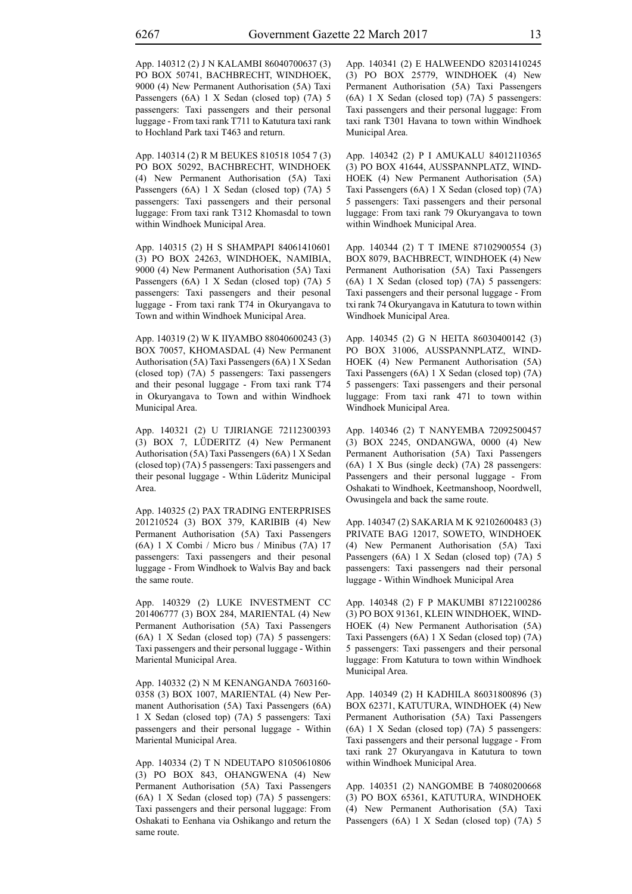App. 140312 (2) J N KALAMBI 86040700637 (3) PO BOX 50741, BACHBRECHT, WINDHOEK, 9000 (4) New Permanent Authorisation (5A) Taxi Passengers (6A) 1 X Sedan (closed top) (7A) 5 passengers: Taxi passengers and their personal luggage - From taxi rank T711 to Katutura taxi rank to Hochland Park taxi T463 and return.

App. 140314 (2) R M BEUKES 810518 1054 7 (3) PO BOX 50292, BACHBRECHT, WINDHOEK (4) New Permanent Authorisation (5A) Taxi Passengers (6A) 1 X Sedan (closed top) (7A) 5 passengers: Taxi passengers and their personal luggage: From taxi rank T312 Khomasdal to town within Windhoek Municipal Area.

App. 140315 (2) H S SHAMPAPI 84061410601 (3) PO BOX 24263, WINDHOEK, NAMIBIA, 9000 (4) New Permanent Authorisation (5A) Taxi Passengers (6A) 1 X Sedan (closed top) (7A) 5 passengers: Taxi passengers and their pesonal luggage - From taxi rank T74 in Okuryangava to Town and within Windhoek Municipal Area.

App. 140319 (2) W K IIYAMBO 88040600243 (3) BOX 70057, KHOMASDAL (4) New Permanent Authorisation (5A) Taxi Passengers (6A) 1 X Sedan (closed top) (7A) 5 passengers: Taxi passengers and their pesonal luggage - From taxi rank T74 in Okuryangava to Town and within Windhoek Municipal Area.

App. 140321 (2) U TJIRIANGE 72112300393 (3) BOX 7, LÜDERITZ (4) New Permanent Authorisation (5A) Taxi Passengers (6A) 1 X Sedan (closed top) (7A) 5 passengers: Taxi passengers and their pesonal luggage - Wthin Lüderitz Municipal Area.

App. 140325 (2) PAX TRADING ENTERPRISES 201210524 (3) BOX 379, KARIBIB (4) New Permanent Authorisation (5A) Taxi Passengers (6A) 1 X Combi / Micro bus / Minibus (7A) 17 passengers: Taxi passengers and their pesonal luggage - From Windhoek to Walvis Bay and back the same route.

App. 140329 (2) LUKE INVESTMENT CC 201406777 (3) BOX 284, MARIENTAL (4) New Permanent Authorisation (5A) Taxi Passengers (6A) 1 X Sedan (closed top) (7A) 5 passengers: Taxi passengers and their personal luggage - Within Mariental Municipal Area.

App. 140332 (2) N M KENANGANDA 7603160-0358 (3) BOX 1007, MARIENTAL (4) New Permanent Authorisation (5A) Taxi Passengers (6A) 1 X Sedan (closed top) (7A) 5 passengers: Taxi passengers and their personal luggage - Within Mariental Municipal Area.

App. 140334 (2) T N NDEUTAPO 81050610806 (3) PO BOX 843, OHANGWENA (4) New Permanent Authorisation (5A) Taxi Passengers (6A) 1 X Sedan (closed top) (7A) 5 passengers: Taxi passengers and their personal luggage: From Oshakati to Eenhana via Oshikango and return the same route.

App. 140341 (2) E HALWEENDO 82031410245 (3) PO BOX 25779, WINDHOEK (4) New Permanent Authorisation (5A) Taxi Passengers (6A) 1 X Sedan (closed top) (7A) 5 passengers: Taxi passengers and their personal luggage: From taxi rank T301 Havana to town within Windhoek Municipal Area.

App. 140342 (2) P I AMUKALU 84012110365 (3) PO BOX 41644, AUSSPANNPLATZ, WINDHOEK (4) New Permanent Authorisation (5A) Taxi Passengers (6A) 1 X Sedan (closed top) (7A) 5 passengers: Taxi passengers and their personal luggage: From taxi rank 79 Okuryangava to town within Windhoek Municipal Area.

App. 140344 (2) T T IMENE 87102900554 (3) BOX 8079, BACHBRECT, WINDHOEK (4) New Permanent Authorisation (5A) Taxi Passengers (6A) 1 X Sedan (closed top) (7A) 5 passengers: Taxi passengers and their personal luggage - From txi rank 74 Okuryangava in Katutura to town within Windhoek Municipal Area.

App. 140345 (2) G N HEITA 86030400142 (3) PO BOX 31006, AUSSPANNPLATZ, WINDHOEK (4) New Permanent Authorisation (5A) Taxi Passengers (6A) 1 X Sedan (closed top) (7A) 5 passengers: Taxi passengers and their personal luggage: From taxi rank 471 to town within Windhoek Municipal Area.

App. 140346 (2) T NANYEMBA 72092500457 (3) BOX 2245, ONDANGWA, 0000 (4) New Permanent Authorisation (5A) Taxi Passengers (6A) 1 X Bus (single deck) (7A) 28 passengers: Passengers and their personal luggage - From Oshakati to Windhoek, Keetmanshoop, Noordwell, Owusingela and back the same route.

App. 140347 (2) SAKARIA M K 92102600483 (3) PRIVATE BAG 12017, SOWETO, WINDHOEK (4) New Permanent Authorisation (5A) Taxi Passengers (6A) 1 X Sedan (closed top) (7A) 5 passengers: Taxi passengers nad their personal luggage - Within Windhoek Municipal Area

App. 140348 (2) F P MAKUMBI 87122100286 (3) PO BOX 91361, KLEIN WINDHOEK, WINDHOEK (4) New Permanent Authorisation (5A) Taxi Passengers (6A) 1 X Sedan (closed top) (7A) 5 passengers: Taxi passengers and their personal luggage: From Katutura to town within Windhoek Municipal Area.

App. 140349 (2) H KADHILA 86031800896 (3) BOX 62371, KATUTURA, WINDHOEK (4) New Permanent Authorisation (5A) Taxi Passengers (6A) 1 X Sedan (closed top) (7A) 5 passengers: Taxi passengers and their personal luggage - From taxi rank 27 Okuryangava in Katutura to town within Windhoek Municipal Area.

App. 140351 (2) NANGOMBE B 74080200668 (3) PO BOX 65361, KATUTURA, WINDHOEK (4) New Permanent Authorisation (5A) Taxi Passengers (6A) 1 X Sedan (closed top) (7A) 5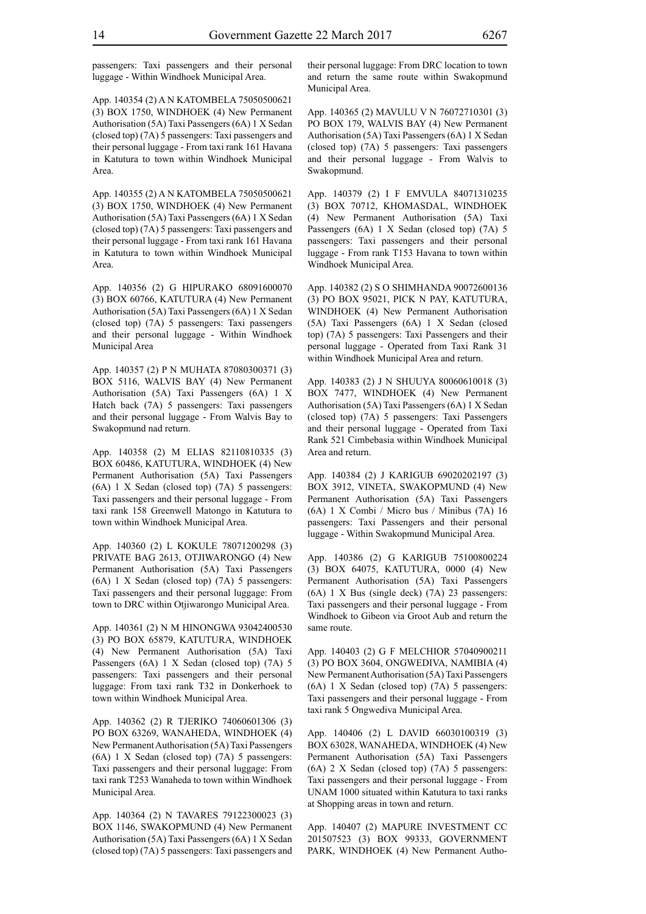passengers: Taxi passengers and their personal luggage - Within Windhoek Municipal Area.

App. 140354 (2) A N KATOMBELA 75050500621 (3) BOX 1750, WINDHOEK (4) New Permanent Authorisation (5A) Taxi Passengers (6A) 1 X Sedan (closed top) (7A) 5 passengers: Taxi passengers and their personal luggage - From taxi rank 161 Havana in Katutura to town within Windhoek Municipal Area.

App. 140355 (2) A N KATOMBELA 75050500621 (3) BOX 1750, WINDHOEK (4) New Permanent Authorisation (5A) Taxi Passengers (6A) 1 X Sedan (closed top) (7A) 5 passengers: Taxi passengers and their personal luggage - From taxi rank 161 Havana in Katutura to town within Windhoek Municipal Area.

App. 140356 (2) G HIPURAKO 68091600070 (3) BOX 60766, KATUTURA (4) New Permanent Authorisation (5A) Taxi Passengers (6A) 1 X Sedan (closed top) (7A) 5 passengers: Taxi passengers and their personal luggage - Within Windhoek Municipal Area

App. 140357 (2) P N MUHATA 87080300371 (3) BOX 5116, WALVIS BAY (4) New Permanent Authorisation (5A) Taxi Passengers (6A) 1 X Hatch back (7A) 5 passengers: Taxi passengers and their personal luggage - From Walvis Bay to Swakopmund nad return.

App. 140358 (2) M ELIAS 82110810335 (3) BOX 60486, KATUTURA, WINDHOEK (4) New Permanent Authorisation (5A) Taxi Passengers (6A) 1 X Sedan (closed top) (7A) 5 passengers: Taxi passengers and their personal luggage - From taxi rank 158 Greenwell Matongo in Katutura to town within Windhoek Municipal Area.

App. 140360 (2) L KOKULE 78071200298 (3) PRIVATE BAG 2613, OTJIWARONGO (4) New Permanent Authorisation (5A) Taxi Passengers (6A) 1 X Sedan (closed top) (7A) 5 passengers: Taxi passengers and their personal luggage: From town to DRC within Otjiwarongo Municipal Area.

App. 140361 (2) N M HINONGWA 93042400530 (3) PO BOX 65879, KATUTURA, WINDHOEK (4) New Permanent Authorisation (5A) Taxi Passengers (6A) 1 X Sedan (closed top) (7A) 5 passengers: Taxi passengers and their personal luggage: From taxi rank T32 in Donkerhoek to town within Windhoek Municipal Area.

App. 140362 (2) R TJERIKO 74060601306 (3) PO BOX 63269, WANAHEDA, WINDHOEK (4) New Permanent Authorisation (5A) Taxi Passengers (6A) 1 X Sedan (closed top) (7A) 5 passengers: Taxi passengers and their personal luggage: From taxi rank T253 Wanaheda to town within Windhoek Municipal Area.

App. 140364 (2) N TAVARES 79122300023 (3) BOX 1146, SWAKOPMUND (4) New Permanent Authorisation (5A) Taxi Passengers (6A) 1 X Sedan (closed top) (7A) 5 passengers: Taxi passengers and their personal luggage: From DRC location to town and return the same route within Swakopmund Municipal Area.

App. 140365 (2) MAVULU V N 76072710301 (3) PO BOX 179, WALVIS BAY (4) New Permanent Authorisation (5A) Taxi Passengers (6A) 1 X Sedan (closed top) (7A) 5 passengers: Taxi passengers and their personal luggage - From Walvis to Swakopmund.

App. 140379 (2) I F EMVULA 84071310235 (3) BOX 70712, KHOMASDAL, WINDHOEK (4) New Permanent Authorisation (5A) Taxi Passengers (6A) 1 X Sedan (closed top) (7A) 5 passengers: Taxi passengers and their personal luggage - From rank T153 Havana to town within Windhoek Municipal Area.

App. 140382 (2) S O SHIMHANDA 90072600136 (3) PO BOX 95021, PICK N PAY, KATUTURA, WINDHOEK (4) New Permanent Authorisation (5A) Taxi Passengers (6A) 1 X Sedan (closed top) (7A) 5 passengers: Taxi Passengers and their personal luggage - Operated from Taxi Rank 31 within Windhoek Municipal Area and return.

App. 140383 (2) J N SHUUYA 80060610018 (3) BOX 7477, WINDHOEK (4) New Permanent Authorisation (5A) Taxi Passengers (6A) 1 X Sedan (closed top) (7A) 5 passengers: Taxi Passengers and their personal luggage - Operated from Taxi Rank 521 Cimbebasia within Windhoek Municipal Area and return.

App. 140384 (2) J KARIGUB 69020202197 (3) BOX 3912, VINETA, SWAKOPMUND (4) New Permanent Authorisation (5A) Taxi Passengers (6A) 1 X Combi / Micro bus / Minibus (7A) 16 passengers: Taxi Passengers and their personal luggage - Within Swakopmund Municipal Area.

App. 140386 (2) G KARIGUB 75100800224 (3) BOX 64075, KATUTURA, 0000 (4) New Permanent Authorisation (5A) Taxi Passengers (6A) 1 X Bus (single deck) (7A) 23 passengers: Taxi passengers and their personal luggage - From Windhoek to Gibeon via Groot Aub and return the same route.

App. 140403 (2) G F MELCHIOR 57040900211 (3) PO BOX 3604, ONGWEDIVA, NAMIBIA (4) New Permanent Authorisation (5A) Taxi Passengers (6A) 1 X Sedan (closed top) (7A) 5 passengers: Taxi passengers and their personal luggage - From taxi rank 5 Ongwediva Municipal Area.

App. 140406 (2) L DAVID 66030100319 (3) BOX 63028, WANAHEDA, WINDHOEK (4) New Permanent Authorisation (5A) Taxi Passengers (6A) 2 X Sedan (closed top) (7A) 5 passengers: Taxi passengers and their personal luggage - From UNAM 1000 situated within Katutura to taxi ranks at Shopping areas in town and return.

App. 140407 (2) MAPURE INVESTMENT CC 201507523 (3) BOX 99333, GOVERNMENT PARK, WINDHOEK (4) New Permanent Autho-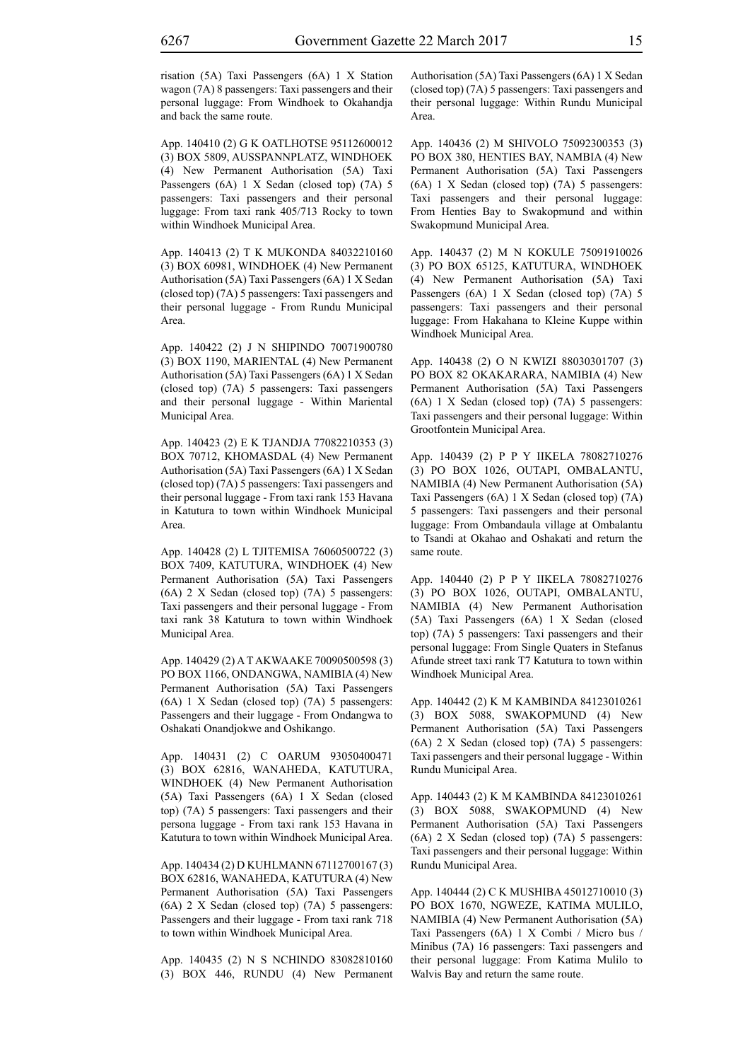risation (5A) Taxi Passengers (6A) 1 X Station wagon (7A) 8 passengers: Taxi passengers and their personal luggage: From Windhoek to Okahandja and back the same route.

App. 140410 (2) G K OATLHOTSE 95112600012 (3) BOX 5809, AUSSPANNPLATZ, WINDHOEK (4) New Permanent Authorisation (5A) Taxi Passengers (6A) 1 X Sedan (closed top) (7A) 5 passengers: Taxi passengers and their personal luggage: From taxi rank 405/713 Rocky to town within Windhoek Municipal Area.

App. 140413 (2) T K MUKONDA 84032210160 (3) BOX 60981, WINDHOEK (4) New Permanent Authorisation (5A) Taxi Passengers (6A) 1 X Sedan (closed top) (7A) 5 passengers: Taxi passengers and their personal luggage - From Rundu Municipal Area.

App. 140422 (2) J N SHIPINDO 70071900780 (3) BOX 1190, MARIENTAL (4) New Permanent Authorisation (5A) Taxi Passengers (6A) 1 X Sedan (closed top) (7A) 5 passengers: Taxi passengers and their personal luggage - Within Mariental Municipal Area.

App. 140423 (2) E K TJANDJA 77082210353 (3) BOX 70712, KHOMASDAL (4) New Permanent Authorisation (5A) Taxi Passengers (6A) 1 X Sedan (closed top) (7A) 5 passengers: Taxi passengers and their personal luggage - From taxi rank 153 Havana in Katutura to town within Windhoek Municipal Area.

App. 140428 (2) L TJITEMISA 76060500722 (3) BOX 7409, KATUTURA, WINDHOEK (4) New Permanent Authorisation (5A) Taxi Passengers (6A) 2 X Sedan (closed top) (7A) 5 passengers: Taxi passengers and their personal luggage - From taxi rank 38 Katutura to town within Windhoek Municipal Area.

App. 140429 (2) A T AKWAAKE 70090500598 (3) PO BOX 1166, ONDANGWA, NAMIBIA (4) New Permanent Authorisation (5A) Taxi Passengers (6A) 1 X Sedan (closed top) (7A) 5 passengers: Passengers and their luggage - From Ondangwa to Oshakati Onandjokwe and Oshikango.

App. 140431 (2) C OARUM 93050400471 (3) BOX 62816, WANAHEDA, KATUTURA, WINDHOEK (4) New Permanent Authorisation (5A) Taxi Passengers (6A) 1 X Sedan (closed top) (7A) 5 passengers: Taxi passengers and their persona luggage - From taxi rank 153 Havana in Katutura to town within Windhoek Municipal Area.

App. 140434 (2) D KUHLMANN 67112700167 (3) BOX 62816, WANAHEDA, KATUTURA (4) New Permanent Authorisation (5A) Taxi Passengers (6A) 2 X Sedan (closed top) (7A) 5 passengers: Passengers and their luggage - From taxi rank 718 to town within Windhoek Municipal Area.

App. 140435 (2) N S NCHINDO 83082810160 (3) BOX 446, RUNDU (4) New Permanent Authorisation (5A) Taxi Passengers (6A) 1 X Sedan (closed top) (7A) 5 passengers: Taxi passengers and their personal luggage: Within Rundu Municipal Area.

App. 140436 (2) M SHIVOLO 75092300353 (3) PO BOX 380, HENTIES BAY, NAMBIA (4) New Permanent Authorisation (5A) Taxi Passengers (6A) 1 X Sedan (closed top) (7A) 5 passengers: Taxi passengers and their personal luggage: From Henties Bay to Swakopmund and within Swakopmund Municipal Area.

App. 140437 (2) M N KOKULE 75091910026 (3) PO BOX 65125, KATUTURA, WINDHOEK (4) New Permanent Authorisation (5A) Taxi Passengers (6A) 1 X Sedan (closed top) (7A) 5 passengers: Taxi passengers and their personal luggage: From Hakahana to Kleine Kuppe within Windhoek Municipal Area.

App. 140438 (2) O N KWIZI 88030301707 (3) PO BOX 82 OKAKARARA, NAMIBIA (4) New Permanent Authorisation (5A) Taxi Passengers (6A) 1 X Sedan (closed top) (7A) 5 passengers: Taxi passengers and their personal luggage: Within Grootfontein Municipal Area.

App. 140439 (2) P P Y IIKELA 78082710276 (3) PO BOX 1026, OUTAPI, OMBALANTU, NAMIBIA (4) New Permanent Authorisation (5A) Taxi Passengers (6A) 1 X Sedan (closed top) (7A) 5 passengers: Taxi passengers and their personal luggage: From Ombandaula village at Ombalantu to Tsandi at Okahao and Oshakati and return the same route.

App. 140440 (2) P P Y IIKELA 78082710276 (3) PO BOX 1026, OUTAPI, OMBALANTU, NAMIBIA (4) New Permanent Authorisation (5A) Taxi Passengers (6A) 1 X Sedan (closed top) (7A) 5 passengers: Taxi passengers and their personal luggage: From Single Quaters in Stefanus Afunde street taxi rank T7 Katutura to town within Windhoek Municipal Area.

App. 140442 (2) K M KAMBINDA 84123010261 (3) BOX 5088, SWAKOPMUND (4) New Permanent Authorisation (5A) Taxi Passengers (6A) 2 X Sedan (closed top) (7A) 5 passengers: Taxi passengers and their personal luggage - Within Rundu Municipal Area.

App. 140443 (2) K M KAMBINDA 84123010261 (3) BOX 5088, SWAKOPMUND (4) New Permanent Authorisation (5A) Taxi Passengers (6A) 2 X Sedan (closed top) (7A) 5 passengers: Taxi passengers and their personal luggage: Within Rundu Municipal Area.

App. 140444 (2) C K MUSHIBA 45012710010 (3) PO BOX 1670, NGWEZE, KATIMA MULILO, NAMIBIA (4) New Permanent Authorisation (5A) Taxi Passengers (6A) 1 X Combi / Micro bus / Minibus (7A) 16 passengers: Taxi passengers and their personal luggage: From Katima Mulilo to Walvis Bay and return the same route.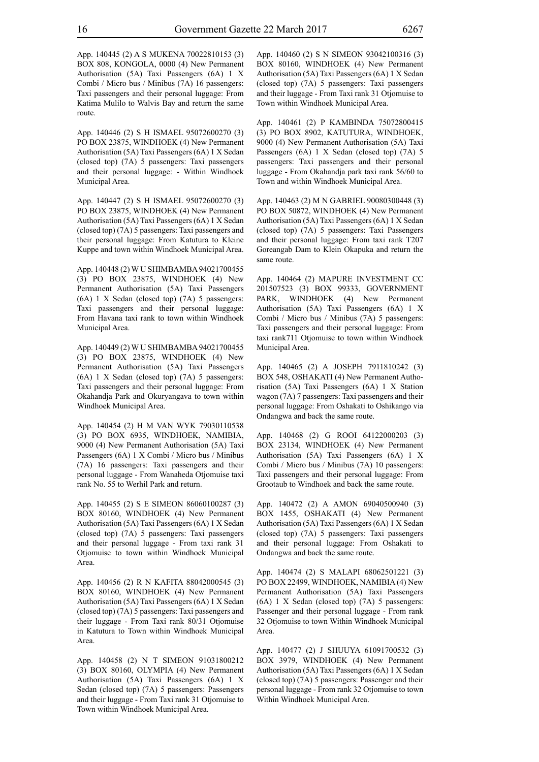App. 140445 (2) A S MUKENA 70022810153 (3) BOX 808, KONGOLA, 0000 (4) New Permanent Authorisation (5A) Taxi Passengers (6A) 1 X Combi / Micro bus / Minibus (7A) 16 passengers: Taxi passengers and their personal luggage: From Katima Mulilo to Walvis Bay and return the same route.

App. 140446 (2) S H ISMAEL 95072600270 (3) PO BOX 23875, WINDHOEK (4) New Permanent Authorisation (5A) Taxi Passengers (6A) 1 X Sedan (closed top) (7A) 5 passengers: Taxi passengers and their personal luggage: - Within Windhoek Municipal Area.

App. 140447 (2) S H ISMAEL 95072600270 (3) PO BOX 23875, WINDHOEK (4) New Permanent Authorisation (5A) Taxi Passengers (6A) 1 X Sedan (closed top) (7A) 5 passengers: Taxi passengers and their personal luggage: From Katutura to Kleine Kuppe and town within Windhoek Municipal Area.

App. 140448 (2) W U SHIMBAMBA 94021700455 (3) PO BOX 23875, WINDHOEK (4) New Permanent Authorisation (5A) Taxi Passengers (6A) 1 X Sedan (closed top) (7A) 5 passengers: Taxi passengers and their personal luggage: From Havana taxi rank to town within Windhoek Municipal Area.

App. 140449 (2) W U SHIMBAMBA 94021700455 (3) PO BOX 23875, WINDHOEK (4) New Permanent Authorisation (5A) Taxi Passengers (6A) 1 X Sedan (closed top) (7A) 5 passengers: Taxi passengers and their personal luggage: From Okahandja Park and Okuryangava to town within Windhoek Municipal Area.

App. 140454 (2) H M VAN WYK 79030110538 (3) PO BOX 6935, WINDHOEK, NAMIBIA, 9000 (4) New Permanent Authorisation (5A) Taxi Passengers (6A) 1 X Combi / Micro bus / Minibus (7A) 16 passengers: Taxi passengers and their personal luggage - From Wanaheda Otjomuise taxi rank No. 55 to Werhil Park and return.

App. 140455 (2) S E SIMEON 86060100287 (3) BOX 80160, WINDHOEK (4) New Permanent Authorisation (5A) Taxi Passengers (6A) 1 X Sedan (closed top) (7A) 5 passengers: Taxi passengers and their personal luggage - From taxi rank 31 Otjomuise to town within Windhoek Municipal Area.

App. 140456 (2) R N KAFITA 88042000545 (3) BOX 80160, WINDHOEK (4) New Permanent Authorisation (5A) Taxi Passengers (6A) 1 X Sedan (closed top) (7A) 5 passengers: Taxi passengers and their luggage - From Taxi rank 80/31 Otjomuise in Katutura to Town within Windhoek Municipal Area.

App. 140458 (2) N T SIMEON 91031800212 (3) BOX 80160, OLYMPIA (4) New Permanent Authorisation (5A) Taxi Passengers (6A) 1 X Sedan (closed top) (7A) 5 passengers: Passengers and their luggage - From Taxi rank 31 Otjomuise to Town within Windhoek Municipal Area.

App. 140460 (2) S N SIMEON 93042100316 (3) BOX 80160, WINDHOEK (4) New Permanent Authorisation (5A) Taxi Passengers (6A) 1 X Sedan (closed top) (7A) 5 passengers: Taxi passengers and their luggage - From Taxi rank 31 Otjomuise to Town within Windhoek Municipal Area.

App. 140461 (2) P KAMBINDA 75072800415 (3) PO BOX 8902, KATUTURA, WINDHOEK, 9000 (4) New Permanent Authorisation (5A) Taxi Passengers (6A) 1 X Sedan (closed top) (7A) 5 passengers: Taxi passengers and their personal luggage - From Okahandja park taxi rank 56/60 to Town and within Windhoek Municipal Area.

App. 140463 (2) M N GABRIEL 90080300448 (3) PO BOX 50872, WINDHOEK (4) New Permanent Authorisation (5A) Taxi Passengers (6A) 1 X Sedan (closed top) (7A) 5 passengers: Taxi Passengers and their personal luggage: From taxi rank T207 Goreangab Dam to Klein Okapuka and return the same route.

App. 140464 (2) MAPURE INVESTMENT CC 201507523 (3) BOX 99333, GOVERNMENT PARK, WINDHOEK (4) New Permanent Authorisation (5A) Taxi Passengers (6A) 1 X Combi / Micro bus / Minibus (7A) 5 passengers: Taxi passengers and their personal luggage: From taxi rank711 Otjomuise to town within Windhoek Municipal Area.

App. 140465 (2) A JOSEPH 7911810242 (3) BOX 548, OSHAKATI (4) New Permanent Authorisation (5A) Taxi Passengers (6A) 1 X Station wagon (7A) 7 passengers: Taxi passengers and their personal luggage: From Oshakati to Oshikango via Ondangwa and back the same route.

App. 140468 (2) G ROOI 64122000203 (3) BOX 23134, WINDHOEK (4) New Permanent Authorisation (5A) Taxi Passengers (6A) 1 X Combi / Micro bus / Minibus (7A) 10 passengers: Taxi passengers and their personal luggage: From Grootaub to Windhoek and back the same route.

App. 140472 (2) A AMON 69040500940 (3) BOX 1455, OSHAKATI (4) New Permanent Authorisation (5A) Taxi Passengers (6A) 1 X Sedan (closed top) (7A) 5 passengers: Taxi passengers and their personal luggage: From Oshakati to Ondangwa and back the same route.

App. 140474 (2) S MALAPI 68062501221 (3) PO BOX 22499, WINDHOEK, NAMIBIA (4) New Permanent Authorisation (5A) Taxi Passengers (6A) 1 X Sedan (closed top) (7A) 5 passengers: Passenger and their personal luggage - From rank 32 Otjomuise to town Within Windhoek Municipal Area.

App. 140477 (2) J SHUUYA 61091700532 (3) BOX 3979, WINDHOEK (4) New Permanent Authorisation (5A) Taxi Passengers (6A) 1 X Sedan (closed top) (7A) 5 passengers: Passenger and their personal luggage - From rank 32 Otjomuise to town Within Windhoek Municipal Area.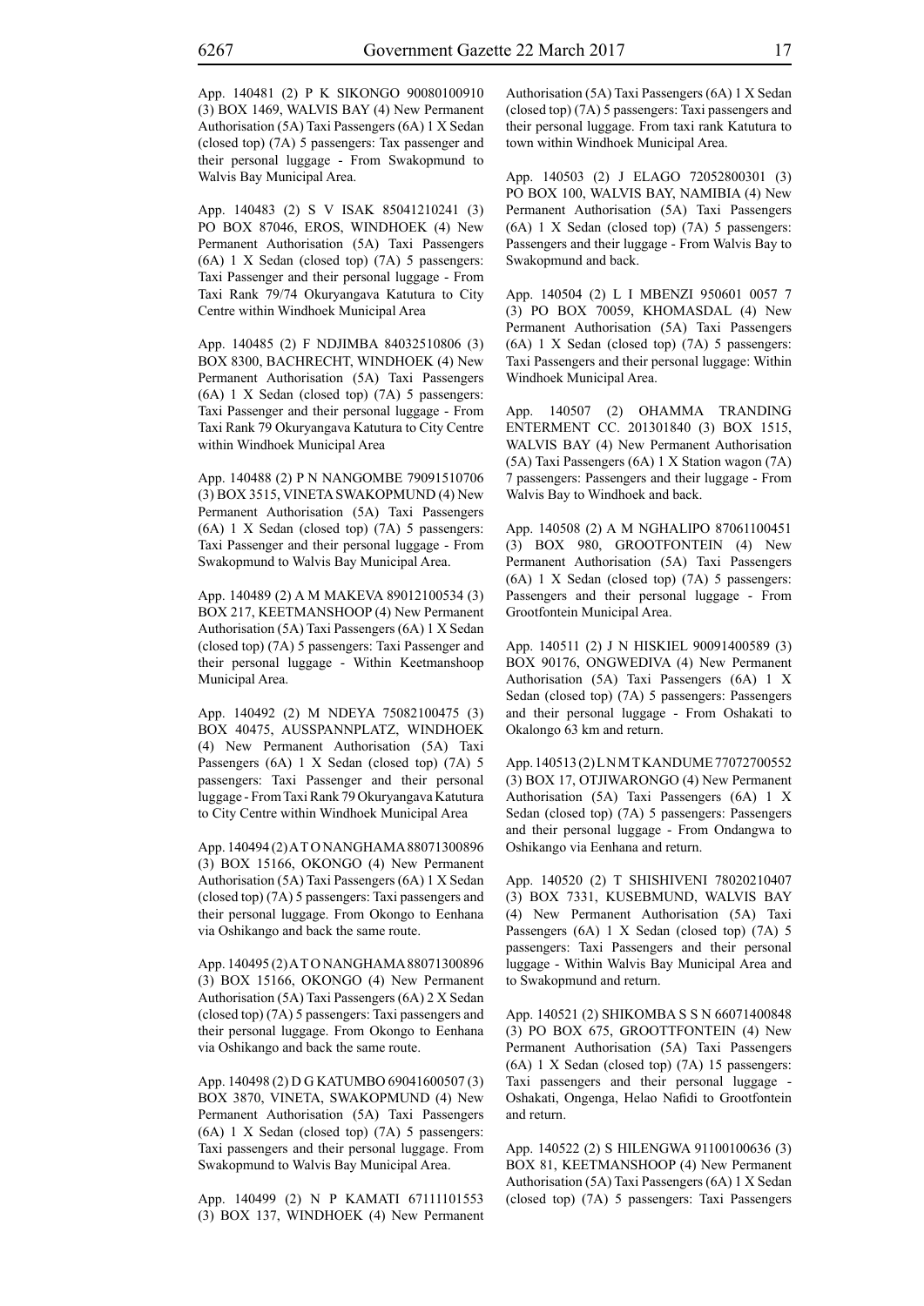App. 140481 (2) P K SIKONGO 90080100910 (3) BOX 1469, WALVIS BAY (4) New Permanent Authorisation (5A) Taxi Passengers (6A) 1 X Sedan (closed top) (7A) 5 passengers: Tax passenger and their personal luggage - From Swakopmund to Walvis Bay Municipal Area.

App. 140483 (2) S V ISAK 85041210241 (3) PO BOX 87046, EROS, WINDHOEK (4) New Permanent Authorisation (5A) Taxi Passengers (6A) 1 X Sedan (closed top) (7A) 5 passengers: Taxi Passenger and their personal luggage - From Taxi Rank 79/74 Okuryangava Katutura to City Centre within Windhoek Municipal Area

App. 140485 (2) F NDJIMBA 84032510806 (3) BOX 8300, BACHRECHT, WINDHOEK (4) New Permanent Authorisation (5A) Taxi Passengers (6A) 1 X Sedan (closed top) (7A) 5 passengers: Taxi Passenger and their personal luggage - From Taxi Rank 79 Okuryangava Katutura to City Centre within Windhoek Municipal Area

App. 140488 (2) P N NANGOMBE 79091510706 (3) BOX 3515, VINETA SWAKOPMUND (4) New Permanent Authorisation (5A) Taxi Passengers (6A) 1 X Sedan (closed top) (7A) 5 passengers: Taxi Passenger and their personal luggage - From Swakopmund to Walvis Bay Municipal Area.

App. 140489 (2) A M MAKEVA 89012100534 (3) BOX 217, KEETMANSHOOP (4) New Permanent Authorisation (5A) Taxi Passengers (6A) 1 X Sedan (closed top) (7A) 5 passengers: Taxi Passenger and their personal luggage - Within Keetmanshoop Municipal Area.

App. 140492 (2) M NDEYA 75082100475 (3) BOX 40475, AUSSPANNPLATZ, WINDHOEK (4) New Permanent Authorisation (5A) Taxi Passengers (6A) 1 X Sedan (closed top) (7A) 5 passengers: Taxi Passenger and their personal luggage - From Taxi Rank 79 Okuryangava Katutura to City Centre within Windhoek Municipal Area

App. 140494 (2) A T O NANGHAMA 88071300896 (3) BOX 15166, OKONGO (4) New Permanent Authorisation (5A) Taxi Passengers (6A) 1 X Sedan (closed top) (7A) 5 passengers: Taxi passengers and their personal luggage. From Okongo to Eenhana via Oshikango and back the same route.

App. 140495 (2) A T O NANGHAMA 88071300896 (3) BOX 15166, OKONGO (4) New Permanent Authorisation (5A) Taxi Passengers (6A) 2 X Sedan (closed top) (7A) 5 passengers: Taxi passengers and their personal luggage. From Okongo to Eenhana via Oshikango and back the same route.

App. 140498 (2) D G KATUMBO 69041600507 (3) BOX 3870, VINETA, SWAKOPMUND (4) New Permanent Authorisation (5A) Taxi Passengers (6A) 1 X Sedan (closed top) (7A) 5 passengers: Taxi passengers and their personal luggage. From Swakopmund to Walvis Bay Municipal Area.

App. 140499 (2) N P KAMATI 67111101553 (3) BOX 137, WINDHOEK (4) New Permanent Authorisation (5A) Taxi Passengers (6A) 1 X Sedan (closed top) (7A) 5 passengers: Taxi passengers and their personal luggage. From taxi rank Katutura to town within Windhoek Municipal Area.

App. 140503 (2) J ELAGO 72052800301 (3) PO BOX 100, WALVIS BAY, NAMIBIA (4) New Permanent Authorisation (5A) Taxi Passengers (6A) 1 X Sedan (closed top) (7A) 5 passengers: Passengers and their luggage - From Walvis Bay to Swakopmund and back.

App. 140504 (2) L I MBENZI 950601 0057 7 (3) PO BOX 70059, KHOMASDAL (4) New Permanent Authorisation (5A) Taxi Passengers (6A) 1 X Sedan (closed top) (7A) 5 passengers: Taxi Passengers and their personal luggage: Within Windhoek Municipal Area.

App. 140507 (2) OHAMMA TRANDING ENTERMENT CC. 201301840 (3) BOX 1515, WALVIS BAY (4) New Permanent Authorisation (5A) Taxi Passengers (6A) 1 X Station wagon (7A) 7 passengers: Passengers and their luggage - From Walvis Bay to Windhoek and back.

App. 140508 (2) A M NGHALIPO 87061100451 (3) BOX 980, GROOTFONTEIN (4) New Permanent Authorisation (5A) Taxi Passengers (6A) 1 X Sedan (closed top) (7A) 5 passengers: Passengers and their personal luggage - From Grootfontein Municipal Area.

App. 140511 (2) J N HISKIEL 90091400589 (3) BOX 90176, ONGWEDIVA (4) New Permanent Authorisation (5A) Taxi Passengers (6A) 1 X Sedan (closed top) (7A) 5 passengers: Passengers and their personal luggage - From Oshakati to Okalongo 63 km and return.

App. 140513 (2) L N M T KANDUME 77072700552 (3) BOX 17, OTJIWARONGO (4) New Permanent Authorisation (5A) Taxi Passengers (6A) 1 X Sedan (closed top) (7A) 5 passengers: Passengers and their personal luggage - From Ondangwa to Oshikango via Eenhana and return.

App. 140520 (2) T SHISHIVENI 78020210407 (3) BOX 7331, KUSEBMUND, WALVIS BAY (4) New Permanent Authorisation (5A) Taxi Passengers (6A) 1 X Sedan (closed top) (7A) 5 passengers: Taxi Passengers and their personal luggage - Within Walvis Bay Municipal Area and to Swakopmund and return.

App. 140521 (2) SHIKOMBA S S N 66071400848 (3) PO BOX 675, GROOTTFONTEIN (4) New Permanent Authorisation (5A) Taxi Passengers (6A) 1 X Sedan (closed top) (7A) 15 passengers: Taxi passengers and their personal luggage - Oshakati, Ongenga, Helao Nafidi to Grootfontein and return.

App. 140522 (2) S HILENGWA 91100100636 (3) BOX 81, KEETMANSHOOP (4) New Permanent Authorisation (5A) Taxi Passengers (6A) 1 X Sedan (closed top) (7A) 5 passengers: Taxi Passengers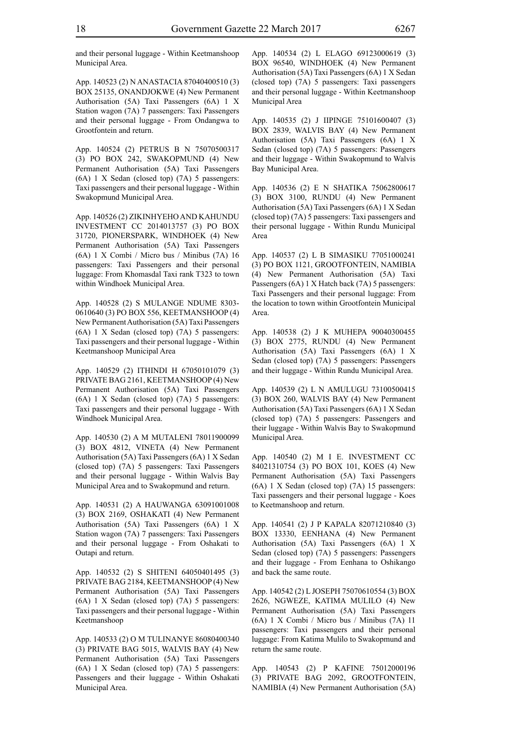and their personal luggage - Within Keetmanshoop Municipal Area.

App. 140523 (2) N ANASTACIA 87040400510 (3) BOX 25135, ONANDJOKWE (4) New Permanent Authorisation (5A) Taxi Passengers (6A) 1 X Station wagon (7A) 7 passengers: Taxi Passengers and their personal luggage - From Ondangwa to Grootfontein and return.

App. 140524 (2) PETRUS B N 75070500317 (3) PO BOX 242, SWAKOPMUND (4) New Permanent Authorisation (5A) Taxi Passengers (6A) 1 X Sedan (closed top) (7A) 5 passengers: Taxi passengers and their personal luggage - Within Swakopmund Municipal Area.

App. 140526 (2) ZIKINHYEHO AND KAHUNDU INVESTMENT CC 2014013757 (3) PO BOX 31720, PIONERSPARK, WINDHOEK (4) New Permanent Authorisation (5A) Taxi Passengers (6A) 1 X Combi / Micro bus / Minibus (7A) 16 passengers: Taxi Passengers and their personal luggage: From Khomasdal Taxi rank T323 to town within Windhoek Municipal Area.

App. 140528 (2) S MULANGE NDUME 8303-0610640 (3) PO BOX 556, KEETMANSHOOP (4) New Permanent Authorisation (5A) Taxi Passengers (6A) 1 X Sedan (closed top) (7A) 5 passengers: Taxi passengers and their personal luggage - Within Keetmanshoop Municipal Area

App. 140529 (2) ITHINDI H 67050101079 (3) PRIVATE BAG 2161, KEETMANSHOOP (4) New Permanent Authorisation (5A) Taxi Passengers (6A) 1 X Sedan (closed top) (7A) 5 passengers: Taxi passengers and their personal luggage - With Windhoek Municipal Area.

App. 140530 (2) A M MUTALENI 78011900099 (3) BOX 4812, VINETA (4) New Permanent Authorisation (5A) Taxi Passengers (6A) 1 X Sedan (closed top) (7A) 5 passengers: Taxi Passengers and their personal luggage - Within Walvis Bay Municipal Area and to Swakopmund and return.

App. 140531 (2) A HAUWANGA 63091001008 (3) BOX 2169, OSHAKATI (4) New Permanent Authorisation (5A) Taxi Passengers (6A) 1 X Station wagon (7A) 7 passengers: Taxi Passengers and their personal luggage - From Oshakati to Outapi and return.

App. 140532 (2) S SHITENI 64050401495 (3) PRIVATE BAG 2184, KEETMANSHOOP (4) New Permanent Authorisation (5A) Taxi Passengers (6A) 1 X Sedan (closed top) (7A) 5 passengers: Taxi passengers and their personal luggage - Within Keetmanshoop

App. 140533 (2) O M TULINANYE 86080400340 (3) PRIVATE BAG 5015, WALVIS BAY (4) New Permanent Authorisation (5A) Taxi Passengers (6A) 1 X Sedan (closed top) (7A) 5 passengers: Passengers and their luggage - Within Oshakati Municipal Area.

App. 140534 (2) L ELAGO 69123000619 (3) BOX 96540, WINDHOEK (4) New Permanent Authorisation (5A) Taxi Passengers (6A) 1 X Sedan (closed top) (7A) 5 passengers: Taxi passengers and their personal luggage - Within Keetmanshoop Municipal Area

App. 140535 (2) J IIPINGE 75101600407 (3) BOX 2839, WALVIS BAY (4) New Permanent Authorisation (5A) Taxi Passengers (6A) 1 X Sedan (closed top) (7A) 5 passengers: Passengers and their luggage - Within Swakopmund to Walvis Bay Municipal Area.

App. 140536 (2) E N SHATIKA 75062800617 (3) BOX 3100, RUNDU (4) New Permanent Authorisation (5A) Taxi Passengers (6A) 1 X Sedan (closed top) (7A) 5 passengers: Taxi passengers and their personal luggage - Within Rundu Municipal Area

App. 140537 (2) L B SIMASIKU 77051000241 (3) PO BOX 1121, GROOTFONTEIN, NAMIBIA (4) New Permanent Authorisation (5A) Taxi Passengers (6A) 1 X Hatch back (7A) 5 passengers: Taxi Passengers and their personal luggage: From the location to town within Grootfontein Municipal Area.

App. 140538 (2) J K MUHEPA 90040300455 (3) BOX 2775, RUNDU (4) New Permanent Authorisation (5A) Taxi Passengers (6A) 1 X Sedan (closed top) (7A) 5 passengers: Passengers and their luggage - Within Rundu Municipal Area.

App. 140539 (2) L N AMULUGU 73100500415 (3) BOX 260, WALVIS BAY (4) New Permanent Authorisation (5A) Taxi Passengers (6A) 1 X Sedan (closed top) (7A) 5 passengers: Passengers and their luggage - Within Walvis Bay to Swakopmund Municipal Area.

App. 140540 (2) M I E. INVESTMENT CC 84021310754 (3) PO BOX 101, KOES (4) New Permanent Authorisation (5A) Taxi Passengers (6A) 1 X Sedan (closed top) (7A) 15 passengers: Taxi passengers and their personal luggage - Koes to Keetmanshoop and return.

App. 140541 (2) J P KAPALA 82071210840 (3) BOX 13330, EENHANA (4) New Permanent Authorisation (5A) Taxi Passengers (6A) 1 X Sedan (closed top) (7A) 5 passengers: Passengers and their luggage - From Eenhana to Oshikango and back the same route.

App. 140542 (2) L JOSEPH 75070610554 (3) BOX 2626, NGWEZE, KATIMA MULILO (4) New Permanent Authorisation (5A) Taxi Passengers (6A) 1 X Combi / Micro bus / Minibus (7A) 11 passengers: Taxi passengers and their personal luggage: From Katima Mulilo to Swakopmund and return the same route.

App. 140543 (2) P KAFINE 75012000196 (3) PRIVATE BAG 2092, GROOTFONTEIN, NAMIBIA (4) New Permanent Authorisation (5A)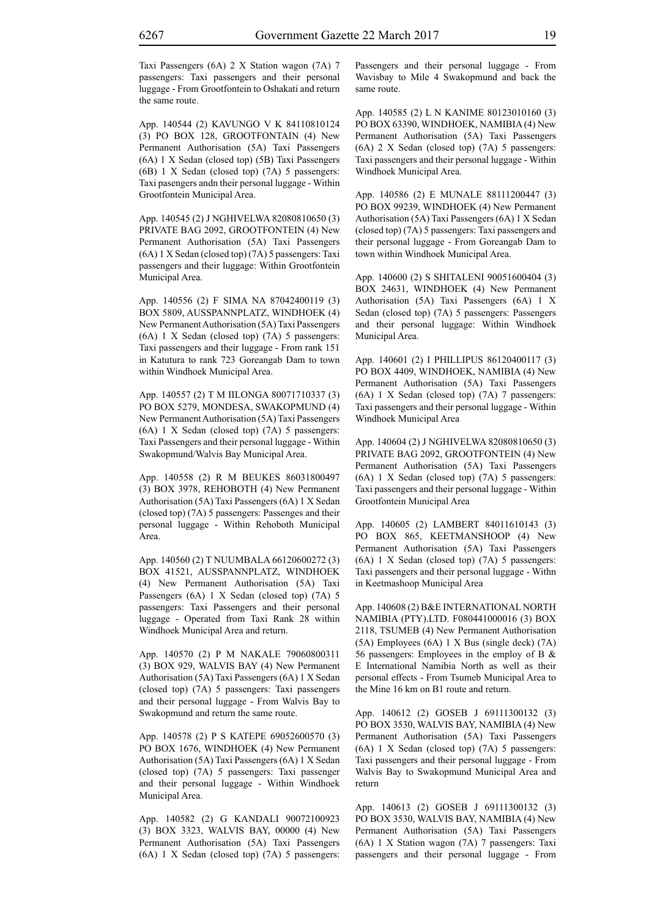Taxi Passengers (6A) 2 X Station wagon (7A) 7 passengers: Taxi passengers and their personal luggage - From Grootfontein to Oshakati and return the same route.

App. 140544 (2) KAVUNGO V K 84110810124 (3) PO BOX 128, GROOTFONTAIN (4) New Permanent Authorisation (5A) Taxi Passengers (6A) 1 X Sedan (closed top) (5B) Taxi Passengers (6B) 1 X Sedan (closed top) (7A) 5 passengers: Taxi pasengers andn their personal luggage - Within Grootfontein Municipal Area.

App. 140545 (2) J NGHIVELWA 82080810650 (3) PRIVATE BAG 2092, GROOTFONTEIN (4) New Permanent Authorisation (5A) Taxi Passengers (6A) 1 X Sedan (closed top) (7A) 5 passengers: Taxi passengers and their luggage: Within Grootfontein Municipal Area.

App. 140556 (2) F SIMA NA 87042400119 (3) BOX 5809, AUSSPANNPLATZ, WINDHOEK (4) New Permanent Authorisation (5A) Taxi Passengers (6A) 1 X Sedan (closed top) (7A) 5 passengers: Taxi passengers and their luggage - From rank 151 in Katutura to rank 723 Goreangab Dam to town within Windhoek Municipal Area.

App. 140557 (2) T M IILONGA 80071710337 (3) PO BOX 5279, MONDESA, SWAKOPMUND (4) New Permanent Authorisation (5A) Taxi Passengers (6A) 1 X Sedan (closed top) (7A) 5 passengers: Taxi Passengers and their personal luggage - Within Swakopmund/Walvis Bay Municipal Area.

App. 140558 (2) R M BEUKES 86031800497 (3) BOX 3978, REHOBOTH (4) New Permanent Authorisation (5A) Taxi Passengers (6A) 1 X Sedan (closed top) (7A) 5 passengers: Passenges and their personal luggage - Within Rehoboth Municipal Area.

App. 140560 (2) T NUUMBALA 66120600272 (3) BOX 41521, AUSSPANNPLATZ, WINDHOEK (4) New Permanent Authorisation (5A) Taxi Passengers (6A) 1 X Sedan (closed top) (7A) 5 passengers: Taxi Passengers and their personal luggage - Operated from Taxi Rank 28 within Windhoek Municipal Area and return.

App. 140570 (2) P M NAKALE 79060800311 (3) BOX 929, WALVIS BAY (4) New Permanent Authorisation (5A) Taxi Passengers (6A) 1 X Sedan (closed top) (7A) 5 passengers: Taxi passengers and their personal luggage - From Walvis Bay to Swakopmund and return the same route.

App. 140578 (2) P S KATEPE 69052600570 (3) PO BOX 1676, WINDHOEK (4) New Permanent Authorisation (5A) Taxi Passengers (6A) 1 X Sedan (closed top) (7A) 5 passengers: Taxi passenger and their personal luggage - Within Windhoek Municipal Area.

App. 140582 (2) G KANDALI 90072100923 (3) BOX 3323, WALVIS BAY, 00000 (4) New Permanent Authorisation (5A) Taxi Passengers (6A) 1 X Sedan (closed top) (7A) 5 passengers: Passengers and their personal luggage - From Wavisbay to Mile 4 Swakopmund and back the same route.

App. 140585 (2) L N KANIME 80123010160 (3) PO BOX 63390, WINDHOEK, NAMIBIA (4) New Permanent Authorisation (5A) Taxi Passengers (6A) 2 X Sedan (closed top) (7A) 5 passengers: Taxi passengers and their personal luggage - Within Windhoek Municipal Area.

App. 140586 (2) E MUNALE 88111200447 (3) PO BOX 99239, WINDHOEK (4) New Permanent Authorisation (5A) Taxi Passengers (6A) 1 X Sedan (closed top) (7A) 5 passengers: Taxi passengers and their personal luggage - From Goreangab Dam to town within Windhoek Municipal Area.

App. 140600 (2) S SHITALENI 90051600404 (3) BOX 24631, WINDHOEK (4) New Permanent Authorisation (5A) Taxi Passengers (6A) 1 X Sedan (closed top) (7A) 5 passengers: Passengers and their personal luggage: Within Windhoek Municipal Area.

App. 140601 (2) I PHILLIPUS 86120400117 (3) PO BOX 4409, WINDHOEK, NAMIBIA (4) New Permanent Authorisation (5A) Taxi Passengers (6A) 1 X Sedan (closed top) (7A) 7 passengers: Taxi passengers and their personal luggage - Within Windhoek Municipal Area

App. 140604 (2) J NGHIVELWA 82080810650 (3) PRIVATE BAG 2092, GROOTFONTEIN (4) New Permanent Authorisation (5A) Taxi Passengers (6A) 1 X Sedan (closed top) (7A) 5 passengers: Taxi passengers and their personal luggage - Within Grootfontein Municipal Area

App. 140605 (2) LAMBERT 84011610143 (3) PO BOX 865, KEETMANSHOOP (4) New Permanent Authorisation (5A) Taxi Passengers (6A) 1 X Sedan (closed top) (7A) 5 passengers: Taxi passengers and their personal luggage - Withn in Keetmashoop Municipal Area

App. 140608 (2) B&E INTERNATIONAL NORTH NAMIBIA (PTY).LTD. F080441000016 (3) BOX 2118, TSUMEB (4) New Permanent Authorisation (5A) Employees (6A) 1 X Bus (single deck) (7A) 56 passengers: Employees in the employ of B & E International Namibia North as well as their personal effects - From Tsumeb Municipal Area to the Mine 16 km on B1 route and return.

App. 140612 (2) GOSEB J 69111300132 (3) PO BOX 3530, WALVIS BAY, NAMIBIA (4) New Permanent Authorisation (5A) Taxi Passengers (6A) 1 X Sedan (closed top) (7A) 5 passengers: Taxi passengers and their personal luggage - From Walvis Bay to Swakopmund Municipal Area and return

App. 140613 (2) GOSEB J 69111300132 (3) PO BOX 3530, WALVIS BAY, NAMIBIA (4) New Permanent Authorisation (5A) Taxi Passengers (6A) 1 X Station wagon (7A) 7 passengers: Taxi passengers and their personal luggage - From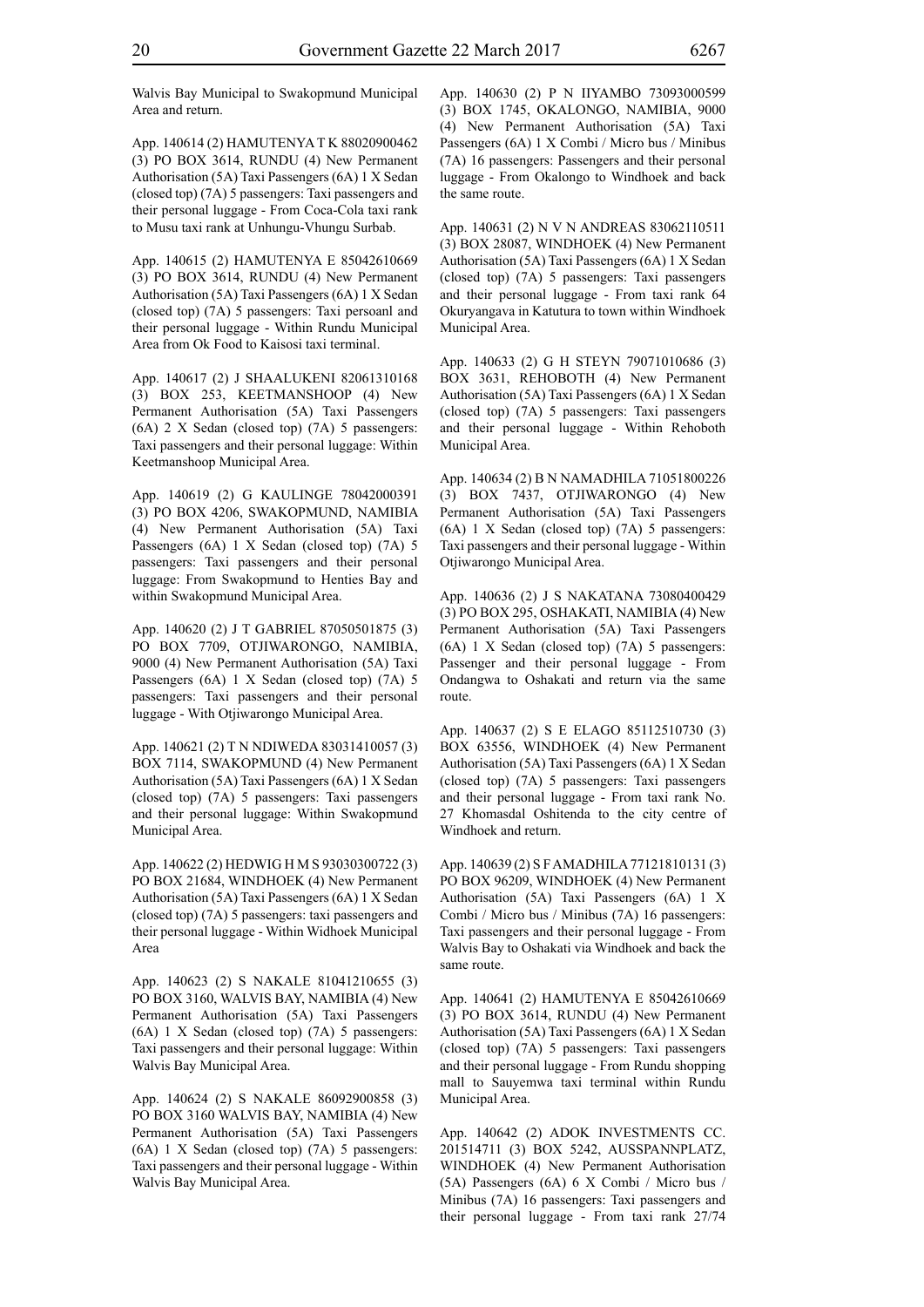Walvis Bay Municipal to Swakopmund Municipal Area and return.

App. 140614 (2) HAMUTENYA T K 88020900462 (3) PO BOX 3614, RUNDU (4) New Permanent Authorisation (5A) Taxi Passengers (6A) 1 X Sedan (closed top) (7A) 5 passengers: Taxi passengers and their personal luggage - From Coca-Cola taxi rank to Musu taxi rank at Unhungu-Vhungu Surbab.

App. 140615 (2) HAMUTENYA E 85042610669 (3) PO BOX 3614, RUNDU (4) New Permanent Authorisation (5A) Taxi Passengers (6A) 1 X Sedan (closed top) (7A) 5 passengers: Taxi persoanl and their personal luggage - Within Rundu Municipal Area from Ok Food to Kaisosi taxi terminal.

App. 140617 (2) J SHAALUKENI 82061310168 (3) BOX 253, KEETMANSHOOP (4) New Permanent Authorisation (5A) Taxi Passengers (6A) 2 X Sedan (closed top) (7A) 5 passengers: Taxi passengers and their personal luggage: Within Keetmanshoop Municipal Area.

App. 140619 (2) G KAULINGE 78042000391 (3) PO BOX 4206, SWAKOPMUND, NAMIBIA (4) New Permanent Authorisation (5A) Taxi Passengers (6A) 1 X Sedan (closed top) (7A) 5 passengers: Taxi passengers and their personal luggage: From Swakopmund to Henties Bay and within Swakopmund Municipal Area.

App. 140620 (2) J T GABRIEL 87050501875 (3) PO BOX 7709, OTJIWARONGO, NAMIBIA, 9000 (4) New Permanent Authorisation (5A) Taxi Passengers (6A) 1 X Sedan (closed top) (7A) 5 passengers: Taxi passengers and their personal luggage - With Otjiwarongo Municipal Area.

App. 140621 (2) T N NDIWEDA 83031410057 (3) BOX 7114, SWAKOPMUND (4) New Permanent Authorisation (5A) Taxi Passengers (6A) 1 X Sedan (closed top) (7A) 5 passengers: Taxi passengers and their personal luggage: Within Swakopmund Municipal Area.

App. 140622 (2) HEDWIG H M S 93030300722 (3) PO BOX 21684, WINDHOEK (4) New Permanent Authorisation (5A) Taxi Passengers (6A) 1 X Sedan (closed top) (7A) 5 passengers: taxi passengers and their personal luggage - Within Widhoek Municipal Area

App. 140623 (2) S NAKALE 81041210655 (3) PO BOX 3160, WALVIS BAY, NAMIBIA (4) New Permanent Authorisation (5A) Taxi Passengers (6A) 1 X Sedan (closed top) (7A) 5 passengers: Taxi passengers and their personal luggage: Within Walvis Bay Municipal Area.

App. 140624 (2) S NAKALE 86092900858 (3) PO BOX 3160 WALVIS BAY, NAMIBIA (4) New Permanent Authorisation (5A) Taxi Passengers (6A) 1 X Sedan (closed top) (7A) 5 passengers: Taxi passengers and their personal luggage - Within Walvis Bay Municipal Area.

App. 140630 (2) P N IIYAMBO 73093000599 (3) BOX 1745, OKALONGO, NAMIBIA, 9000 (4) New Permanent Authorisation (5A) Taxi Passengers (6A) 1 X Combi / Micro bus / Minibus (7A) 16 passengers: Passengers and their personal luggage - From Okalongo to Windhoek and back the same route.

App. 140631 (2) N V N ANDREAS 83062110511 (3) BOX 28087, WINDHOEK (4) New Permanent Authorisation (5A) Taxi Passengers (6A) 1 X Sedan (closed top) (7A) 5 passengers: Taxi passengers and their personal luggage - From taxi rank 64 Okuryangava in Katutura to town within Windhoek Municipal Area.

App. 140633 (2) G H STEYN 79071010686 (3) BOX 3631, REHOBOTH (4) New Permanent Authorisation (5A) Taxi Passengers (6A) 1 X Sedan (closed top) (7A) 5 passengers: Taxi passengers and their personal luggage - Within Rehoboth Municipal Area.

App. 140634 (2) B N NAMADHILA 71051800226 (3) BOX 7437, OTJIWARONGO (4) New Permanent Authorisation (5A) Taxi Passengers (6A) 1 X Sedan (closed top) (7A) 5 passengers: Taxi passengers and their personal luggage - Within Otjiwarongo Municipal Area.

App. 140636 (2) J S NAKATANA 73080400429 (3) PO BOX 295, OSHAKATI, NAMIBIA (4) New Permanent Authorisation (5A) Taxi Passengers (6A) 1 X Sedan (closed top) (7A) 5 passengers: Passenger and their personal luggage - From Ondangwa to Oshakati and return via the same route.

App. 140637 (2) S E ELAGO 85112510730 (3) BOX 63556, WINDHOEK (4) New Permanent Authorisation (5A) Taxi Passengers (6A) 1 X Sedan (closed top) (7A) 5 passengers: Taxi passengers and their personal luggage - From taxi rank No. 27 Khomasdal Oshitenda to the city centre of Windhoek and return.

App. 140639 (2) S F AMADHILA 77121810131 (3) PO BOX 96209, WINDHOEK (4) New Permanent Authorisation (5A) Taxi Passengers (6A) 1 X Combi / Micro bus / Minibus (7A) 16 passengers: Taxi passengers and their personal luggage - From Walvis Bay to Oshakati via Windhoek and back the same route.

App. 140641 (2) HAMUTENYA E 85042610669 (3) PO BOX 3614, RUNDU (4) New Permanent Authorisation (5A) Taxi Passengers (6A) 1 X Sedan (closed top) (7A) 5 passengers: Taxi passengers and their personal luggage - From Rundu shopping mall to Sauyemwa taxi terminal within Rundu Municipal Area.

App. 140642 (2) ADOK INVESTMENTS CC. 201514711 (3) BOX 5242, AUSSPANNPLATZ, WINDHOEK (4) New Permanent Authorisation (5A) Passengers (6A) 6 X Combi / Micro bus / Minibus (7A) 16 passengers: Taxi passengers and their personal luggage - From taxi rank 27/74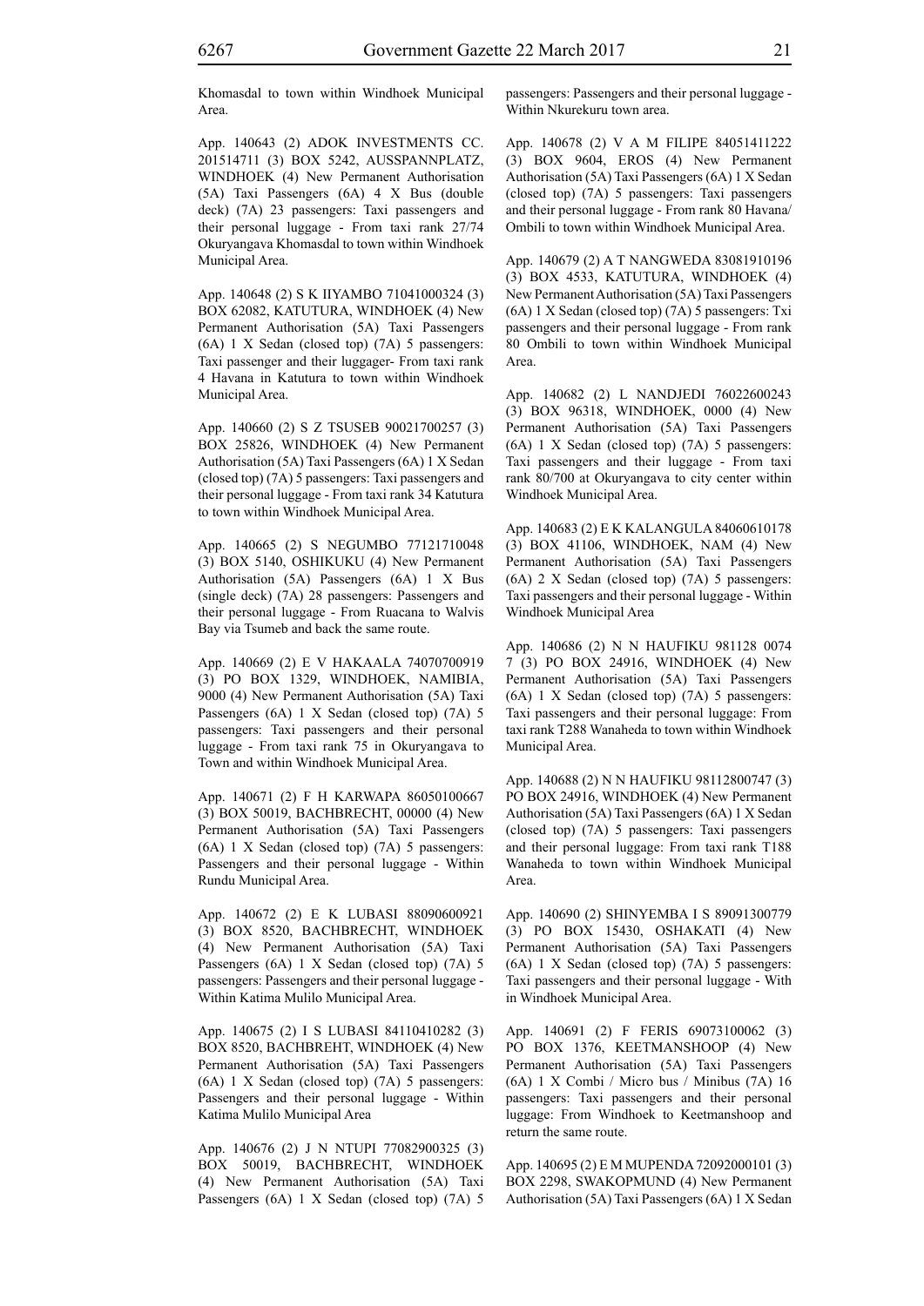Khomasdal to town within Windhoek Municipal Area.

App. 140643 (2) ADOK INVESTMENTS CC. 201514711 (3) BOX 5242, AUSSPANNPLATZ, WINDHOEK (4) New Permanent Authorisation (5A) Taxi Passengers (6A) 4 X Bus (double deck) (7A) 23 passengers: Taxi passengers and their personal luggage - From taxi rank 27/74 Okuryangava Khomasdal to town within Windhoek Municipal Area.

App. 140648 (2) S K IIYAMBO 71041000324 (3) BOX 62082, KATUTURA, WINDHOEK (4) New Permanent Authorisation (5A) Taxi Passengers (6A) 1 X Sedan (closed top) (7A) 5 passengers: Taxi passenger and their luggager- From taxi rank 4 Havana in Katutura to town within Windhoek Municipal Area.

App. 140660 (2) S Z TSUSEB 90021700257 (3) BOX 25826, WINDHOEK (4) New Permanent Authorisation (5A) Taxi Passengers (6A) 1 X Sedan (closed top) (7A) 5 passengers: Taxi passengers and their personal luggage - From taxi rank 34 Katutura to town within Windhoek Municipal Area.

App. 140665 (2) S NEGUMBO 77121710048 (3) BOX 5140, OSHIKUKU (4) New Permanent Authorisation (5A) Passengers (6A) 1 X Bus (single deck) (7A) 28 passengers: Passengers and their personal luggage - From Ruacana to Walvis Bay via Tsumeb and back the same route.

App. 140669 (2) E V HAKAALA 74070700919 (3) PO BOX 1329, WINDHOEK, NAMIBIA, 9000 (4) New Permanent Authorisation (5A) Taxi Passengers (6A) 1 X Sedan (closed top) (7A) 5 passengers: Taxi passengers and their personal luggage - From taxi rank 75 in Okuryangava to Town and within Windhoek Municipal Area.

App. 140671 (2) F H KARWAPA 86050100667 (3) BOX 50019, BACHBRECHT, 00000 (4) New Permanent Authorisation (5A) Taxi Passengers (6A) 1 X Sedan (closed top) (7A) 5 passengers: Passengers and their personal luggage - Within Rundu Municipal Area.

App. 140672 (2) E K LUBASI 88090600921 (3) BOX 8520, BACHBRECHT, WINDHOEK (4) New Permanent Authorisation (5A) Taxi Passengers (6A) 1 X Sedan (closed top) (7A) 5 passengers: Passengers and their personal luggage - Within Katima Mulilo Municipal Area.

App. 140675 (2) I S LUBASI 84110410282 (3) BOX 8520, BACHBREHT, WINDHOEK (4) New Permanent Authorisation (5A) Taxi Passengers (6A) 1 X Sedan (closed top) (7A) 5 passengers: Passengers and their personal luggage - Within Katima Mulilo Municipal Area

App. 140676 (2) J N NTUPI 77082900325 (3) BOX 50019, BACHBRECHT, WINDHOEK (4) New Permanent Authorisation (5A) Taxi Passengers (6A) 1 X Sedan (closed top) (7A) 5 passengers: Passengers and their personal luggage - Within Nkurekuru town area.

App. 140678 (2) V A M FILIPE 84051411222 (3) BOX 9604, EROS (4) New Permanent Authorisation (5A) Taxi Passengers (6A) 1 X Sedan (closed top) (7A) 5 passengers: Taxi passengers and their personal luggage - From rank 80 Havana/ Ombili to town within Windhoek Municipal Area.

App. 140679 (2) A T NANGWEDA 83081910196 (3) BOX 4533, KATUTURA, WINDHOEK (4) New Permanent Authorisation (5A) Taxi Passengers (6A) 1 X Sedan (closed top) (7A) 5 passengers: Txi passengers and their personal luggage - From rank 80 Ombili to town within Windhoek Municipal Area.

App. 140682 (2) L NANDJEDI 76022600243 (3) BOX 96318, WINDHOEK, 0000 (4) New Permanent Authorisation (5A) Taxi Passengers (6A) 1 X Sedan (closed top) (7A) 5 passengers: Taxi passengers and their luggage - From taxi rank 80/700 at Okuryangava to city center within Windhoek Municipal Area.

App. 140683 (2) E K KALANGULA 84060610178 (3) BOX 41106, WINDHOEK, NAM (4) New Permanent Authorisation (5A) Taxi Passengers (6A) 2 X Sedan (closed top) (7A) 5 passengers: Taxi passengers and their personal luggage - Within Windhoek Municipal Area

App. 140686 (2) N N HAUFIKU 981128 0074 7 (3) PO BOX 24916, WINDHOEK (4) New Permanent Authorisation (5A) Taxi Passengers (6A) 1 X Sedan (closed top) (7A) 5 passengers: Taxi passengers and their personal luggage: From taxi rank T288 Wanaheda to town within Windhoek Municipal Area.

App. 140688 (2) N N HAUFIKU 98112800747 (3) PO BOX 24916, WINDHOEK (4) New Permanent Authorisation (5A) Taxi Passengers (6A) 1 X Sedan (closed top) (7A) 5 passengers: Taxi passengers and their personal luggage: From taxi rank T188 Wanaheda to town within Windhoek Municipal Area.

App. 140690 (2) SHINYEMBA I S 89091300779 (3) PO BOX 15430, OSHAKATI (4) New Permanent Authorisation (5A) Taxi Passengers (6A) 1 X Sedan (closed top) (7A) 5 passengers: Taxi passengers and their personal luggage - With in Windhoek Municipal Area.

App. 140691 (2) F FERIS 69073100062 (3) PO BOX 1376, KEETMANSHOOP (4) New Permanent Authorisation (5A) Taxi Passengers (6A) 1 X Combi / Micro bus / Minibus (7A) 16 passengers: Taxi passengers and their personal luggage: From Windhoek to Keetmanshoop and return the same route.

App. 140695 (2) E M MUPENDA 72092000101 (3) BOX 2298, SWAKOPMUND (4) New Permanent Authorisation (5A) Taxi Passengers (6A) 1 X Sedan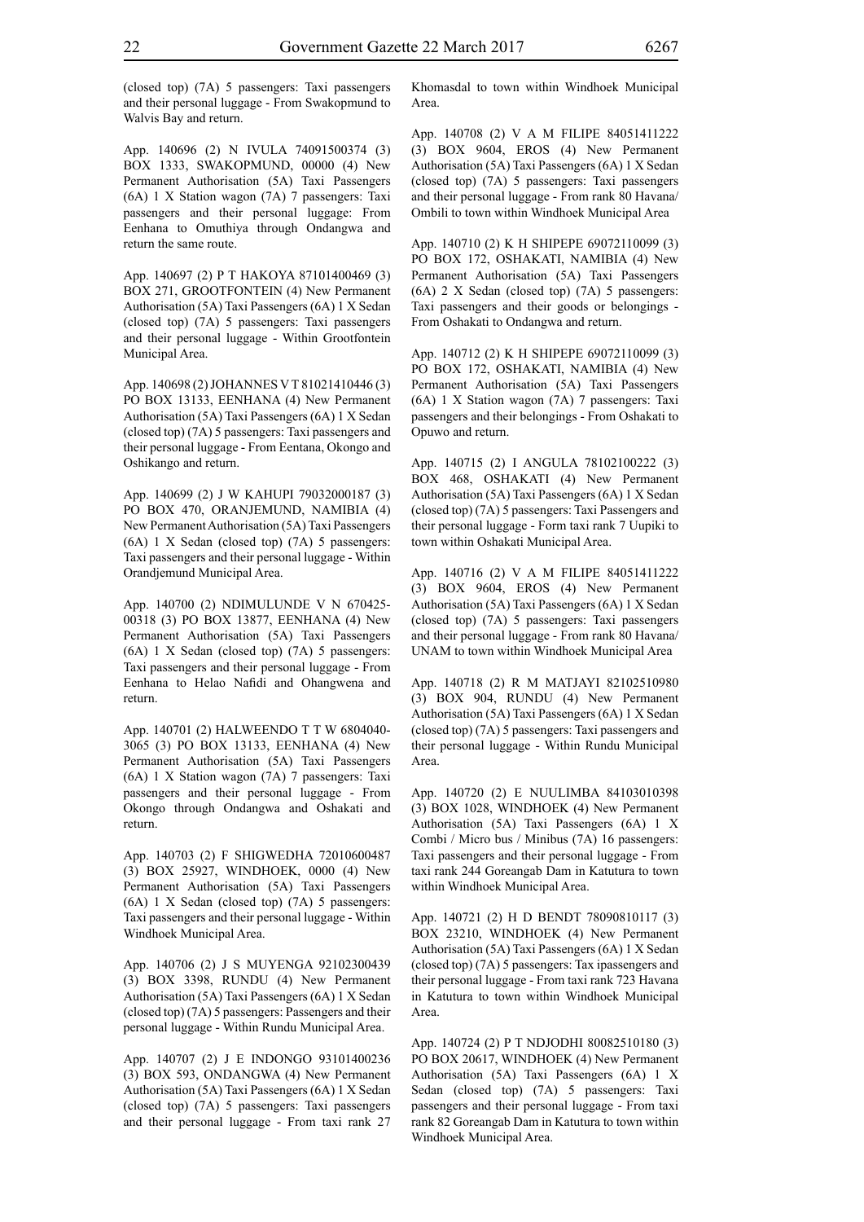(closed top) (7A) 5 passengers: Taxi passengers and their personal luggage - From Swakopmund to Walvis Bay and return.

App. 140696 (2) N IVULA 74091500374 (3) BOX 1333, SWAKOPMUND, 00000 (4) New Permanent Authorisation (5A) Taxi Passengers (6A) 1 X Station wagon (7A) 7 passengers: Taxi passengers and their personal luggage: From Eenhana to Omuthiya through Ondangwa and return the same route.

App. 140697 (2) P T HAKOYA 87101400469 (3) BOX 271, GROOTFONTEIN (4) New Permanent Authorisation (5A) Taxi Passengers (6A) 1 X Sedan (closed top) (7A) 5 passengers: Taxi passengers and their personal luggage - Within Grootfontein Municipal Area.

App. 140698 (2) JOHANNES V T 81021410446 (3) PO BOX 13133, EENHANA (4) New Permanent Authorisation (5A) Taxi Passengers (6A) 1 X Sedan (closed top) (7A) 5 passengers: Taxi passengers and their personal luggage - From Eentana, Okongo and Oshikango and return.

App. 140699 (2) J W KAHUPI 79032000187 (3) PO BOX 470, ORANJEMUND, NAMIBIA (4) New Permanent Authorisation (5A) Taxi Passengers (6A) 1 X Sedan (closed top) (7A) 5 passengers: Taxi passengers and their personal luggage - Within Orandjemund Municipal Area.

App. 140700 (2) NDIMULUNDE V N 670425-00318 (3) PO BOX 13877, EENHANA (4) New Permanent Authorisation (5A) Taxi Passengers (6A) 1 X Sedan (closed top) (7A) 5 passengers: Taxi passengers and their personal luggage - From Eenhana to Helao Nafidi and Ohangwena and return.

App. 140701 (2) HALWEENDO T T W 6804040-3065 (3) PO BOX 13133, EENHANA (4) New Permanent Authorisation (5A) Taxi Passengers (6A) 1 X Station wagon (7A) 7 passengers: Taxi passengers and their personal luggage - From Okongo through Ondangwa and Oshakati and return.

App. 140703 (2) F SHIGWEDHA 72010600487 (3) BOX 25927, WINDHOEK, 0000 (4) New Permanent Authorisation (5A) Taxi Passengers (6A) 1 X Sedan (closed top) (7A) 5 passengers: Taxi passengers and their personal luggage - Within Windhoek Municipal Area.

App. 140706 (2) J S MUYENGA 92102300439 (3) BOX 3398, RUNDU (4) New Permanent Authorisation (5A) Taxi Passengers (6A) 1 X Sedan (closed top) (7A) 5 passengers: Passengers and their personal luggage - Within Rundu Municipal Area.

App. 140707 (2) J E INDONGO 93101400236 (3) BOX 593, ONDANGWA (4) New Permanent Authorisation (5A) Taxi Passengers (6A) 1 X Sedan (closed top) (7A) 5 passengers: Taxi passengers and their personal luggage - From taxi rank 27 Khomasdal to town within Windhoek Municipal Area.

App. 140708 (2) V A M FILIPE 84051411222 (3) BOX 9604, EROS (4) New Permanent Authorisation (5A) Taxi Passengers (6A) 1 X Sedan (closed top) (7A) 5 passengers: Taxi passengers and their personal luggage - From rank 80 Havana/ Ombili to town within Windhoek Municipal Area

App. 140710 (2) K H SHIPEPE 69072110099 (3) PO BOX 172, OSHAKATI, NAMIBIA (4) New Permanent Authorisation (5A) Taxi Passengers (6A) 2 X Sedan (closed top) (7A) 5 passengers: Taxi passengers and their goods or belongings - From Oshakati to Ondangwa and return.

App. 140712 (2) K H SHIPEPE 69072110099 (3) PO BOX 172, OSHAKATI, NAMIBIA (4) New Permanent Authorisation (5A) Taxi Passengers (6A) 1 X Station wagon (7A) 7 passengers: Taxi passengers and their belongings - From Oshakati to Opuwo and return.

App. 140715 (2) I ANGULA 78102100222 (3) BOX 468, OSHAKATI (4) New Permanent Authorisation (5A) Taxi Passengers (6A) 1 X Sedan (closed top) (7A) 5 passengers: Taxi Passengers and their personal luggage - Form taxi rank 7 Uupiki to town within Oshakati Municipal Area.

App. 140716 (2) V A M FILIPE 84051411222 (3) BOX 9604, EROS (4) New Permanent Authorisation (5A) Taxi Passengers (6A) 1 X Sedan (closed top) (7A) 5 passengers: Taxi passengers and their personal luggage - From rank 80 Havana/ UNAM to town within Windhoek Municipal Area

App. 140718 (2) R M MATJAYI 82102510980 (3) BOX 904, RUNDU (4) New Permanent Authorisation (5A) Taxi Passengers (6A) 1 X Sedan (closed top) (7A) 5 passengers: Taxi passengers and their personal luggage - Within Rundu Municipal Area.

App. 140720 (2) E NUULIMBA 84103010398 (3) BOX 1028, WINDHOEK (4) New Permanent Authorisation (5A) Taxi Passengers (6A) 1 X Combi / Micro bus / Minibus (7A) 16 passengers: Taxi passengers and their personal luggage - From taxi rank 244 Goreangab Dam in Katutura to town within Windhoek Municipal Area.

App. 140721 (2) H D BENDT 78090810117 (3) BOX 23210, WINDHOEK (4) New Permanent Authorisation (5A) Taxi Passengers (6A) 1 X Sedan (closed top) (7A) 5 passengers: Tax ipassengers and their personal luggage - From taxi rank 723 Havana in Katutura to town within Windhoek Municipal Area.

App. 140724 (2) P T NDJODHI 80082510180 (3) PO BOX 20617, WINDHOEK (4) New Permanent Authorisation (5A) Taxi Passengers (6A) 1 X Sedan (closed top) (7A) 5 passengers: Taxi passengers and their personal luggage - From taxi rank 82 Goreangab Dam in Katutura to town within Windhoek Municipal Area.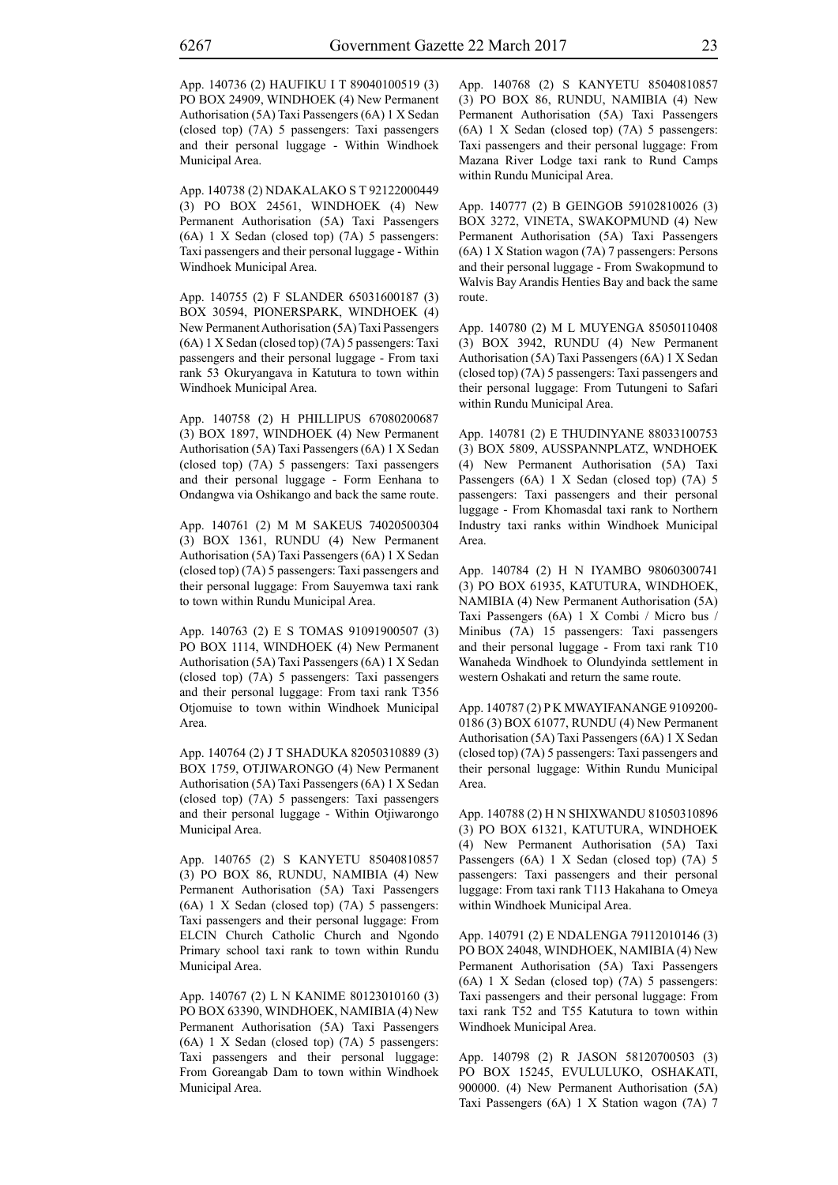App. 140736 (2) HAUFIKU I T 89040100519 (3) PO BOX 24909, WINDHOEK (4) New Permanent Authorisation (5A) Taxi Passengers (6A) 1 X Sedan (closed top) (7A) 5 passengers: Taxi passengers and their personal luggage - Within Windhoek Municipal Area.

App. 140738 (2) NDAKALAKO S T 92122000449 (3) PO BOX 24561, WINDHOEK (4) New Permanent Authorisation (5A) Taxi Passengers (6A) 1 X Sedan (closed top) (7A) 5 passengers: Taxi passengers and their personal luggage - Within Windhoek Municipal Area.

App. 140755 (2) F SLANDER 65031600187 (3) BOX 30594, PIONERSPARK, WINDHOEK (4) New Permanent Authorisation (5A) Taxi Passengers (6A) 1 X Sedan (closed top) (7A) 5 passengers: Taxi passengers and their personal luggage - From taxi rank 53 Okuryangava in Katutura to town within Windhoek Municipal Area.

App. 140758 (2) H PHILLIPUS 67080200687 (3) BOX 1897, WINDHOEK (4) New Permanent Authorisation (5A) Taxi Passengers (6A) 1 X Sedan (closed top) (7A) 5 passengers: Taxi passengers and their personal luggage - Form Eenhana to Ondangwa via Oshikango and back the same route.

App. 140761 (2) M M SAKEUS 74020500304 (3) BOX 1361, RUNDU (4) New Permanent Authorisation (5A) Taxi Passengers (6A) 1 X Sedan (closed top) (7A) 5 passengers: Taxi passengers and their personal luggage: From Sauyemwa taxi rank to town within Rundu Municipal Area.

App. 140763 (2) E S TOMAS 91091900507 (3) PO BOX 1114, WINDHOEK (4) New Permanent Authorisation (5A) Taxi Passengers (6A) 1 X Sedan (closed top) (7A) 5 passengers: Taxi passengers and their personal luggage: From taxi rank T356 Otjomuise to town within Windhoek Municipal Area.

App. 140764 (2) J T SHADUKA 82050310889 (3) BOX 1759, OTJIWARONGO (4) New Permanent Authorisation (5A) Taxi Passengers (6A) 1 X Sedan (closed top) (7A) 5 passengers: Taxi passengers and their personal luggage - Within Otjiwarongo Municipal Area.

App. 140765 (2) S KANYETU 85040810857 (3) PO BOX 86, RUNDU, NAMIBIA (4) New Permanent Authorisation (5A) Taxi Passengers (6A) 1 X Sedan (closed top) (7A) 5 passengers: Taxi passengers and their personal luggage: From ELCIN Church Catholic Church and Ngondo Primary school taxi rank to town within Rundu Municipal Area.

App. 140767 (2) L N KANIME 80123010160 (3) PO BOX 63390, WINDHOEK, NAMIBIA (4) New Permanent Authorisation (5A) Taxi Passengers (6A) 1 X Sedan (closed top) (7A) 5 passengers: Taxi passengers and their personal luggage: From Goreangab Dam to town within Windhoek Municipal Area.

App. 140768 (2) S KANYETU 85040810857 (3) PO BOX 86, RUNDU, NAMIBIA (4) New Permanent Authorisation (5A) Taxi Passengers (6A) 1 X Sedan (closed top) (7A) 5 passengers: Taxi passengers and their personal luggage: From Mazana River Lodge taxi rank to Rund Camps within Rundu Municipal Area.

App. 140777 (2) B GEINGOB 59102810026 (3) BOX 3272, VINETA, SWAKOPMUND (4) New Permanent Authorisation (5A) Taxi Passengers (6A) 1 X Station wagon (7A) 7 passengers: Persons and their personal luggage - From Swakopmund to Walvis Bay Arandis Henties Bay and back the same route.

App. 140780 (2) M L MUYENGA 85050110408 (3) BOX 3942, RUNDU (4) New Permanent Authorisation (5A) Taxi Passengers (6A) 1 X Sedan (closed top) (7A) 5 passengers: Taxi passengers and their personal luggage: From Tutungeni to Safari within Rundu Municipal Area.

App. 140781 (2) E THUDINYANE 88033100753 (3) BOX 5809, AUSSPANNPLATZ, WNDHOEK (4) New Permanent Authorisation (5A) Taxi Passengers (6A) 1 X Sedan (closed top) (7A) 5 passengers: Taxi passengers and their personal luggage - From Khomasdal taxi rank to Northern Industry taxi ranks within Windhoek Municipal Area.

App. 140784 (2) H N IYAMBO 98060300741 (3) PO BOX 61935, KATUTURA, WINDHOEK, NAMIBIA (4) New Permanent Authorisation (5A) Taxi Passengers (6A) 1 X Combi / Micro bus / Minibus (7A) 15 passengers: Taxi passengers and their personal luggage - From taxi rank T10 Wanaheda Windhoek to Olundyinda settlement in western Oshakati and return the same route.

App. 140787 (2) P K MWAYIFANANGE 9109200-0186 (3) BOX 61077, RUNDU (4) New Permanent Authorisation (5A) Taxi Passengers (6A) 1 X Sedan (closed top) (7A) 5 passengers: Taxi passengers and their personal luggage: Within Rundu Municipal Area.

App. 140788 (2) H N SHIXWANDU 81050310896 (3) PO BOX 61321, KATUTURA, WINDHOEK (4) New Permanent Authorisation (5A) Taxi Passengers (6A) 1 X Sedan (closed top) (7A) 5 passengers: Taxi passengers and their personal luggage: From taxi rank T113 Hakahana to Omeya within Windhoek Municipal Area.

App. 140791 (2) E NDALENGA 79112010146 (3) PO BOX 24048, WINDHOEK, NAMIBIA (4) New Permanent Authorisation (5A) Taxi Passengers (6A) 1 X Sedan (closed top) (7A) 5 passengers: Taxi passengers and their personal luggage: From taxi rank T52 and T55 Katutura to town within Windhoek Municipal Area.

App. 140798 (2) R JASON 58120700503 (3) PO BOX 15245, EVULULUKO, OSHAKATI, 900000. (4) New Permanent Authorisation (5A) Taxi Passengers (6A) 1 X Station wagon (7A) 7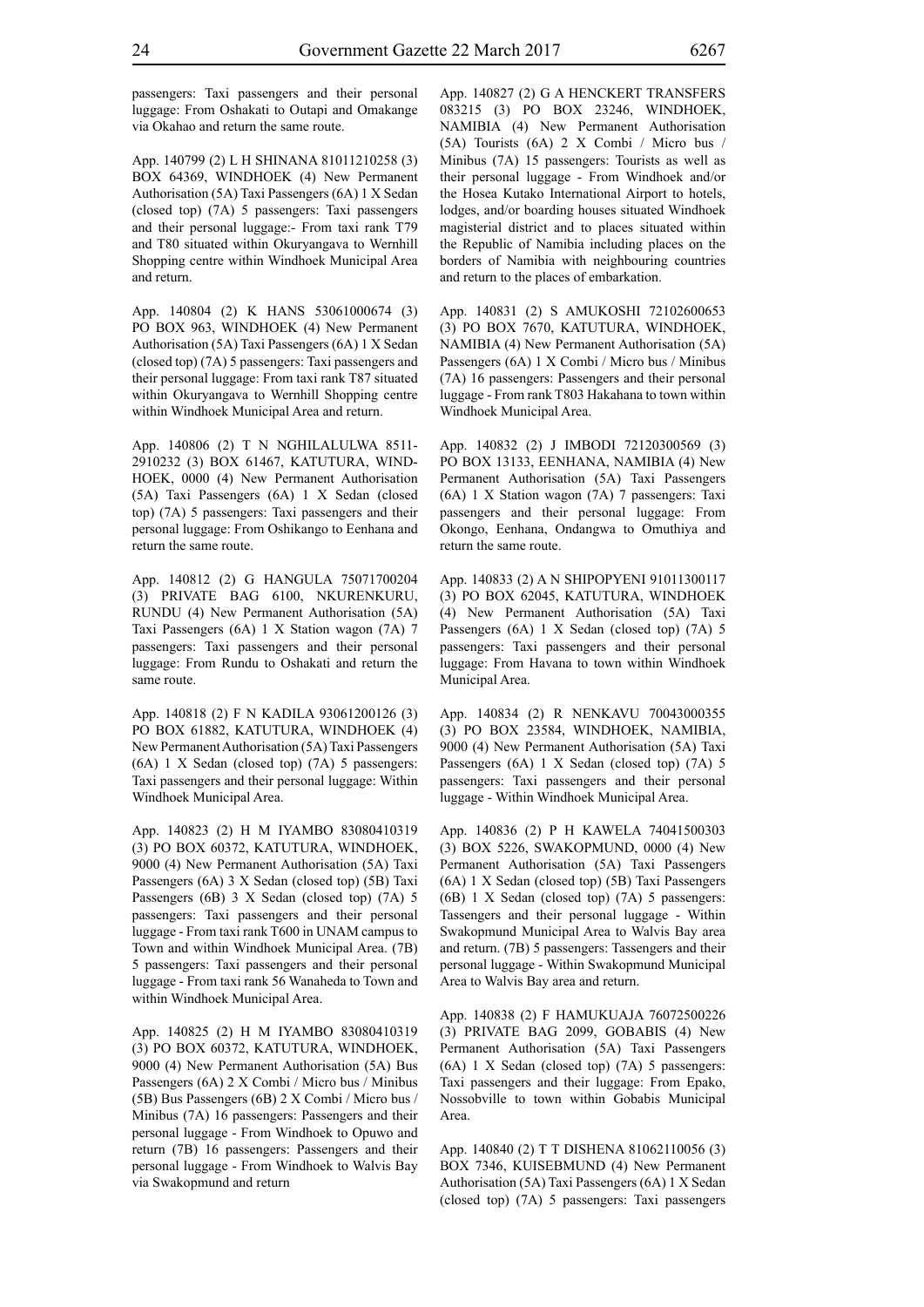passengers: Taxi passengers and their personal luggage: From Oshakati to Outapi and Omakange via Okahao and return the same route.

App. 140799 (2) L H SHINANA 81011210258 (3) BOX 64369, WINDHOEK (4) New Permanent Authorisation (5A) Taxi Passengers (6A) 1 X Sedan (closed top) (7A) 5 passengers: Taxi passengers and their personal luggage:- From taxi rank T79 and T80 situated within Okuryangava to Wernhill Shopping centre within Windhoek Municipal Area and return.

App. 140804 (2) K HANS 53061000674 (3) PO BOX 963, WINDHOEK (4) New Permanent Authorisation (5A) Taxi Passengers (6A) 1 X Sedan (closed top) (7A) 5 passengers: Taxi passengers and their personal luggage: From taxi rank T87 situated within Okuryangava to Wernhill Shopping centre within Windhoek Municipal Area and return.

App. 140806 (2) T N NGHILALULWA 8511-2910232 (3) BOX 61467, KATUTURA, WINDHOEK, 0000 (4) New Permanent Authorisation (5A) Taxi Passengers (6A) 1 X Sedan (closed top) (7A) 5 passengers: Taxi passengers and their personal luggage: From Oshikango to Eenhana and return the same route.

App. 140812 (2) G HANGULA 75071700204 (3) PRIVATE BAG 6100, NKURENKURU, RUNDU (4) New Permanent Authorisation (5A) Taxi Passengers (6A) 1 X Station wagon (7A) 7 passengers: Taxi passengers and their personal luggage: From Rundu to Oshakati and return the same route.

App. 140818 (2) F N KADILA 93061200126 (3) PO BOX 61882, KATUTURA, WINDHOEK (4) New Permanent Authorisation (5A) Taxi Passengers (6A) 1 X Sedan (closed top) (7A) 5 passengers: Taxi passengers and their personal luggage: Within Windhoek Municipal Area.

App. 140823 (2) H M IYAMBO 83080410319 (3) PO BOX 60372, KATUTURA, WINDHOEK, 9000 (4) New Permanent Authorisation (5A) Taxi Passengers (6A) 3 X Sedan (closed top) (5B) Taxi Passengers (6B) 3 X Sedan (closed top) (7A) 5 passengers: Taxi passengers and their personal luggage - From taxi rank T600 in UNAM campus to Town and within Windhoek Municipal Area. (7B) 5 passengers: Taxi passengers and their personal luggage - From taxi rank 56 Wanaheda to Town and within Windhoek Municipal Area.

App. 140825 (2) H M IYAMBO 83080410319 (3) PO BOX 60372, KATUTURA, WINDHOEK, 9000 (4) New Permanent Authorisation (5A) Bus Passengers (6A) 2 X Combi / Micro bus / Minibus (5B) Bus Passengers (6B) 2 X Combi / Micro bus / Minibus (7A) 16 passengers: Passengers and their personal luggage - From Windhoek to Opuwo and return (7B) 16 passengers: Passengers and their personal luggage - From Windhoek to Walvis Bay via Swakopmund and return

App. 140827 (2) G A HENCKERT TRANSFERS 083215 (3) PO BOX 23246, WINDHOEK, NAMIBIA (4) New Permanent Authorisation (5A) Tourists (6A) 2 X Combi / Micro bus / Minibus (7A) 15 passengers: Tourists as well as their personal luggage - From Windhoek and/or the Hosea Kutako International Airport to hotels, lodges, and/or boarding houses situated Windhoek magisterial district and to places situated within the Republic of Namibia including places on the borders of Namibia with neighbouring countries and return to the places of embarkation.

App. 140831 (2) S AMUKOSHI 72102600653 (3) PO BOX 7670, KATUTURA, WINDHOEK, NAMIBIA (4) New Permanent Authorisation (5A) Passengers (6A) 1 X Combi / Micro bus / Minibus (7A) 16 passengers: Passengers and their personal luggage - From rank T803 Hakahana to town within Windhoek Municipal Area.

App. 140832 (2) J IMBODI 72120300569 (3) PO BOX 13133, EENHANA, NAMIBIA (4) New Permanent Authorisation (5A) Taxi Passengers (6A) 1 X Station wagon (7A) 7 passengers: Taxi passengers and their personal luggage: From Okongo, Eenhana, Ondangwa to Omuthiya and return the same route.

App. 140833 (2) A N SHIPOPYENI 91011300117 (3) PO BOX 62045, KATUTURA, WINDHOEK (4) New Permanent Authorisation (5A) Taxi Passengers (6A) 1 X Sedan (closed top) (7A) 5 passengers: Taxi passengers and their personal luggage: From Havana to town within Windhoek Municipal Area.

App. 140834 (2) R NENKAVU 70043000355 (3) PO BOX 23584, WINDHOEK, NAMIBIA, 9000 (4) New Permanent Authorisation (5A) Taxi Passengers (6A) 1 X Sedan (closed top) (7A) 5 passengers: Taxi passengers and their personal luggage - Within Windhoek Municipal Area.

App. 140836 (2) P H KAWELA 74041500303 (3) BOX 5226, SWAKOPMUND, 0000 (4) New Permanent Authorisation (5A) Taxi Passengers (6A) 1 X Sedan (closed top) (5B) Taxi Passengers (6B) 1 X Sedan (closed top) (7A) 5 passengers: Tassengers and their personal luggage - Within Swakopmund Municipal Area to Walvis Bay area and return. (7B) 5 passengers: Tassengers and their personal luggage - Within Swakopmund Municipal Area to Walvis Bay area and return.

App. 140838 (2) F HAMUKUAJA 76072500226 (3) PRIVATE BAG 2099, GOBABIS (4) New Permanent Authorisation (5A) Taxi Passengers (6A) 1 X Sedan (closed top) (7A) 5 passengers: Taxi passengers and their luggage: From Epako, Nossobville to town within Gobabis Municipal Area.

App. 140840 (2) T T DISHENA 81062110056 (3) BOX 7346, KUISEBMUND (4) New Permanent Authorisation (5A) Taxi Passengers (6A) 1 X Sedan (closed top) (7A) 5 passengers: Taxi passengers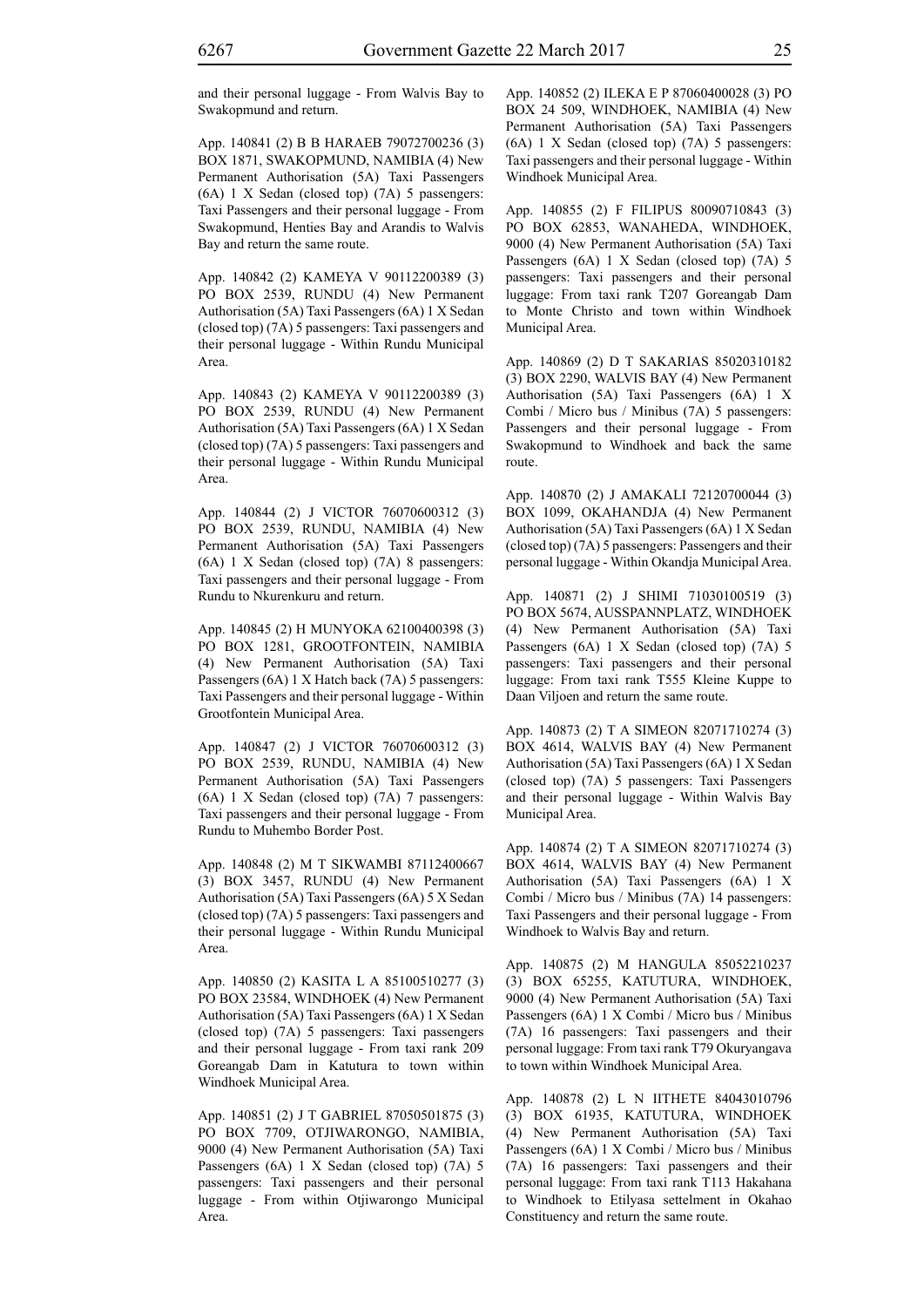and their personal luggage - From Walvis Bay to Swakopmund and return.

App. 140841 (2) B B HARAEB 79072700236 (3) BOX 1871, SWAKOPMUND, NAMIBIA (4) New Permanent Authorisation (5A) Taxi Passengers (6A) 1 X Sedan (closed top) (7A) 5 passengers: Taxi Passengers and their personal luggage - From Swakopmund, Henties Bay and Arandis to Walvis Bay and return the same route.

App. 140842 (2) KAMEYA V 90112200389 (3) PO BOX 2539, RUNDU (4) New Permanent Authorisation (5A) Taxi Passengers (6A) 1 X Sedan (closed top) (7A) 5 passengers: Taxi passengers and their personal luggage - Within Rundu Municipal Area.

App. 140843 (2) KAMEYA V 90112200389 (3) PO BOX 2539, RUNDU (4) New Permanent Authorisation (5A) Taxi Passengers (6A) 1 X Sedan (closed top) (7A) 5 passengers: Taxi passengers and their personal luggage - Within Rundu Municipal Area.

App. 140844 (2) J VICTOR 76070600312 (3) PO BOX 2539, RUNDU, NAMIBIA (4) New Permanent Authorisation (5A) Taxi Passengers (6A) 1 X Sedan (closed top) (7A) 8 passengers: Taxi passengers and their personal luggage - From Rundu to Nkurenkuru and return.

App. 140845 (2) H MUNYOKA 62100400398 (3) PO BOX 1281, GROOTFONTEIN, NAMIBIA (4) New Permanent Authorisation (5A) Taxi Passengers (6A) 1 X Hatch back (7A) 5 passengers: Taxi Passengers and their personal luggage - Within Grootfontein Municipal Area.

App. 140847 (2) J VICTOR 76070600312 (3) PO BOX 2539, RUNDU, NAMIBIA (4) New Permanent Authorisation (5A) Taxi Passengers (6A) 1 X Sedan (closed top) (7A) 7 passengers: Taxi passengers and their personal luggage - From Rundu to Muhembo Border Post.

App. 140848 (2) M T SIKWAMBI 87112400667 (3) BOX 3457, RUNDU (4) New Permanent Authorisation (5A) Taxi Passengers (6A) 5 X Sedan (closed top) (7A) 5 passengers: Taxi passengers and their personal luggage - Within Rundu Municipal Area.

App. 140850 (2) KASITA L A 85100510277 (3) PO BOX 23584, WINDHOEK (4) New Permanent Authorisation (5A) Taxi Passengers (6A) 1 X Sedan (closed top) (7A) 5 passengers: Taxi passengers and their personal luggage - From taxi rank 209 Goreangab Dam in Katutura to town within Windhoek Municipal Area.

App. 140851 (2) J T GABRIEL 87050501875 (3) PO BOX 7709, OTJIWARONGO, NAMIBIA, 9000 (4) New Permanent Authorisation (5A) Taxi Passengers (6A) 1 X Sedan (closed top) (7A) 5 passengers: Taxi passengers and their personal luggage - From within Otjiwarongo Municipal Area.

App. 140852 (2) ILEKA E P 87060400028 (3) PO BOX 24 509, WINDHOEK, NAMIBIA (4) New Permanent Authorisation (5A) Taxi Passengers (6A) 1 X Sedan (closed top) (7A) 5 passengers: Taxi passengers and their personal luggage - Within Windhoek Municipal Area.

App. 140855 (2) F FILIPUS 80090710843 (3) PO BOX 62853, WANAHEDA, WINDHOEK, 9000 (4) New Permanent Authorisation (5A) Taxi Passengers (6A) 1 X Sedan (closed top) (7A) 5 passengers: Taxi passengers and their personal luggage: From taxi rank T207 Goreangab Dam to Monte Christo and town within Windhoek Municipal Area.

App. 140869 (2) D T SAKARIAS 85020310182 (3) BOX 2290, WALVIS BAY (4) New Permanent Authorisation (5A) Taxi Passengers (6A) 1 X Combi / Micro bus / Minibus (7A) 5 passengers: Passengers and their personal luggage - From Swakopmund to Windhoek and back the same route.

App. 140870 (2) J AMAKALI 72120700044 (3) BOX 1099, OKAHANDJA (4) New Permanent Authorisation (5A) Taxi Passengers (6A) 1 X Sedan (closed top) (7A) 5 passengers: Passengers and their personal luggage - Within Okandja Municipal Area.

App. 140871 (2) J SHIMI 71030100519 (3) PO BOX 5674, AUSSPANNPLATZ, WINDHOEK (4) New Permanent Authorisation (5A) Taxi Passengers (6A) 1 X Sedan (closed top) (7A) 5 passengers: Taxi passengers and their personal luggage: From taxi rank T555 Kleine Kuppe to Daan Viljoen and return the same route.

App. 140873 (2) T A SIMEON 82071710274 (3) BOX 4614, WALVIS BAY (4) New Permanent Authorisation (5A) Taxi Passengers (6A) 1 X Sedan (closed top) (7A) 5 passengers: Taxi Passengers and their personal luggage - Within Walvis Bay Municipal Area.

App. 140874 (2) T A SIMEON 82071710274 (3) BOX 4614, WALVIS BAY (4) New Permanent Authorisation (5A) Taxi Passengers (6A) 1 X Combi / Micro bus / Minibus (7A) 14 passengers: Taxi Passengers and their personal luggage - From Windhoek to Walvis Bay and return.

App. 140875 (2) M HANGULA 85052210237 (3) BOX 65255, KATUTURA, WINDHOEK, 9000 (4) New Permanent Authorisation (5A) Taxi Passengers (6A) 1 X Combi / Micro bus / Minibus (7A) 16 passengers: Taxi passengers and their personal luggage: From taxi rank T79 Okuryangava to town within Windhoek Municipal Area.

App. 140878 (2) L N IITHETE 84043010796 (3) BOX 61935, KATUTURA, WINDHOEK (4) New Permanent Authorisation (5A) Taxi Passengers (6A) 1 X Combi / Micro bus / Minibus (7A) 16 passengers: Taxi passengers and their personal luggage: From taxi rank T113 Hakahana to Windhoek to Etilyasa settelment in Okahao Constituency and return the same route.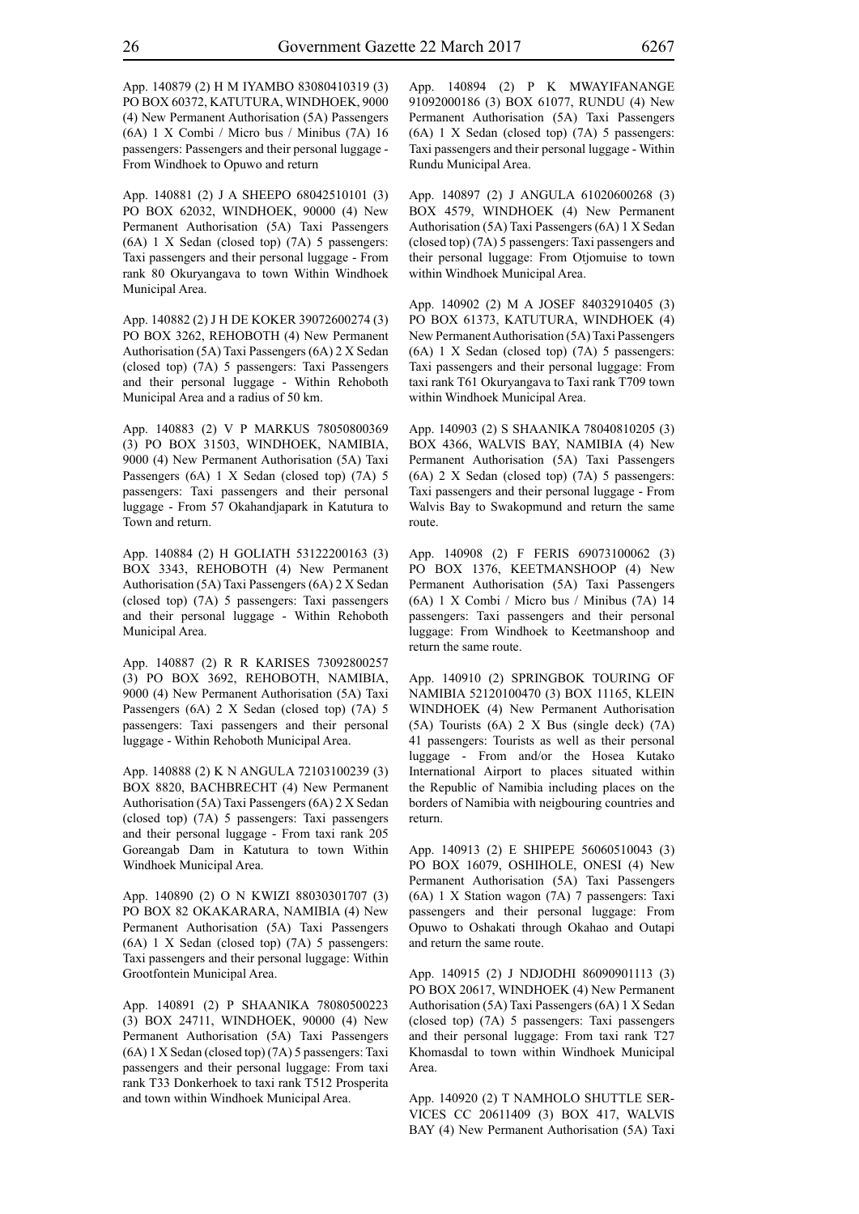App. 140879 (2) H M IYAMBO 83080410319 (3) PO BOX 60372, KATUTURA, WINDHOEK, 9000 (4) New Permanent Authorisation (5A) Passengers (6A) 1 X Combi / Micro bus / Minibus (7A) 16 passengers: Passengers and their personal luggage - From Windhoek to Opuwo and return

App. 140881 (2) J A SHEEPO 68042510101 (3) PO BOX 62032, WINDHOEK, 90000 (4) New Permanent Authorisation (5A) Taxi Passengers (6A) 1 X Sedan (closed top) (7A) 5 passengers: Taxi passengers and their personal luggage - From rank 80 Okuryangava to town Within Windhoek Municipal Area.

App. 140882 (2) J H DE KOKER 39072600274 (3) PO BOX 3262, REHOBOTH (4) New Permanent Authorisation (5A) Taxi Passengers (6A) 2 X Sedan (closed top) (7A) 5 passengers: Taxi Passengers and their personal luggage - Within Rehoboth Municipal Area and a radius of 50 km.

App. 140883 (2) V P MARKUS 78050800369 (3) PO BOX 31503, WINDHOEK, NAMIBIA, 9000 (4) New Permanent Authorisation (5A) Taxi Passengers (6A) 1 X Sedan (closed top) (7A) 5 passengers: Taxi passengers and their personal luggage - From 57 Okahandjapark in Katutura to Town and return.

App. 140884 (2) H GOLIATH 53122200163 (3) BOX 3343, REHOBOTH (4) New Permanent Authorisation (5A) Taxi Passengers (6A) 2 X Sedan (closed top) (7A) 5 passengers: Taxi passengers and their personal luggage - Within Rehoboth Municipal Area.

App. 140887 (2) R R KARISES 73092800257 (3) PO BOX 3692, REHOBOTH, NAMIBIA, 9000 (4) New Permanent Authorisation (5A) Taxi Passengers (6A) 2 X Sedan (closed top) (7A) 5 passengers: Taxi passengers and their personal luggage - Within Rehoboth Municipal Area.

App. 140888 (2) K N ANGULA 72103100239 (3) BOX 8820, BACHBRECHT (4) New Permanent Authorisation (5A) Taxi Passengers (6A) 2 X Sedan (closed top) (7A) 5 passengers: Taxi passengers and their personal luggage - From taxi rank 205 Goreangab Dam in Katutura to town Within Windhoek Municipal Area.

App. 140890 (2) O N KWIZI 88030301707 (3) PO BOX 82 OKAKARARA, NAMIBIA (4) New Permanent Authorisation (5A) Taxi Passengers (6A) 1 X Sedan (closed top) (7A) 5 passengers: Taxi passengers and their personal luggage: Within Grootfontein Municipal Area.

App. 140891 (2) P SHAANIKA 78080500223 (3) BOX 24711, WINDHOEK, 90000 (4) New Permanent Authorisation (5A) Taxi Passengers (6A) 1 X Sedan (closed top) (7A) 5 passengers: Taxi passengers and their personal luggage: From taxi rank T33 Donkerhoek to taxi rank T512 Prosperita and town within Windhoek Municipal Area.

App. 140894 (2) P K MWAYIFANANGE 91092000186 (3) BOX 61077, RUNDU (4) New Permanent Authorisation (5A) Taxi Passengers (6A) 1 X Sedan (closed top) (7A) 5 passengers: Taxi passengers and their personal luggage - Within Rundu Municipal Area.

App. 140897 (2) J ANGULA 61020600268 (3) BOX 4579, WINDHOEK (4) New Permanent Authorisation (5A) Taxi Passengers (6A) 1 X Sedan (closed top) (7A) 5 passengers: Taxi passengers and their personal luggage: From Otjomuise to town within Windhoek Municipal Area.

App. 140902 (2) M A JOSEF 84032910405 (3) PO BOX 61373, KATUTURA, WINDHOEK (4) New Permanent Authorisation (5A) Taxi Passengers (6A) 1 X Sedan (closed top) (7A) 5 passengers: Taxi passengers and their personal luggage: From taxi rank T61 Okuryangava to Taxi rank T709 town within Windhoek Municipal Area.

App. 140903 (2) S SHAANIKA 78040810205 (3) BOX 4366, WALVIS BAY, NAMIBIA (4) New Permanent Authorisation (5A) Taxi Passengers (6A) 2 X Sedan (closed top) (7A) 5 passengers: Taxi passengers and their personal luggage - From Walvis Bay to Swakopmund and return the same route.

App. 140908 (2) F FERIS 69073100062 (3) PO BOX 1376, KEETMANSHOOP (4) New Permanent Authorisation (5A) Taxi Passengers (6A) 1 X Combi / Micro bus / Minibus (7A) 14 passengers: Taxi passengers and their personal luggage: From Windhoek to Keetmanshoop and return the same route.

App. 140910 (2) SPRINGBOK TOURING OF NAMIBIA 52120100470 (3) BOX 11165, KLEIN WINDHOEK (4) New Permanent Authorisation (5A) Tourists (6A) 2 X Bus (single deck) (7A) 41 passengers: Tourists as well as their personal luggage - From and/or the Hosea Kutako International Airport to places situated within the Republic of Namibia including places on the borders of Namibia with neigbouring countries and return.

App. 140913 (2) E SHIPEPE 56060510043 (3) PO BOX 16079, OSHIHOLE, ONESI (4) New Permanent Authorisation (5A) Taxi Passengers (6A) 1 X Station wagon (7A) 7 passengers: Taxi passengers and their personal luggage: From Opuwo to Oshakati through Okahao and Outapi and return the same route.

App. 140915 (2) J NDJODHI 86090901113 (3) PO BOX 20617, WINDHOEK (4) New Permanent Authorisation (5A) Taxi Passengers (6A) 1 X Sedan (closed top) (7A) 5 passengers: Taxi passengers and their personal luggage: From taxi rank T27 Khomasdal to town within Windhoek Municipal Area.

App. 140920 (2) T NAMHOLO SHUTTLE SERVICES CC 20611409 (3) BOX 417, WALVIS BAY (4) New Permanent Authorisation (5A) Taxi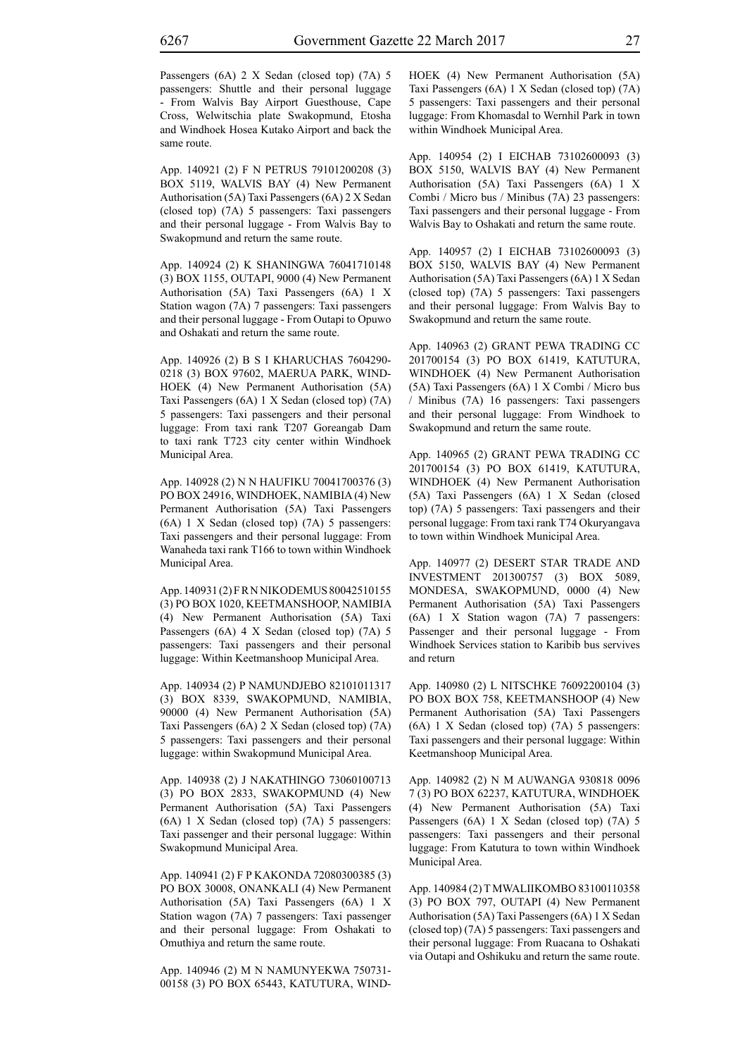Passengers (6A) 2 X Sedan (closed top) (7A) 5 passengers: Shuttle and their personal luggage - From Walvis Bay Airport Guesthouse, Cape Cross, Welwitschia plate Swakopmund, Etosha and Windhoek Hosea Kutako Airport and back the same route.

App. 140921 (2) F N PETRUS 79101200208 (3) BOX 5119, WALVIS BAY (4) New Permanent Authorisation (5A) Taxi Passengers (6A) 2 X Sedan (closed top) (7A) 5 passengers: Taxi passengers and their personal luggage - From Walvis Bay to Swakopmund and return the same route.

App. 140924 (2) K SHANINGWA 76041710148 (3) BOX 1155, OUTAPI, 9000 (4) New Permanent Authorisation (5A) Taxi Passengers (6A) 1 X Station wagon (7A) 7 passengers: Taxi passengers and their personal luggage - From Outapi to Opuwo and Oshakati and return the same route.

App. 140926 (2) B S I KHARUCHAS 7604290-0218 (3) BOX 97602, MAERUA PARK, WINDHOEK (4) New Permanent Authorisation (5A) Taxi Passengers (6A) 1 X Sedan (closed top) (7A) 5 passengers: Taxi passengers and their personal luggage: From taxi rank T207 Goreangab Dam to taxi rank T723 city center within Windhoek Municipal Area.

App. 140928 (2) N N HAUFIKU 70041700376 (3) PO BOX 24916, WINDHOEK, NAMIBIA (4) New Permanent Authorisation (5A) Taxi Passengers (6A) 1 X Sedan (closed top) (7A) 5 passengers: Taxi passengers and their personal luggage: From Wanaheda taxi rank T166 to town within Windhoek Municipal Area.

App. 140931 (2) F R N NIKODEMUS 80042510155 (3) PO BOX 1020, KEETMANSHOOP, NAMIBIA (4) New Permanent Authorisation (5A) Taxi Passengers (6A) 4 X Sedan (closed top) (7A) 5 passengers: Taxi passengers and their personal luggage: Within Keetmanshoop Municipal Area.

App. 140934 (2) P NAMUNDJEBO 82101011317 (3) BOX 8339, SWAKOPMUND, NAMIBIA, 90000 (4) New Permanent Authorisation (5A) Taxi Passengers (6A) 2 X Sedan (closed top) (7A) 5 passengers: Taxi passengers and their personal luggage: within Swakopmund Municipal Area.

App. 140938 (2) J NAKATHINGO 73060100713 (3) PO BOX 2833, SWAKOPMUND (4) New Permanent Authorisation (5A) Taxi Passengers (6A) 1 X Sedan (closed top) (7A) 5 passengers: Taxi passenger and their personal luggage: Within Swakopmund Municipal Area.

App. 140941 (2) F P KAKONDA 72080300385 (3) PO BOX 30008, ONANKALI (4) New Permanent Authorisation (5A) Taxi Passengers (6A) 1 X Station wagon (7A) 7 passengers: Taxi passenger and their personal luggage: From Oshakati to Omuthiya and return the same route.

App. 140946 (2) M N NAMUNYEKWA 750731-00158 (3) PO BOX 65443, KATUTURA, WINDHOEK (4) New Permanent Authorisation (5A) Taxi Passengers (6A) 1 X Sedan (closed top) (7A) 5 passengers: Taxi passengers and their personal luggage: From Khomasdal to Wernhil Park in town within Windhoek Municipal Area.

App. 140954 (2) I EICHAB 73102600093 (3) BOX 5150, WALVIS BAY (4) New Permanent Authorisation (5A) Taxi Passengers (6A) 1 X Combi / Micro bus / Minibus (7A) 23 passengers: Taxi passengers and their personal luggage - From Walvis Bay to Oshakati and return the same route.

App. 140957 (2) I EICHAB 73102600093 (3) BOX 5150, WALVIS BAY (4) New Permanent Authorisation (5A) Taxi Passengers (6A) 1 X Sedan (closed top) (7A) 5 passengers: Taxi passengers and their personal luggage: From Walvis Bay to Swakopmund and return the same route.

App. 140963 (2) GRANT PEWA TRADING CC 201700154 (3) PO BOX 61419, KATUTURA, WINDHOEK (4) New Permanent Authorisation (5A) Taxi Passengers (6A) 1 X Combi / Micro bus / Minibus (7A) 16 passengers: Taxi passengers and their personal luggage: From Windhoek to Swakopmund and return the same route.

App. 140965 (2) GRANT PEWA TRADING CC 201700154 (3) PO BOX 61419, KATUTURA, WINDHOEK (4) New Permanent Authorisation (5A) Taxi Passengers (6A) 1 X Sedan (closed top) (7A) 5 passengers: Taxi passengers and their personal luggage: From taxi rank T74 Okuryangava to town within Windhoek Municipal Area.

App. 140977 (2) DESERT STAR TRADE AND INVESTMENT 201300757 (3) BOX 5089, MONDESA, SWAKOPMUND, 0000 (4) New Permanent Authorisation (5A) Taxi Passengers (6A) 1 X Station wagon (7A) 7 passengers: Passenger and their personal luggage - From Windhoek Services station to Karibib bus servives and return

App. 140980 (2) L NITSCHKE 76092200104 (3) PO BOX BOX 758, KEETMANSHOOP (4) New Permanent Authorisation (5A) Taxi Passengers (6A) 1 X Sedan (closed top) (7A) 5 passengers: Taxi passengers and their personal luggage: Within Keetmanshoop Municipal Area.

App. 140982 (2) N M AUWANGA 930818 0096 7 (3) PO BOX 62237, KATUTURA, WINDHOEK (4) New Permanent Authorisation (5A) Taxi Passengers (6A) 1 X Sedan (closed top) (7A) 5 passengers: Taxi passengers and their personal luggage: From Katutura to town within Windhoek Municipal Area.

App. 140984 (2) T MWALIIKOMBO 83100110358 (3) PO BOX 797, OUTAPI (4) New Permanent Authorisation (5A) Taxi Passengers (6A) 1 X Sedan (closed top) (7A) 5 passengers: Taxi passengers and their personal luggage: From Ruacana to Oshakati via Outapi and Oshikuku and return the same route.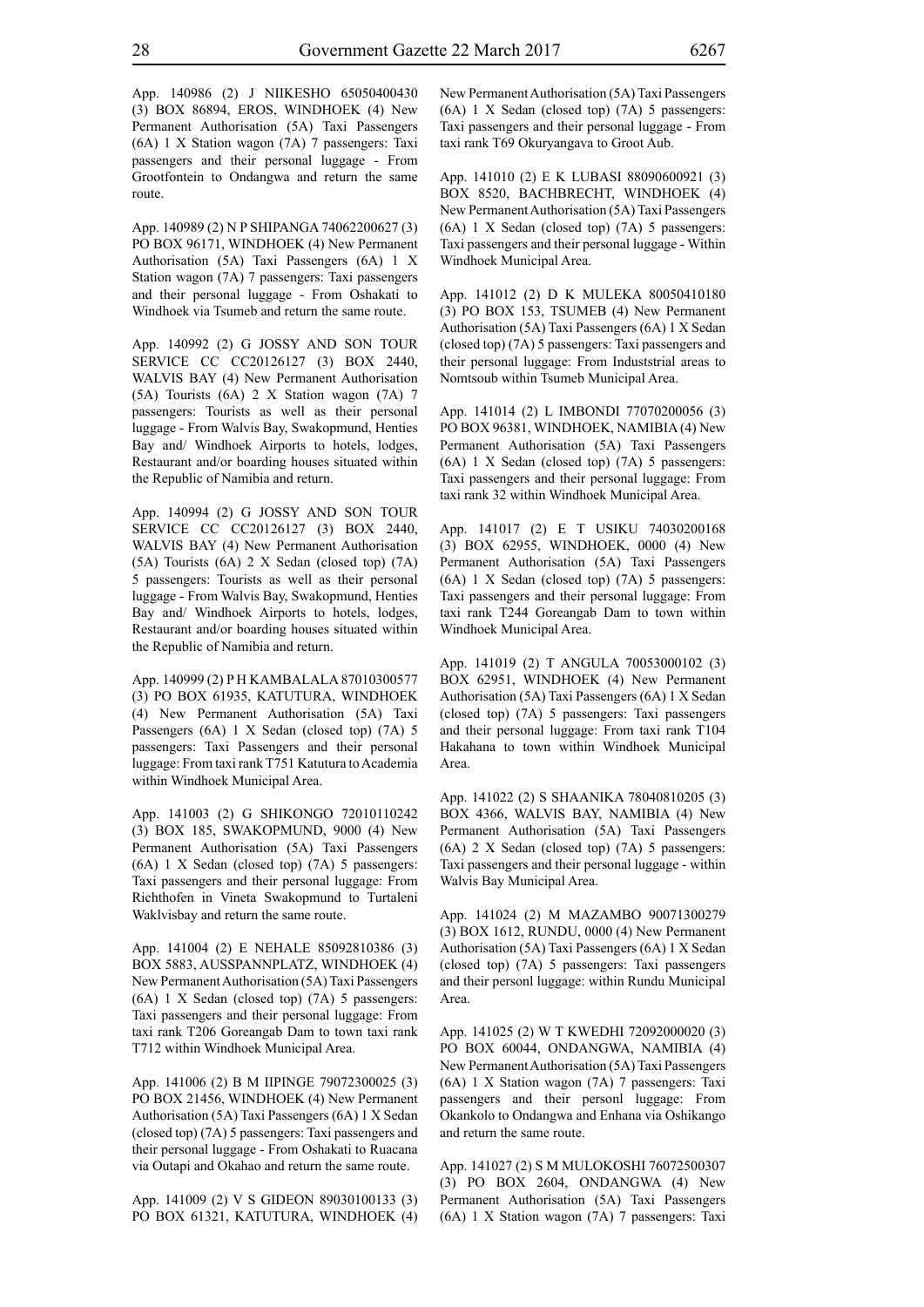App. 140986 (2) J NIIKESHO 65050400430 (3) BOX 86894, EROS, WINDHOEK (4) New Permanent Authorisation (5A) Taxi Passengers (6A) 1 X Station wagon (7A) 7 passengers: Taxi passengers and their personal luggage - From Grootfontein to Ondangwa and return the same route.

App. 140989 (2) N P SHIPANGA 74062200627 (3) PO BOX 96171, WINDHOEK (4) New Permanent Authorisation (5A) Taxi Passengers (6A) 1 X Station wagon (7A) 7 passengers: Taxi passengers and their personal luggage - From Oshakati to Windhoek via Tsumeb and return the same route.

App. 140992 (2) G JOSSY AND SON TOUR SERVICE CC CC20126127 (3) BOX 2440, WALVIS BAY (4) New Permanent Authorisation (5A) Tourists (6A) 2 X Station wagon (7A) 7 passengers: Tourists as well as their personal luggage - From Walvis Bay, Swakopmund, Henties Bay and/ Windhoek Airports to hotels, lodges, Restaurant and/or boarding houses situated within the Republic of Namibia and return.

App. 140994 (2) G JOSSY AND SON TOUR SERVICE CC CC20126127 (3) BOX 2440, WALVIS BAY (4) New Permanent Authorisation (5A) Tourists (6A) 2 X Sedan (closed top) (7A) 5 passengers: Tourists as well as their personal luggage - From Walvis Bay, Swakopmund, Henties Bay and/ Windhoek Airports to hotels, lodges, Restaurant and/or boarding houses situated within the Republic of Namibia and return.

App. 140999 (2) P H KAMBALALA 87010300577 (3) PO BOX 61935, KATUTURA, WINDHOEK (4) New Permanent Authorisation (5A) Taxi Passengers (6A) 1 X Sedan (closed top) (7A) 5 passengers: Taxi Passengers and their personal luggage: From taxi rank T751 Katutura to Academia within Windhoek Municipal Area.

App. 141003 (2) G SHIKONGO 72010110242 (3) BOX 185, SWAKOPMUND, 9000 (4) New Permanent Authorisation (5A) Taxi Passengers (6A) 1 X Sedan (closed top) (7A) 5 passengers: Taxi passengers and their personal luggage: From Richthofen in Vineta Swakopmund to Turtaleni Waklvisbay and return the same route.

App. 141004 (2) E NEHALE 85092810386 (3) BOX 5883, AUSSPANNPLATZ, WINDHOEK (4) New Permanent Authorisation (5A) Taxi Passengers (6A) 1 X Sedan (closed top) (7A) 5 passengers: Taxi passengers and their personal luggage: From taxi rank T206 Goreangab Dam to town taxi rank T712 within Windhoek Municipal Area.

App. 141006 (2) B M IIPINGE 79072300025 (3) PO BOX 21456, WINDHOEK (4) New Permanent Authorisation (5A) Taxi Passengers (6A) 1 X Sedan (closed top) (7A) 5 passengers: Taxi passengers and their personal luggage - From Oshakati to Ruacana via Outapi and Okahao and return the same route.

App. 141009 (2) V S GIDEON 89030100133 (3) PO BOX 61321, KATUTURA, WINDHOEK (4) New Permanent Authorisation (5A) Taxi Passengers (6A) 1 X Sedan (closed top) (7A) 5 passengers: Taxi passengers and their personal luggage - From taxi rank T69 Okuryangava to Groot Aub.

App. 141010 (2) E K LUBASI 88090600921 (3) BOX 8520, BACHBRECHT, WINDHOEK (4) New Permanent Authorisation (5A) Taxi Passengers (6A) 1 X Sedan (closed top) (7A) 5 passengers: Taxi passengers and their personal luggage - Within Windhoek Municipal Area.

App. 141012 (2) D K MULEKA 80050410180 (3) PO BOX 153, TSUMEB (4) New Permanent Authorisation (5A) Taxi Passengers (6A) 1 X Sedan (closed top) (7A) 5 passengers: Taxi passengers and their personal luggage: From Induststrial areas to Nomtsoub within Tsumeb Municipal Area.

App. 141014 (2) L IMBONDI 77070200056 (3) PO BOX 96381, WINDHOEK, NAMIBIA (4) New Permanent Authorisation (5A) Taxi Passengers (6A) 1 X Sedan (closed top) (7A) 5 passengers: Taxi passengers and their personal luggage: From taxi rank 32 within Windhoek Municipal Area.

App. 141017 (2) E T USIKU 74030200168 (3) BOX 62955, WINDHOEK, 0000 (4) New Permanent Authorisation (5A) Taxi Passengers (6A) 1 X Sedan (closed top) (7A) 5 passengers: Taxi passengers and their personal luggage: From taxi rank T244 Goreangab Dam to town within Windhoek Municipal Area.

App. 141019 (2) T ANGULA 70053000102 (3) BOX 62951, WINDHOEK (4) New Permanent Authorisation (5A) Taxi Passengers (6A) 1 X Sedan (closed top) (7A) 5 passengers: Taxi passengers and their personal luggage: From taxi rank T104 Hakahana to town within Windhoek Municipal Area.

App. 141022 (2) S SHAANIKA 78040810205 (3) BOX 4366, WALVIS BAY, NAMIBIA (4) New Permanent Authorisation (5A) Taxi Passengers (6A) 2 X Sedan (closed top) (7A) 5 passengers: Taxi passengers and their personal luggage - within Walvis Bay Municipal Area.

App. 141024 (2) M MAZAMBO 90071300279 (3) BOX 1612, RUNDU, 0000 (4) New Permanent Authorisation (5A) Taxi Passengers (6A) 1 X Sedan (closed top) (7A) 5 passengers: Taxi passengers and their personl luggage: within Rundu Municipal Area.

App. 141025 (2) W T KWEDHI 72092000020 (3) PO BOX 60044, ONDANGWA, NAMIBIA (4) New Permanent Authorisation (5A) Taxi Passengers (6A) 1 X Station wagon (7A) 7 passengers: Taxi passengers and their personl luggage: From Okankolo to Ondangwa and Enhana via Oshikango and return the same route.

App. 141027 (2) S M MULOKOSHI 76072500307 (3) PO BOX 2604, ONDANGWA (4) New Permanent Authorisation (5A) Taxi Passengers (6A) 1 X Station wagon (7A) 7 passengers: Taxi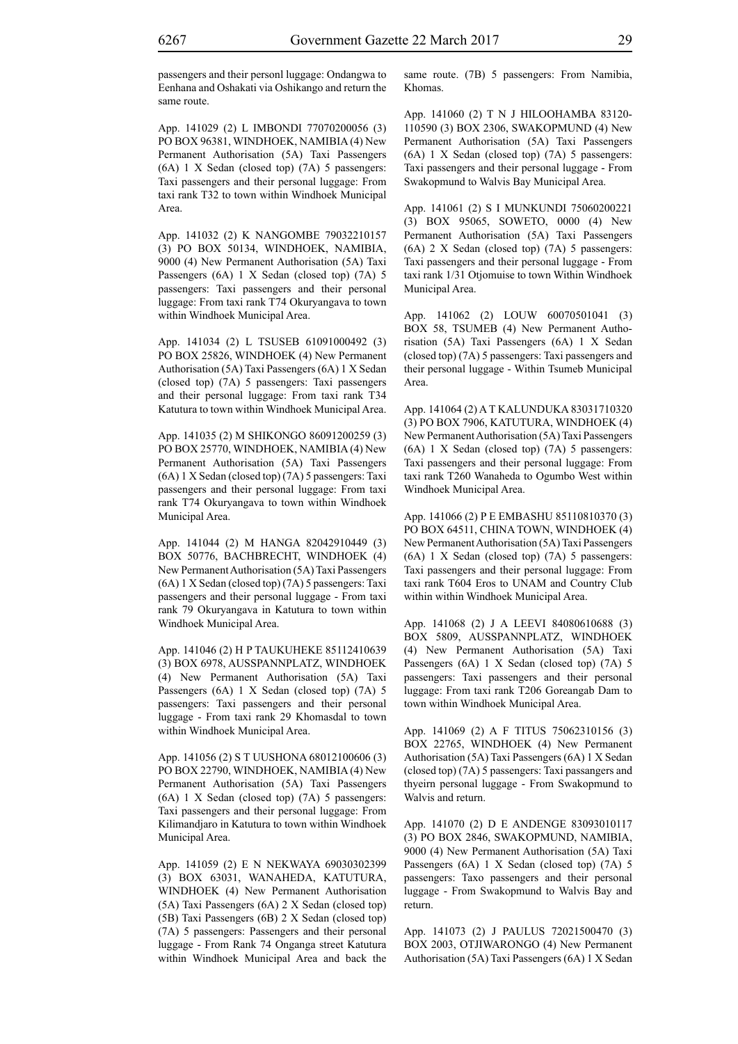passengers and their personl luggage: Ondangwa to Eenhana and Oshakati via Oshikango and return the same route.

App. 141029 (2) L IMBONDI 77070200056 (3) PO BOX 96381, WINDHOEK, NAMIBIA (4) New Permanent Authorisation (5A) Taxi Passengers (6A) 1 X Sedan (closed top) (7A) 5 passengers: Taxi passengers and their personal luggage: From taxi rank T32 to town within Windhoek Municipal Area.

App. 141032 (2) K NANGOMBE 79032210157 (3) PO BOX 50134, WINDHOEK, NAMIBIA, 9000 (4) New Permanent Authorisation (5A) Taxi Passengers (6A) 1 X Sedan (closed top) (7A) 5 passengers: Taxi passengers and their personal luggage: From taxi rank T74 Okuryangava to town within Windhoek Municipal Area.

App. 141034 (2) L TSUSEB 61091000492 (3) PO BOX 25826, WINDHOEK (4) New Permanent Authorisation (5A) Taxi Passengers (6A) 1 X Sedan (closed top) (7A) 5 passengers: Taxi passengers and their personal luggage: From taxi rank T34 Katutura to town within Windhoek Municipal Area.

App. 141035 (2) M SHIKONGO 86091200259 (3) PO BOX 25770, WINDHOEK, NAMIBIA (4) New Permanent Authorisation (5A) Taxi Passengers (6A) 1 X Sedan (closed top) (7A) 5 passengers: Taxi passengers and their personal luggage: From taxi rank T74 Okuryangava to town within Windhoek Municipal Area.

App. 141044 (2) M HANGA 82042910449 (3) BOX 50776, BACHBRECHT, WINDHOEK (4) New Permanent Authorisation (5A) Taxi Passengers (6A) 1 X Sedan (closed top) (7A) 5 passengers: Taxi passengers and their personal luggage - From taxi rank 79 Okuryangava in Katutura to town within Windhoek Municipal Area.

App. 141046 (2) H P TAUKUHEKE 85112410639 (3) BOX 6978, AUSSPANNPLATZ, WINDHOEK (4) New Permanent Authorisation (5A) Taxi Passengers (6A) 1 X Sedan (closed top) (7A) 5 passengers: Taxi passengers and their personal luggage - From taxi rank 29 Khomasdal to town within Windhoek Municipal Area.

App. 141056 (2) S T UUSHONA 68012100606 (3) PO BOX 22790, WINDHOEK, NAMIBIA (4) New Permanent Authorisation (5A) Taxi Passengers (6A) 1 X Sedan (closed top) (7A) 5 passengers: Taxi passengers and their personal luggage: From Kilimandjaro in Katutura to town within Windhoek Municipal Area.

App. 141059 (2) E N NEKWAYA 69030302399 (3) BOX 63031, WANAHEDA, KATUTURA, WINDHOEK (4) New Permanent Authorisation (5A) Taxi Passengers (6A) 2 X Sedan (closed top) (5B) Taxi Passengers (6B) 2 X Sedan (closed top) (7A) 5 passengers: Passengers and their personal luggage - From Rank 74 Onganga street Katutura within Windhoek Municipal Area and back the same route. (7B) 5 passengers: From Namibia, Khomas.

App. 141060 (2) T N J HILOOHAMBA 83120-110590 (3) BOX 2306, SWAKOPMUND (4) New Permanent Authorisation (5A) Taxi Passengers (6A) 1 X Sedan (closed top) (7A) 5 passengers: Taxi passengers and their personal luggage - From Swakopmund to Walvis Bay Municipal Area.

App. 141061 (2) S I MUNKUNDI 75060200221 (3) BOX 95065, SOWETO, 0000 (4) New Permanent Authorisation (5A) Taxi Passengers (6A) 2 X Sedan (closed top) (7A) 5 passengers: Taxi passengers and their personal luggage - From taxi rank 1/31 Otjomuise to town Within Windhoek Municipal Area.

App. 141062 (2) LOUW 60070501041 (3) BOX 58, TSUMEB (4) New Permanent Authorisation (5A) Taxi Passengers (6A) 1 X Sedan (closed top) (7A) 5 passengers: Taxi passengers and their personal luggage - Within Tsumeb Municipal Area.

App. 141064 (2) A T KALUNDUKA 83031710320 (3) PO BOX 7906, KATUTURA, WINDHOEK (4) New Permanent Authorisation (5A) Taxi Passengers (6A) 1 X Sedan (closed top) (7A) 5 passengers: Taxi passengers and their personal luggage: From taxi rank T260 Wanaheda to Ogumbo West within Windhoek Municipal Area.

App. 141066 (2) P E EMBASHU 85110810370 (3) PO BOX 64511, CHINA TOWN, WINDHOEK (4) New Permanent Authorisation (5A) Taxi Passengers (6A) 1 X Sedan (closed top) (7A) 5 passengers: Taxi passengers and their personal luggage: From taxi rank T604 Eros to UNAM and Country Club within within Windhoek Municipal Area.

App. 141068 (2) J A LEEVI 84080610688 (3) BOX 5809, AUSSPANNPLATZ, WINDHOEK (4) New Permanent Authorisation (5A) Taxi Passengers (6A) 1 X Sedan (closed top) (7A) 5 passengers: Taxi passengers and their personal luggage: From taxi rank T206 Goreangab Dam to town within Windhoek Municipal Area.

App. 141069 (2) A F TITUS 75062310156 (3) BOX 22765, WINDHOEK (4) New Permanent Authorisation (5A) Taxi Passengers (6A) 1 X Sedan (closed top) (7A) 5 passengers: Taxi passangers and thyeirn personal luggage - From Swakopmund to Walvis and return.

App. 141070 (2) D E ANDENGE 83093010117 (3) PO BOX 2846, SWAKOPMUND, NAMIBIA, 9000 (4) New Permanent Authorisation (5A) Taxi Passengers (6A) 1 X Sedan (closed top) (7A) 5 passengers: Taxo passengers and their personal luggage - From Swakopmund to Walvis Bay and return.

App. 141073 (2) J PAULUS 72021500470 (3) BOX 2003, OTJIWARONGO (4) New Permanent Authorisation (5A) Taxi Passengers (6A) 1 X Sedan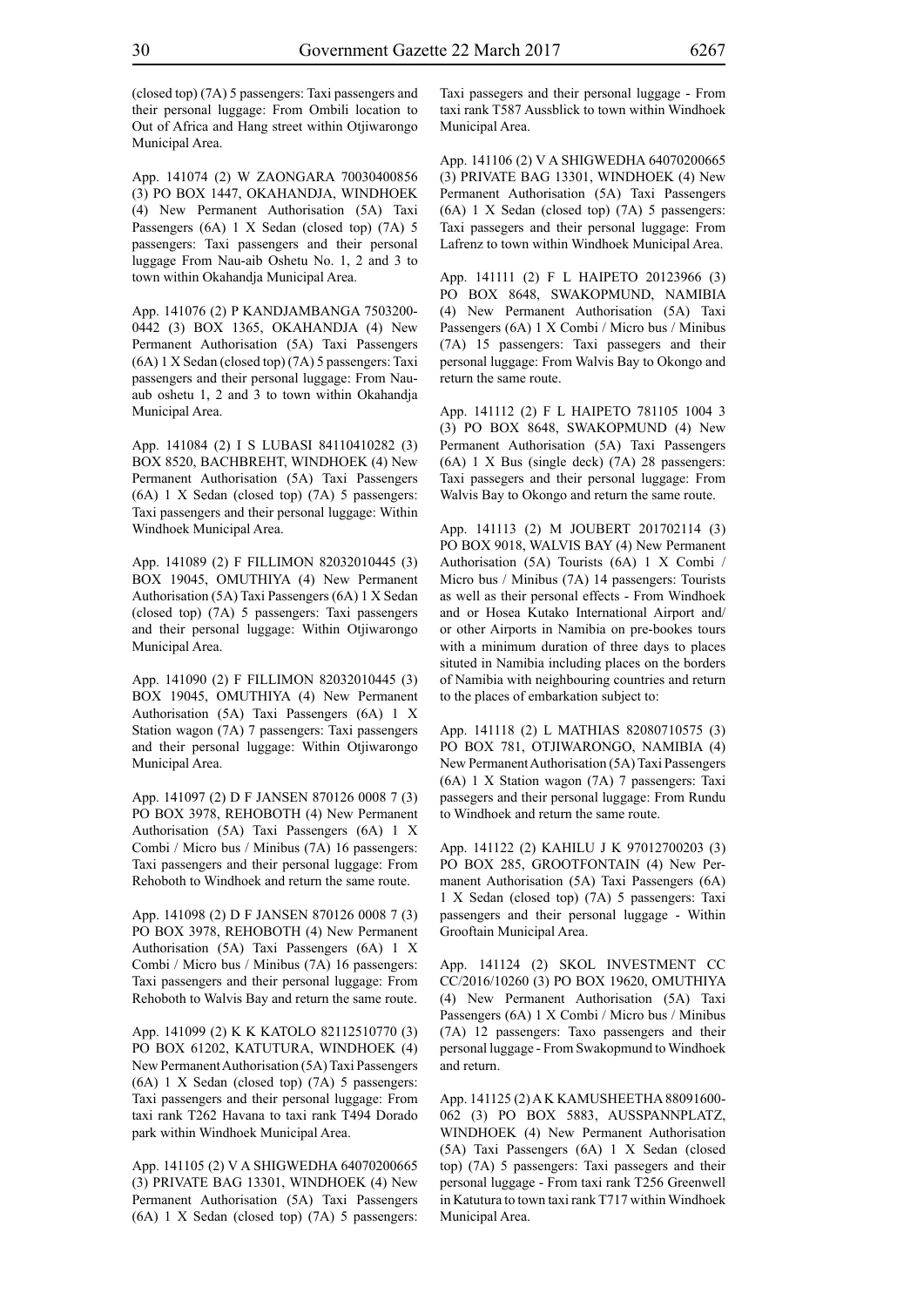(closed top) (7A) 5 passengers: Taxi passengers and their personal luggage: From Ombili location to Out of Africa and Hang street within Otjiwarongo Municipal Area.

App. 141074 (2) W ZAONGARA 70030400856 (3) PO BOX 1447, OKAHANDJA, WINDHOEK (4) New Permanent Authorisation (5A) Taxi Passengers (6A) 1 X Sedan (closed top) (7A) 5 passengers: Taxi passengers and their personal luggage From Nau-aib Oshetu No. 1, 2 and 3 to town within Okahandja Municipal Area.

App. 141076 (2) P KANDJAMBANGA 7503200-0442 (3) BOX 1365, OKAHANDJA (4) New Permanent Authorisation (5A) Taxi Passengers (6A) 1 X Sedan (closed top) (7A) 5 passengers: Taxi passengers and their personal luggage: From Nau-aub oshetu 1, 2 and 3 to town within Okahandja Municipal Area.

App. 141084 (2) I S LUBASI 84110410282 (3) BOX 8520, BACHBREHT, WINDHOEK (4) New Permanent Authorisation (5A) Taxi Passengers (6A) 1 X Sedan (closed top) (7A) 5 passengers: Taxi passengers and their personal luggage: Within Windhoek Municipal Area.

App. 141089 (2) F FILLIMON 82032010445 (3) BOX 19045, OMUTHIYA (4) New Permanent Authorisation (5A) Taxi Passengers (6A) 1 X Sedan (closed top) (7A) 5 passengers: Taxi passengers and their personal luggage: Within Otjiwarongo Municipal Area.

App. 141090 (2) F FILLIMON 82032010445 (3) BOX 19045, OMUTHIYA (4) New Permanent Authorisation (5A) Taxi Passengers (6A) 1 X Station wagon (7A) 7 passengers: Taxi passengers and their personal luggage: Within Otjiwarongo Municipal Area.

App. 141097 (2) D F JANSEN 870126 0008 7 (3) PO BOX 3978, REHOBOTH (4) New Permanent Authorisation (5A) Taxi Passengers (6A) 1 X Combi / Micro bus / Minibus (7A) 16 passengers: Taxi passengers and their personal luggage: From Rehoboth to Windhoek and return the same route.

App. 141098 (2) D F JANSEN 870126 0008 7 (3) PO BOX 3978, REHOBOTH (4) New Permanent Authorisation (5A) Taxi Passengers (6A) 1 X Combi / Micro bus / Minibus (7A) 16 passengers: Taxi passengers and their personal luggage: From Rehoboth to Walvis Bay and return the same route.

App. 141099 (2) K K KATOLO 82112510770 (3) PO BOX 61202, KATUTURA, WINDHOEK (4) New Permanent Authorisation (5A) Taxi Passengers (6A) 1 X Sedan (closed top) (7A) 5 passengers: Taxi passengers and their personal luggage: From taxi rank T262 Havana to taxi rank T494 Dorado park within Windhoek Municipal Area.

App. 141105 (2) V A SHIGWEDHA 64070200665 (3) PRIVATE BAG 13301, WINDHOEK (4) New Permanent Authorisation (5A) Taxi Passengers (6A) 1 X Sedan (closed top) (7A) 5 passengers: Taxi passegers and their personal luggage - From taxi rank T587 Aussblick to town within Windhoek Municipal Area.

App. 141106 (2) V A SHIGWEDHA 64070200665 (3) PRIVATE BAG 13301, WINDHOEK (4) New Permanent Authorisation (5A) Taxi Passengers (6A) 1 X Sedan (closed top) (7A) 5 passengers: Taxi passegers and their personal luggage: From Lafrenz to town within Windhoek Municipal Area.

App. 141111 (2) F L HAIPETO 20123966 (3) PO BOX 8648, SWAKOPMUND, NAMIBIA (4) New Permanent Authorisation (5A) Taxi Passengers (6A) 1 X Combi / Micro bus / Minibus (7A) 15 passengers: Taxi passegers and their personal luggage: From Walvis Bay to Okongo and return the same route.

App. 141112 (2) F L HAIPETO 781105 1004 3 (3) PO BOX 8648, SWAKOPMUND (4) New Permanent Authorisation (5A) Taxi Passengers (6A) 1 X Bus (single deck) (7A) 28 passengers: Taxi passegers and their personal luggage: From Walvis Bay to Okongo and return the same route.

App. 141113 (2) M JOUBERT 201702114 (3) PO BOX 9018, WALVIS BAY (4) New Permanent Authorisation (5A) Tourists (6A) 1 X Combi / Micro bus / Minibus (7A) 14 passengers: Tourists as well as their personal effects - From Windhoek and or Hosea Kutako International Airport and/or other Airports in Namibia on pre-bookes tours with a minimum duration of three days to places situted in Namibia including places on the borders of Namibia with neighbouring countries and return to the places of embarkation subject to:

App. 141118 (2) L MATHIAS 82080710575 (3) PO BOX 781, OTJIWARONGO, NAMIBIA (4) New Permanent Authorisation (5A) Taxi Passengers (6A) 1 X Station wagon (7A) 7 passengers: Taxi passegers and their personal luggage: From Rundu to Windhoek and return the same route.

App. 141122 (2) KAHILU J K 97012700203 (3) PO BOX 285, GROOTFONTAIN (4) New Permanent Authorisation (5A) Taxi Passengers (6A) 1 X Sedan (closed top) (7A) 5 passengers: Taxi passengers and their personal luggage - Within Grooftain Municipal Area.

App. 141124 (2) SKOL INVESTMENT CC CC/2016/10260 (3) PO BOX 19620, OMUTHIYA (4) New Permanent Authorisation (5A) Taxi Passengers (6A) 1 X Combi / Micro bus / Minibus (7A) 12 passengers: Taxo passengers and their personal luggage - From Swakopmund to Windhoek and return.

App. 141125 (2) A K KAMUSHEETHA 88091600-062 (3) PO BOX 5883, AUSSPANNPLATZ, WINDHOEK (4) New Permanent Authorisation (5A) Taxi Passengers (6A) 1 X Sedan (closed top) (7A) 5 passengers: Taxi passegers and their personal luggage - From taxi rank T256 Greenwell in Katutura to town taxi rank T717 within Windhoek Municipal Area.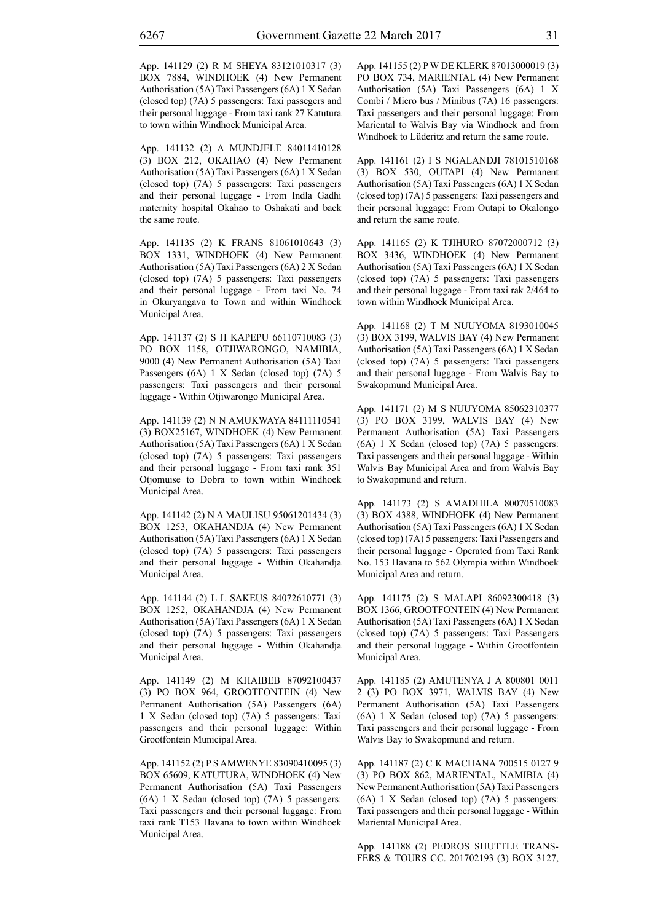App. 141129 (2) R M SHEYA 83121010317 (3) BOX 7884, WINDHOEK (4) New Permanent Authorisation (5A) Taxi Passengers (6A) 1 X Sedan (closed top) (7A) 5 passengers: Taxi passegers and their personal luggage - From taxi rank 27 Katutura to town within Windhoek Municipal Area.

App. 141132 (2) A MUNDJELE 84011410128 (3) BOX 212, OKAHAO (4) New Permanent Authorisation (5A) Taxi Passengers (6A) 1 X Sedan (closed top) (7A) 5 passengers: Taxi passengers and their personal luggage - From Indla Gadhi maternity hospital Okahao to Oshakati and back the same route.

App. 141135 (2) K FRANS 81061010643 (3) BOX 1331, WINDHOEK (4) New Permanent Authorisation (5A) Taxi Passengers (6A) 2 X Sedan (closed top) (7A) 5 passengers: Taxi passengers and their personal luggage - From taxi No. 74 in Okuryangava to Town and within Windhoek Municipal Area.

App. 141137 (2) S H KAPEPU 66110710083 (3) PO BOX 1158, OTJIWARONGO, NAMIBIA, 9000 (4) New Permanent Authorisation (5A) Taxi Passengers (6A) 1 X Sedan (closed top) (7A) 5 passengers: Taxi passengers and their personal luggage - Within Otjiwarongo Municipal Area.

App. 141139 (2) N N AMUKWAYA 84111110541 (3) BOX25167, WINDHOEK (4) New Permanent Authorisation (5A) Taxi Passengers (6A) 1 X Sedan (closed top) (7A) 5 passengers: Taxi passengers and their personal luggage - From taxi rank 351 Otjomuise to Dobra to town within Windhoek Municipal Area.

App. 141142 (2) N A MAULISU 95061201434 (3) BOX 1253, OKAHANDJA (4) New Permanent Authorisation (5A) Taxi Passengers (6A) 1 X Sedan (closed top) (7A) 5 passengers: Taxi passengers and their personal luggage - Within Okahandja Municipal Area.

App. 141144 (2) L L SAKEUS 84072610771 (3) BOX 1252, OKAHANDJA (4) New Permanent Authorisation (5A) Taxi Passengers (6A) 1 X Sedan (closed top) (7A) 5 passengers: Taxi passengers and their personal luggage - Within Okahandja Municipal Area.

App. 141149 (2) M KHAIBEB 87092100437 (3) PO BOX 964, GROOTFONTEIN (4) New Permanent Authorisation (5A) Passengers (6A) 1 X Sedan (closed top) (7A) 5 passengers: Taxi passengers and their personal luggage: Within Grootfontein Municipal Area.

App. 141152 (2) P S AMWENYE 83090410095 (3) BOX 65609, KATUTURA, WINDHOEK (4) New Permanent Authorisation (5A) Taxi Passengers (6A) 1 X Sedan (closed top) (7A) 5 passengers: Taxi passengers and their personal luggage: From taxi rank T153 Havana to town within Windhoek Municipal Area.

App. 141155 (2) P W DE KLERK 87013000019 (3) PO BOX 734, MARIENTAL (4) New Permanent Authorisation (5A) Taxi Passengers (6A) 1 X Combi / Micro bus / Minibus (7A) 16 passengers: Taxi passengers and their personal luggage: From Mariental to Walvis Bay via Windhoek and from Windhoek to Lüderitz and return the same route.

App. 141161 (2) I S NGALANDJI 78101510168 (3) BOX 530, OUTAPI (4) New Permanent Authorisation (5A) Taxi Passengers (6A) 1 X Sedan (closed top) (7A) 5 passengers: Taxi passengers and their personal luggage: From Outapi to Okalongo and return the same route.

App. 141165 (2) K TJIHURO 87072000712 (3) BOX 3436, WINDHOEK (4) New Permanent Authorisation (5A) Taxi Passengers (6A) 1 X Sedan (closed top) (7A) 5 passengers: Taxi passengers and their personal luggage - From taxi rak 2/464 to town within Windhoek Municipal Area.

App. 141168 (2) T M NUUYOMA 8193010045 (3) BOX 3199, WALVIS BAY (4) New Permanent Authorisation (5A) Taxi Passengers (6A) 1 X Sedan (closed top) (7A) 5 passengers: Taxi passengers and their personal luggage - From Walvis Bay to Swakopmund Municipal Area.

App. 141171 (2) M S NUUYOMA 85062310377 (3) PO BOX 3199, WALVIS BAY (4) New Permanent Authorisation (5A) Taxi Passengers (6A) 1 X Sedan (closed top) (7A) 5 passengers: Taxi passengers and their personal luggage - Within Walvis Bay Municipal Area and from Walvis Bay to Swakopmund and return.

App. 141173 (2) S AMADHILA 80070510083 (3) BOX 4388, WINDHOEK (4) New Permanent Authorisation (5A) Taxi Passengers (6A) 1 X Sedan (closed top) (7A) 5 passengers: Taxi Passengers and their personal luggage - Operated from Taxi Rank No. 153 Havana to 562 Olympia within Windhoek Municipal Area and return.

App. 141175 (2) S MALAPI 86092300418 (3) BOX 1366, GROOTFONTEIN (4) New Permanent Authorisation (5A) Taxi Passengers (6A) 1 X Sedan (closed top) (7A) 5 passengers: Taxi Passengers and their personal luggage - Within Grootfontein Municipal Area.

App. 141185 (2) AMUTENYA J A 800801 0011 2 (3) PO BOX 3971, WALVIS BAY (4) New Permanent Authorisation (5A) Taxi Passengers (6A) 1 X Sedan (closed top) (7A) 5 passengers: Taxi passengers and their personal luggage - From Walvis Bay to Swakopmund and return.

App. 141187 (2) C K MACHANA 700515 0127 9 (3) PO BOX 862, MARIENTAL, NAMIBIA (4) New Permanent Authorisation (5A) Taxi Passengers (6A) 1 X Sedan (closed top) (7A) 5 passengers: Taxi passengers and their personal luggage - Within Mariental Municipal Area.

App. 141188 (2) PEDROS SHUTTLE TRANSFERS & TOURS CC. 201702193 (3) BOX 3127,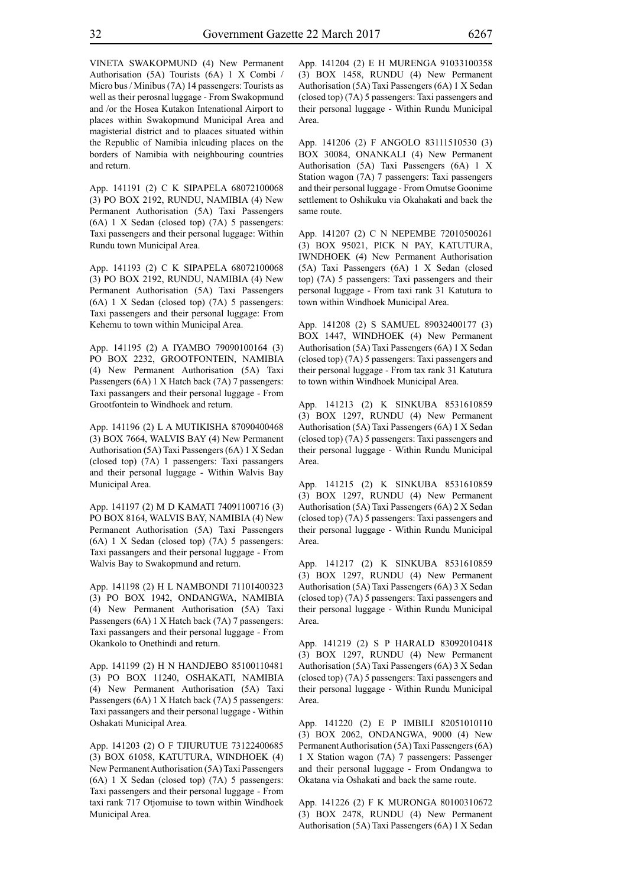VINETA SWAKOPMUND (4) New Permanent Authorisation (5A) Tourists (6A) 1 X Combi / Micro bus / Minibus (7A) 14 passengers: Tourists as well as their perosnal luggage - From Swakopmund and /or the Hosea Kutakon Intenational Airport to places within Swakopmund Municipal Area and magisterial district and to plaaces situated within the Republic of Namibia inlcuding places on the borders of Namibia with neighbouring countries and return.

App. 141191 (2) C K SIPAPELA 68072100068 (3) PO BOX 2192, RUNDU, NAMIBIA (4) New Permanent Authorisation (5A) Taxi Passengers (6A) 1 X Sedan (closed top) (7A) 5 passengers: Taxi passengers and their personal luggage: Within Rundu town Municipal Area.

App. 141193 (2) C K SIPAPELA 68072100068 (3) PO BOX 2192, RUNDU, NAMIBIA (4) New Permanent Authorisation (5A) Taxi Passengers (6A) 1 X Sedan (closed top) (7A) 5 passengers: Taxi passengers and their personal luggage: From Kehemu to town within Municipal Area.

App. 141195 (2) A IYAMBO 79090100164 (3) PO BOX 2232, GROOTFONTEIN, NAMIBIA (4) New Permanent Authorisation (5A) Taxi Passengers (6A) 1 X Hatch back (7A) 7 passengers: Taxi passangers and their personal luggage - From Grootfontein to Windhoek and return.

App. 141196 (2) L A MUTIKISHA 87090400468 (3) BOX 7664, WALVIS BAY (4) New Permanent Authorisation (5A) Taxi Passengers (6A) 1 X Sedan (closed top) (7A) 1 passengers: Taxi passangers and their personal luggage - Within Walvis Bay Municipal Area.

App. 141197 (2) M D KAMATI 74091100716 (3) PO BOX 8164, WALVIS BAY, NAMIBIA (4) New Permanent Authorisation (5A) Taxi Passengers (6A) 1 X Sedan (closed top) (7A) 5 passengers: Taxi passangers and their personal luggage - From Walvis Bay to Swakopmund and return.

App. 141198 (2) H L NAMBONDI 71101400323 (3) PO BOX 1942, ONDANGWA, NAMIBIA (4) New Permanent Authorisation (5A) Taxi Passengers (6A) 1 X Hatch back (7A) 7 passengers: Taxi passangers and their personal luggage - From Okankolo to Onethindi and return.

App. 141199 (2) H N HANDJEBO 85100110481 (3) PO BOX 11240, OSHAKATI, NAMIBIA (4) New Permanent Authorisation (5A) Taxi Passengers (6A) 1 X Hatch back (7A) 5 passengers: Taxi passangers and their personal luggage - Within Oshakati Municipal Area.

App. 141203 (2) O F TJIURUTUE 73122400685 (3) BOX 61058, KATUTURA, WINDHOEK (4) New Permanent Authorisation (5A) Taxi Passengers (6A) 1 X Sedan (closed top) (7A) 5 passengers: Taxi passengers and their personal luggage - From taxi rank 717 Otjomuise to town within Windhoek Municipal Area.

App. 141204 (2) E H MURENGA 91033100358 (3) BOX 1458, RUNDU (4) New Permanent Authorisation (5A) Taxi Passengers (6A) 1 X Sedan (closed top) (7A) 5 passengers: Taxi passengers and their personal luggage - Within Rundu Municipal Area.

App. 141206 (2) F ANGOLO 83111510530 (3) BOX 30084, ONANKALI (4) New Permanent Authorisation (5A) Taxi Passengers (6A) 1 X Station wagon (7A) 7 passengers: Taxi passengers and their personal luggage - From Omutse Goonime settlement to Oshikuku via Okahakati and back the same route.

App. 141207 (2) C N NEPEMBE 72010500261 (3) BOX 95021, PICK N PAY, KATUTURA, IWNDHOEK (4) New Permanent Authorisation (5A) Taxi Passengers (6A) 1 X Sedan (closed top) (7A) 5 passengers: Taxi passengers and their personal luggage - From taxi rank 31 Katutura to town within Windhoek Municipal Area.

App. 141208 (2) S SAMUEL 89032400177 (3) BOX 1447, WINDHOEK (4) New Permanent Authorisation (5A) Taxi Passengers (6A) 1 X Sedan (closed top) (7A) 5 passengers: Taxi passengers and their personal luggage - From tax rank 31 Katutura to town within Windhoek Municipal Area.

App. 141213 (2) K SINKUBA 8531610859 (3) BOX 1297, RUNDU (4) New Permanent Authorisation (5A) Taxi Passengers (6A) 1 X Sedan (closed top) (7A) 5 passengers: Taxi passengers and their personal luggage - Within Rundu Municipal Area.

App. 141215 (2) K SINKUBA 8531610859 (3) BOX 1297, RUNDU (4) New Permanent Authorisation (5A) Taxi Passengers (6A) 2 X Sedan (closed top) (7A) 5 passengers: Taxi passengers and their personal luggage - Within Rundu Municipal Area.

App. 141217 (2) K SINKUBA 8531610859 (3) BOX 1297, RUNDU (4) New Permanent Authorisation (5A) Taxi Passengers (6A) 3 X Sedan (closed top) (7A) 5 passengers: Taxi passengers and their personal luggage - Within Rundu Municipal Area.

App. 141219 (2) S P HARALD 83092010418 (3) BOX 1297, RUNDU (4) New Permanent Authorisation (5A) Taxi Passengers (6A) 3 X Sedan (closed top) (7A) 5 passengers: Taxi passengers and their personal luggage - Within Rundu Municipal Area.

App. 141220 (2) E P IMBILI 82051010110 (3) BOX 2062, ONDANGWA, 9000 (4) New Permanent Authorisation (5A) Taxi Passengers (6A) 1 X Station wagon (7A) 7 passengers: Passenger and their personal luggage - From Ondangwa to Okatana via Oshakati and back the same route.

App. 141226 (2) F K MURONGA 80100310672 (3) BOX 2478, RUNDU (4) New Permanent Authorisation (5A) Taxi Passengers (6A) 1 X Sedan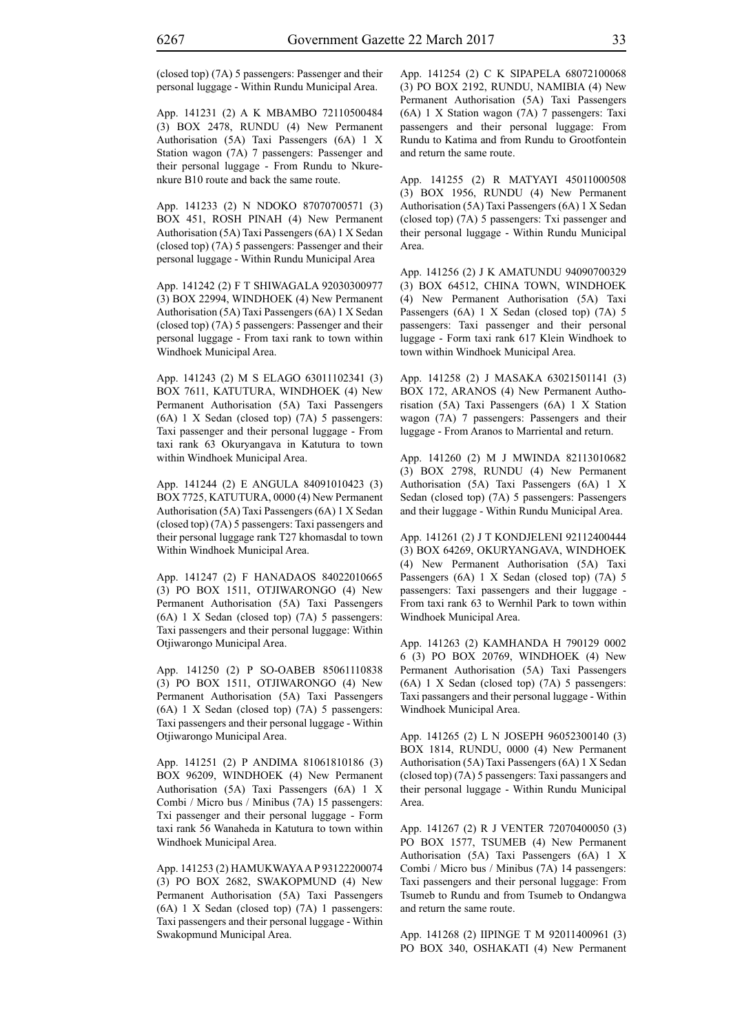(closed top) (7A) 5 passengers: Passenger and their personal luggage - Within Rundu Municipal Area.

App. 141231 (2) A K MBAMBO 72110500484 (3) BOX 2478, RUNDU (4) New Permanent Authorisation (5A) Taxi Passengers (6A) 1 X Station wagon (7A) 7 passengers: Passenger and their personal luggage - From Rundu to Nkurenkure B10 route and back the same route.

App. 141233 (2) N NDOKO 87070700571 (3) BOX 451, ROSH PINAH (4) New Permanent Authorisation (5A) Taxi Passengers (6A) 1 X Sedan (closed top) (7A) 5 passengers: Passenger and their personal luggage - Within Rundu Municipal Area

App. 141242 (2) F T SHIWAGALA 92030300977 (3) BOX 22994, WINDHOEK (4) New Permanent Authorisation (5A) Taxi Passengers (6A) 1 X Sedan (closed top) (7A) 5 passengers: Passenger and their personal luggage - From taxi rank to town within Windhoek Municipal Area.

App. 141243 (2) M S ELAGO 63011102341 (3) BOX 7611, KATUTURA, WINDHOEK (4) New Permanent Authorisation (5A) Taxi Passengers (6A) 1 X Sedan (closed top) (7A) 5 passengers: Taxi passenger and their personal luggage - From taxi rank 63 Okuryangava in Katutura to town within Windhoek Municipal Area.

App. 141244 (2) E ANGULA 84091010423 (3) BOX 7725, KATUTURA, 0000 (4) New Permanent Authorisation (5A) Taxi Passengers (6A) 1 X Sedan (closed top) (7A) 5 passengers: Taxi passengers and their personal luggage rank T27 khomasdal to town Within Windhoek Municipal Area.

App. 141247 (2) F HANADAOS 84022010665 (3) PO BOX 1511, OTJIWARONGO (4) New Permanent Authorisation (5A) Taxi Passengers (6A) 1 X Sedan (closed top) (7A) 5 passengers: Taxi passengers and their personal luggage: Within Otjiwarongo Municipal Area.

App. 141250 (2) P SO-OABEB 85061110838 (3) PO BOX 1511, OTJIWARONGO (4) New Permanent Authorisation (5A) Taxi Passengers (6A) 1 X Sedan (closed top) (7A) 5 passengers: Taxi passengers and their personal luggage - Within Otjiwarongo Municipal Area.

App. 141251 (2) P ANDIMA 81061810186 (3) BOX 96209, WINDHOEK (4) New Permanent Authorisation (5A) Taxi Passengers (6A) 1 X Combi / Micro bus / Minibus (7A) 15 passengers: Txi passenger and their personal luggage - Form taxi rank 56 Wanaheda in Katutura to town within Windhoek Municipal Area.

App. 141253 (2) HAMUKWAYA A P 93122200074 (3) PO BOX 2682, SWAKOPMUND (4) New Permanent Authorisation (5A) Taxi Passengers (6A) 1 X Sedan (closed top) (7A) 1 passengers: Taxi passengers and their personal luggage - Within Swakopmund Municipal Area.

App. 141254 (2) C K SIPAPELA 68072100068 (3) PO BOX 2192, RUNDU, NAMIBIA (4) New Permanent Authorisation (5A) Taxi Passengers (6A) 1 X Station wagon (7A) 7 passengers: Taxi passengers and their personal luggage: From Rundu to Katima and from Rundu to Grootfontein and return the same route.

App. 141255 (2) R MATYAYI 45011000508 (3) BOX 1956, RUNDU (4) New Permanent Authorisation (5A) Taxi Passengers (6A) 1 X Sedan (closed top) (7A) 5 passengers: Txi passenger and their personal luggage - Within Rundu Municipal Area.

App. 141256 (2) J K AMATUNDU 94090700329 (3) BOX 64512, CHINA TOWN, WINDHOEK (4) New Permanent Authorisation (5A) Taxi Passengers (6A) 1 X Sedan (closed top) (7A) 5 passengers: Taxi passenger and their personal luggage - Form taxi rank 617 Klein Windhoek to town within Windhoek Municipal Area.

App. 141258 (2) J MASAKA 63021501141 (3) BOX 172, ARANOS (4) New Permanent Authorisation (5A) Taxi Passengers (6A) 1 X Station wagon (7A) 7 passengers: Passengers and their luggage - From Aranos to Marriental and return.

App. 141260 (2) M J MWINDA 82113010682 (3) BOX 2798, RUNDU (4) New Permanent Authorisation (5A) Taxi Passengers (6A) 1 X Sedan (closed top) (7A) 5 passengers: Passengers and their luggage - Within Rundu Municipal Area.

App. 141261 (2) J T KONDJELENI 92112400444 (3) BOX 64269, OKURYANGAVA, WINDHOEK (4) New Permanent Authorisation (5A) Taxi Passengers (6A) 1 X Sedan (closed top) (7A) 5 passengers: Taxi passengers and their luggage - From taxi rank 63 to Wernhil Park to town within Windhoek Municipal Area.

App. 141263 (2) KAMHANDA H 790129 0002 6 (3) PO BOX 20769, WINDHOEK (4) New Permanent Authorisation (5A) Taxi Passengers (6A) 1 X Sedan (closed top) (7A) 5 passengers: Taxi passangers and their personal luggage - Within Windhoek Municipal Area.

App. 141265 (2) L N JOSEPH 96052300140 (3) BOX 1814, RUNDU, 0000 (4) New Permanent Authorisation (5A) Taxi Passengers (6A) 1 X Sedan (closed top) (7A) 5 passengers: Taxi passangers and their personal luggage - Within Rundu Municipal Area.

App. 141267 (2) R J VENTER 72070400050 (3) PO BOX 1577, TSUMEB (4) New Permanent Authorisation (5A) Taxi Passengers (6A) 1 X Combi / Micro bus / Minibus (7A) 14 passengers: Taxi passengers and their personal luggage: From Tsumeb to Rundu and from Tsumeb to Ondangwa and return the same route.

App. 141268 (2) IIPINGE T M 92011400961 (3) PO BOX 340, OSHAKATI (4) New Permanent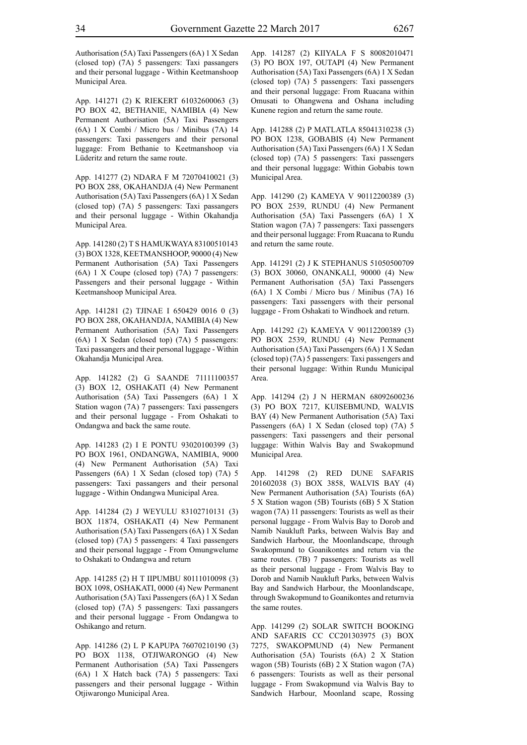Authorisation (5A) Taxi Passengers (6A) 1 X Sedan (closed top) (7A) 5 passengers: Taxi passangers and their personal luggage - Within Keetmanshoop Municipal Area.

App. 141271 (2) K RIEKERT 61032600063 (3) PO BOX 42, BETHANIE, NAMIBIA (4) New Permanent Authorisation (5A) Taxi Passengers (6A) 1 X Combi / Micro bus / Minibus (7A) 14 passengers: Taxi passengers and their personal luggage: From Bethanie to Keetmanshoop via Lüderitz and return the same route.

App. 141277 (2) NDARA F M 72070410021 (3) PO BOX 288, OKAHANDJA (4) New Permanent Authorisation (5A) Taxi Passengers (6A) 1 X Sedan (closed top) (7A) 5 passengers: Taxi passangers and their personal luggage - Within Okahandja Municipal Area.

App. 141280 (2) T S HAMUKWAYA 83100510143 (3) BOX 1328, KEETMANSHOOP, 90000 (4) New Permanent Authorisation (5A) Taxi Passengers (6A) 1 X Coupe (closed top) (7A) 7 passengers: Passengers and their personal luggage - Within Keetmanshoop Municipal Area.

App. 141281 (2) TJINAE I 650429 0016 0 (3) PO BOX 288, OKAHANDJA, NAMIBIA (4) New Permanent Authorisation (5A) Taxi Passengers (6A) 1 X Sedan (closed top) (7A) 5 passengers: Taxi passangers and their personal luggage - Within Okahandja Municipal Area.

App. 141282 (2) G SAANDE 71111100357 (3) BOX 12, OSHAKATI (4) New Permanent Authorisation (5A) Taxi Passengers (6A) 1 X Station wagon (7A) 7 passengers: Taxi passengers and their personal luggage - From Oshakati to Ondangwa and back the same route.

App. 141283 (2) I E PONTU 93020100399 (3) PO BOX 1961, ONDANGWA, NAMIBIA, 9000 (4) New Permanent Authorisation (5A) Taxi Passengers (6A) 1 X Sedan (closed top) (7A) 5 passengers: Taxi passangers and their personal luggage - Within Ondangwa Municipal Area.

App. 141284 (2) J WEYULU 83102710131 (3) BOX 11874, OSHAKATI (4) New Permanent Authorisation (5A) Taxi Passengers (6A) 1 X Sedan (closed top) (7A) 5 passengers: 4 Taxi passengers and their personal luggage - From Omungwelume to Oshakati to Ondangwa and return

App. 141285 (2) H T IIPUMBU 80111010098 (3) BOX 1098, OSHAKATI, 0000 (4) New Permanent Authorisation (5A) Taxi Passengers (6A) 1 X Sedan (closed top) (7A) 5 passengers: Taxi passangers and their personal luggage - From Ondangwa to Oshikango and return.

App. 141286 (2) L P KAPUPA 76070210190 (3) PO BOX 1138, OTJIWARONGO (4) New Permanent Authorisation (5A) Taxi Passengers (6A) 1 X Hatch back (7A) 5 passengers: Taxi passengers and their personal luggage - Within Otjiwarongo Municipal Area.

App. 141287 (2) KIIYALA F S 80082010471 (3) PO BOX 197, OUTAPI (4) New Permanent Authorisation (5A) Taxi Passengers (6A) 1 X Sedan (closed top) (7A) 5 passengers: Taxi passengers and their personal luggage: From Ruacana within Omusati to Ohangwena and Oshana including Kunene region and return the same route.

App. 141288 (2) P MATLATLA 85041310238 (3) PO BOX 1238, GOBABIS (4) New Permanent Authorisation (5A) Taxi Passengers (6A) 1 X Sedan (closed top) (7A) 5 passengers: Taxi passengers and their personal luggage: Within Gobabis town Municipal Area.

App. 141290 (2) KAMEYA V 90112200389 (3) PO BOX 2539, RUNDU (4) New Permanent Authorisation (5A) Taxi Passengers (6A) 1 X Station wagon (7A) 7 passengers: Taxi passengers and their personal luggage: From Ruacana to Rundu and return the same route.

App. 141291 (2) J K STEPHANUS 51050500709 (3) BOX 30060, ONANKALI, 90000 (4) New Permanent Authorisation (5A) Taxi Passengers (6A) 1 X Combi / Micro bus / Minibus (7A) 16 passengers: Taxi passengers with their personal luggage - From Oshakati to Windhoek and return.

App. 141292 (2) KAMEYA V 90112200389 (3) PO BOX 2539, RUNDU (4) New Permanent Authorisation (5A) Taxi Passengers (6A) 1 X Sedan (closed top) (7A) 5 passengers: Taxi passengers and their personal luggage: Within Rundu Municipal Area.

App. 141294 (2) J N HERMAN 68092600236 (3) PO BOX 7217, KUISEBMUND, WALVIS BAY (4) New Permanent Authorisation (5A) Taxi Passengers (6A) 1 X Sedan (closed top) (7A) 5 passengers: Taxi passengers and their personal luggage: Within Walvis Bay and Swakopmund Municipal Area.

App. 141298 (2) RED DUNE SAFARIS 201602038 (3) BOX 3858, WALVIS BAY (4) New Permanent Authorisation (5A) Tourists (6A) 5 X Station wagon (5B) Tourists (6B) 5 X Station wagon (7A) 11 passengers: Tourists as well as their personal luggage - From Walvis Bay to Dorob and Namib Naukluft Parks, between Walvis Bay and Sandwich Harbour, the Moonlandscape, through Swakopmund to Goanikontes and return via the same routes. (7B) 7 passengers: Tourists as well as their personal luggage - From Walvis Bay to Dorob and Namib Naukluft Parks, between Walvis Bay and Sandwich Harbour, the Moonlandscape, through Swakopmund to Goanikontes and returnvia the same routes.

App. 141299 (2) SOLAR SWITCH BOOKING AND SAFARIS CC CC201303975 (3) BOX 7275, SWAKOPMUND (4) New Permanent Authorisation (5A) Tourists (6A) 2 X Station wagon (5B) Tourists (6B) 2 X Station wagon (7A) 6 passengers: Tourists as well as their personal luggage - From Swakopmund via Walvis Bay to Sandwich Harbour, Moonland scape, Rossing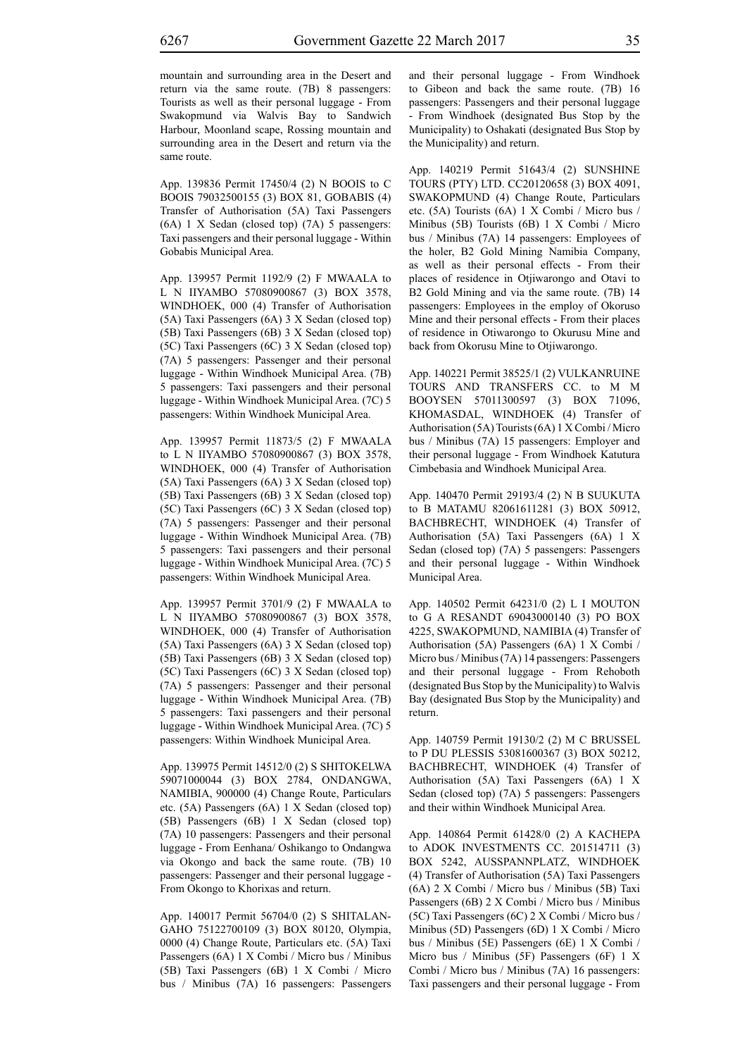mountain and surrounding area in the Desert and return via the same route. (7B) 8 passengers: Tourists as well as their personal luggage - From Swakopmund via Walvis Bay to Sandwich Harbour, Moonland scape, Rossing mountain and surrounding area in the Desert and return via the same route.

App. 139836 Permit 17450/4 (2) N BOOIS to C BOOIS 79032500155 (3) BOX 81, GOBABIS (4) Transfer of Authorisation (5A) Taxi Passengers (6A) 1 X Sedan (closed top) (7A) 5 passengers: Taxi passengers and their personal luggage - Within Gobabis Municipal Area.

App. 139957 Permit 1192/9 (2) F MWAALA to L N IIYAMBO 57080900867 (3) BOX 3578, WINDHOEK, 000 (4) Transfer of Authorisation (5A) Taxi Passengers (6A) 3 X Sedan (closed top) (5B) Taxi Passengers (6B) 3 X Sedan (closed top) (5C) Taxi Passengers (6C) 3 X Sedan (closed top) (7A) 5 passengers: Passenger and their personal luggage - Within Windhoek Municipal Area. (7B) 5 passengers: Taxi passengers and their personal luggage - Within Windhoek Municipal Area. (7C) 5 passengers: Within Windhoek Municipal Area.

App. 139957 Permit 11873/5 (2) F MWAALA to L N IIYAMBO 57080900867 (3) BOX 3578, WINDHOEK, 000 (4) Transfer of Authorisation (5A) Taxi Passengers (6A) 3 X Sedan (closed top) (5B) Taxi Passengers (6B) 3 X Sedan (closed top) (5C) Taxi Passengers (6C) 3 X Sedan (closed top) (7A) 5 passengers: Passenger and their personal luggage - Within Windhoek Municipal Area. (7B) 5 passengers: Taxi passengers and their personal luggage - Within Windhoek Municipal Area. (7C) 5 passengers: Within Windhoek Municipal Area.

App. 139957 Permit 3701/9 (2) F MWAALA to L N IIYAMBO 57080900867 (3) BOX 3578, WINDHOEK, 000 (4) Transfer of Authorisation (5A) Taxi Passengers (6A) 3 X Sedan (closed top) (5B) Taxi Passengers (6B) 3 X Sedan (closed top) (5C) Taxi Passengers (6C) 3 X Sedan (closed top) (7A) 5 passengers: Passenger and their personal luggage - Within Windhoek Municipal Area. (7B) 5 passengers: Taxi passengers and their personal luggage - Within Windhoek Municipal Area. (7C) 5 passengers: Within Windhoek Municipal Area.

App. 139975 Permit 14512/0 (2) S SHITOKELWA 59071000044 (3) BOX 2784, ONDANGWA, NAMIBIA, 900000 (4) Change Route, Particulars etc. (5A) Passengers (6A) 1 X Sedan (closed top) (5B) Passengers (6B) 1 X Sedan (closed top) (7A) 10 passengers: Passengers and their personal luggage - From Eenhana/ Oshikango to Ondangwa via Okongo and back the same route. (7B) 10 passengers: Passenger and their personal luggage - From Okongo to Khorixas and return.

App. 140017 Permit 56704/0 (2) S SHITALAN-GAHO 75122700109 (3) BOX 80120, Olympia, 0000 (4) Change Route, Particulars etc. (5A) Taxi Passengers (6A) 1 X Combi / Micro bus / Minibus (5B) Taxi Passengers (6B) 1 X Combi / Micro bus / Minibus (7A) 16 passengers: Passengers and their personal luggage - From Windhoek to Gibeon and back the same route. (7B) 16 passengers: Passengers and their personal luggage - From Windhoek (designated Bus Stop by the Municipality) to Oshakati (designated Bus Stop by the Municipality) and return.

App. 140219 Permit 51643/4 (2) SUNSHINE TOURS (PTY) LTD. CC20120658 (3) BOX 4091, SWAKOPMUND (4) Change Route, Particulars etc. (5A) Tourists (6A) 1 X Combi / Micro bus / Minibus (5B) Tourists (6B) 1 X Combi / Micro bus / Minibus (7A) 14 passengers: Employees of the holer, B2 Gold Mining Namibia Company, as well as their personal effects - From their places of residence in Otjiwarongo and Otavi to B2 Gold Mining and via the same route. (7B) 14 passengers: Employees in the employ of Okoruso Mine and their personal effects - From their places of residence in Otiwarongo to Okurusu Mine and back from Okorusu Mine to Otjiwarongo.

App. 140221 Permit 38525/1 (2) VULKANRUINE TOURS AND TRANSFERS CC. to M M BOOYSEN 57011300597 (3) BOX 71096, KHOMASDAL, WINDHOEK (4) Transfer of Authorisation (5A) Tourists (6A) 1 X Combi / Micro bus / Minibus (7A) 15 passengers: Employer and their personal luggage - From Windhoek Katutura Cimbebasia and Windhoek Municipal Area.

App. 140470 Permit 29193/4 (2) N B SUUKUTA to B MATAMU 82061611281 (3) BOX 50912, BACHBRECHT, WINDHOEK (4) Transfer of Authorisation (5A) Taxi Passengers (6A) 1 X Sedan (closed top) (7A) 5 passengers: Passengers and their personal luggage - Within Windhoek Municipal Area.

App. 140502 Permit 64231/0 (2) L I MOUTON to G A RESANDT 69043000140 (3) PO BOX 4225, SWAKOPMUND, NAMIBIA (4) Transfer of Authorisation (5A) Passengers (6A) 1 X Combi / Micro bus / Minibus (7A) 14 passengers: Passengers and their personal luggage - From Rehoboth (designated Bus Stop by the Municipality) to Walvis Bay (designated Bus Stop by the Municipality) and return.

App. 140759 Permit 19130/2 (2) M C BRUSSEL to P DU PLESSIS 53081600367 (3) BOX 50212, BACHBRECHT, WINDHOEK (4) Transfer of Authorisation (5A) Taxi Passengers (6A) 1 X Sedan (closed top) (7A) 5 passengers: Passengers and their within Windhoek Municipal Area.

App. 140864 Permit 61428/0 (2) A KACHEPA to ADOK INVESTMENTS CC. 201514711 (3) BOX 5242, AUSSPANNPLATZ, WINDHOEK (4) Transfer of Authorisation (5A) Taxi Passengers (6A) 2 X Combi / Micro bus / Minibus (5B) Taxi Passengers (6B) 2 X Combi / Micro bus / Minibus (5C) Taxi Passengers (6C) 2 X Combi / Micro bus / Minibus (5D) Passengers (6D) 1 X Combi / Micro bus / Minibus (5E) Passengers (6E) 1 X Combi / Micro bus / Minibus (5F) Passengers (6F) 1 X Combi / Micro bus / Minibus (7A) 16 passengers: Taxi passengers and their personal luggage - From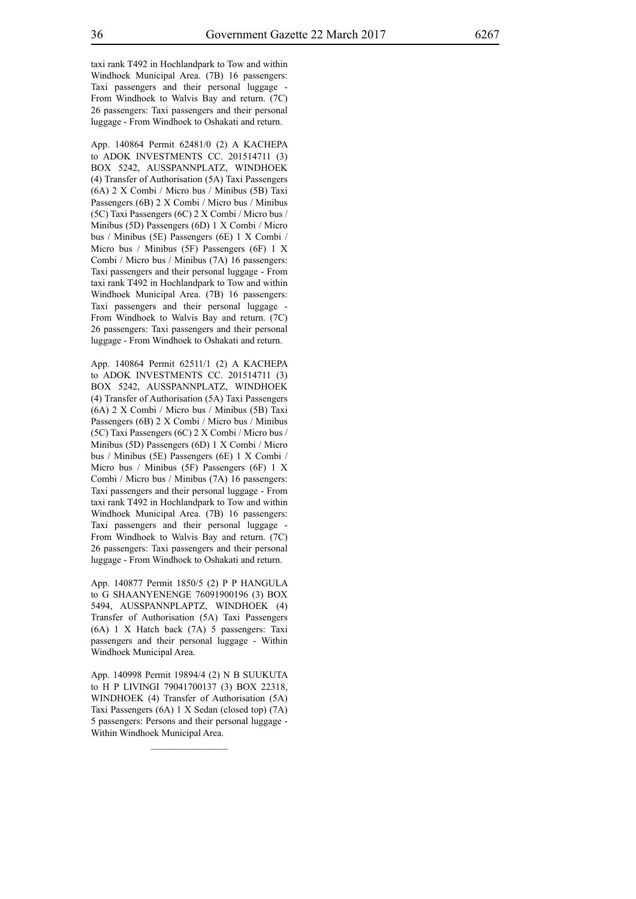taxi rank T492 in Hochlandpark to Tow and within Windhoek Municipal Area. (7B) 16 passengers: Taxi passengers and their personal luggage - From Windhoek to Walvis Bay and return. (7C) 26 passengers: Taxi passengers and their personal luggage - From Windhoek to Oshakati and return.

App. 140864 Permit 62481/0 (2) A KACHEPA to ADOK INVESTMENTS CC. 201514711 (3) BOX 5242, AUSSPANNPLATZ, WINDHOEK (4) Transfer of Authorisation (5A) Taxi Passengers (6A) 2 X Combi / Micro bus / Minibus (5B) Taxi Passengers (6B) 2 X Combi / Micro bus / Minibus (5C) Taxi Passengers (6C) 2 X Combi / Micro bus / Minibus (5D) Passengers (6D) 1 X Combi / Micro bus / Minibus (5E) Passengers (6E) 1 X Combi / Micro bus / Minibus (5F) Passengers (6F) 1 X Combi / Micro bus / Minibus (7A) 16 passengers: Taxi passengers and their personal luggage - From taxi rank T492 in Hochlandpark to Tow and within Windhoek Municipal Area. (7B) 16 passengers: Taxi passengers and their personal luggage - From Windhoek to Walvis Bay and return. (7C) 26 passengers: Taxi passengers and their personal luggage - From Windhoek to Oshakati and return.

App. 140864 Permit 62511/1 (2) A KACHEPA to ADOK INVESTMENTS CC. 201514711 (3) BOX 5242, AUSSPANNPLATZ, WINDHOEK (4) Transfer of Authorisation (5A) Taxi Passengers (6A) 2 X Combi / Micro bus / Minibus (5B) Taxi Passengers (6B) 2 X Combi / Micro bus / Minibus (5C) Taxi Passengers (6C) 2 X Combi / Micro bus / Minibus (5D) Passengers (6D) 1 X Combi / Micro bus / Minibus (5E) Passengers (6E) 1 X Combi / Micro bus / Minibus (5F) Passengers (6F) 1 X Combi / Micro bus / Minibus (7A) 16 passengers: Taxi passengers and their personal luggage - From taxi rank T492 in Hochlandpark to Tow and within Windhoek Municipal Area. (7B) 16 passengers: Taxi passengers and their personal luggage - From Windhoek to Walvis Bay and return. (7C) 26 passengers: Taxi passengers and their personal luggage - From Windhoek to Oshakati and return.

App. 140877 Permit 1850/5 (2) P P HANGULA to G SHAANYENENGE 76091900196 (3) BOX 5494, AUSSPANNPLAPTZ, WINDHOEK (4) Transfer of Authorisation (5A) Taxi Passengers (6A) 1 X Hatch back (7A) 5 passengers: Taxi passengers and their personal luggage - Within Windhoek Municipal Area.

App. 140998 Permit 19894/4 (2) N B SUUKUTA to H P LIVINGI 79041700137 (3) BOX 22318, WINDHOEK (4) Transfer of Authorisation (5A) Taxi Passengers (6A) 1 X Sedan (closed top) (7A) 5 passengers: Persons and their personal luggage - Within Windhoek Municipal Area.

________________